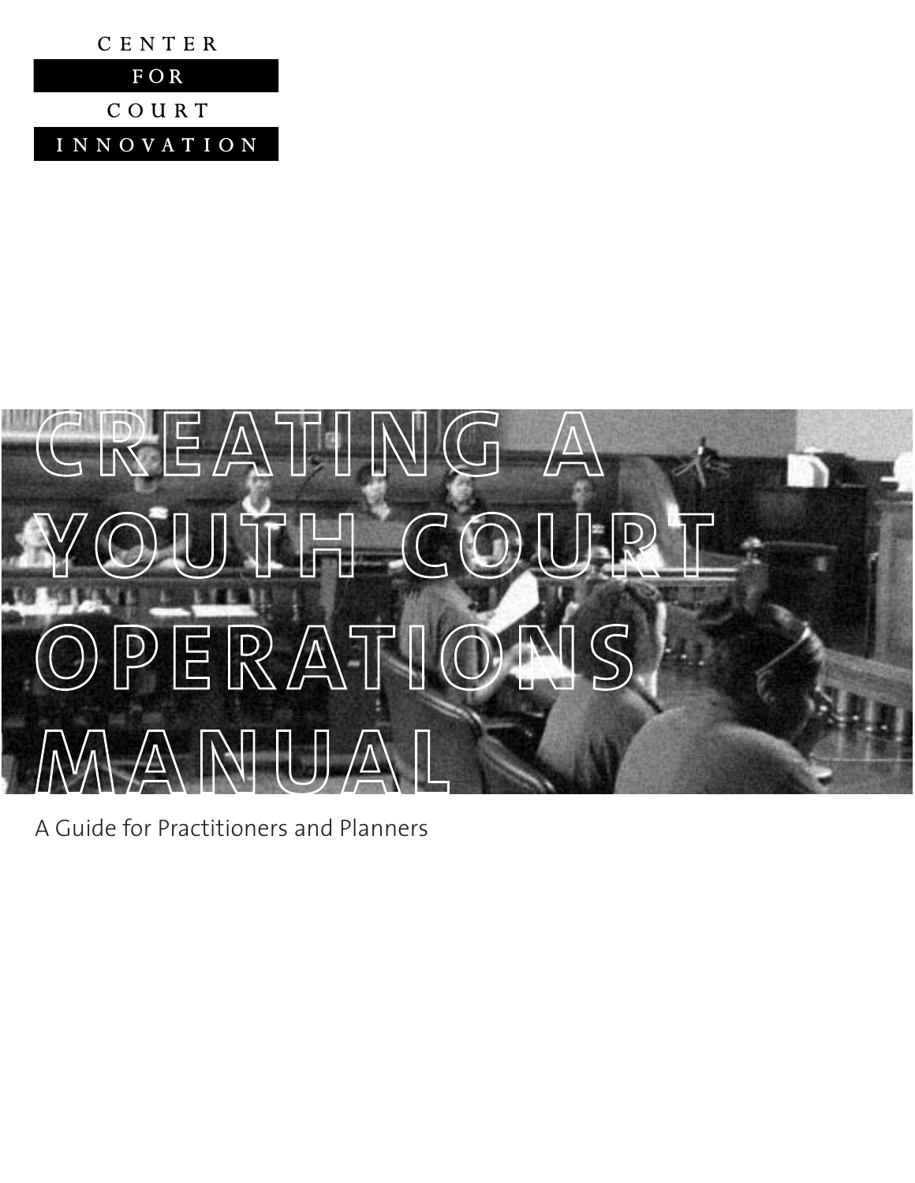CENTER FOR COURT INNOVATION

# CREATING A YOUTH COURT OPERATIONS MANUAL

A Guide for Practitioners and Planners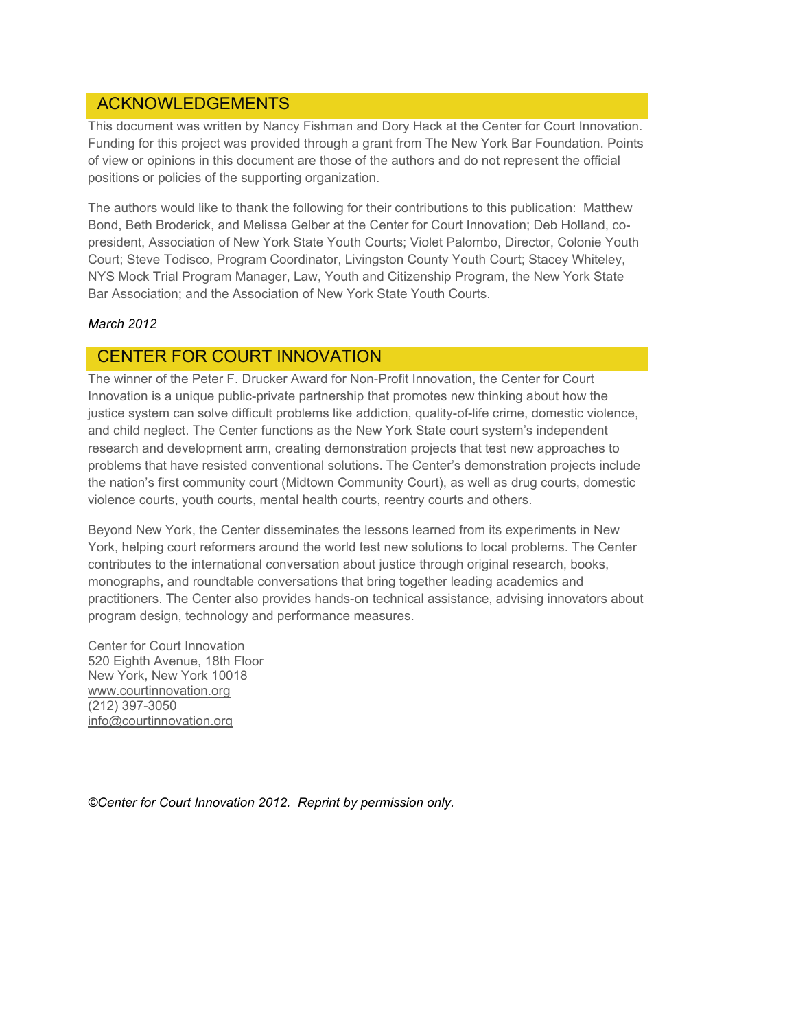## ACKNOWLEDGEMENTS

This document was written by Nancy Fishman and Dory Hack at the Center for Court Innovation. Funding for this project was provided through a grant from The New York Bar Foundation. Points of view or opinions in this document are those of the authors and do not represent the official positions or policies of the supporting organization.

The authors would like to thank the following for their contributions to this publication: Matthew Bond, Beth Broderick, and Melissa Gelber at the Center for Court Innovation; Deb Holland, co-president, Association of New York State Youth Courts; Violet Palombo, Director, Colonie Youth Court; Steve Todisco, Program Coordinator, Livingston County Youth Court; Stacey Whiteley, NYS Mock Trial Program Manager, Law, Youth and Citizenship Program, the New York State Bar Association; and the Association of New York State Youth Courts.

*March 2012*

## CENTER FOR COURT INNOVATION

The winner of the Peter F. Drucker Award for Non-Profit Innovation, the Center for Court Innovation is a unique public-private partnership that promotes new thinking about how the justice system can solve difficult problems like addiction, quality-of-life crime, domestic violence, and child neglect. The Center functions as the New York State court system's independent research and development arm, creating demonstration projects that test new approaches to problems that have resisted conventional solutions. The Center's demonstration projects include the nation's first community court (Midtown Community Court), as well as drug courts, domestic violence courts, youth courts, mental health courts, reentry courts and others.

Beyond New York, the Center disseminates the lessons learned from its experiments in New York, helping court reformers around the world test new solutions to local problems. The Center contributes to the international conversation about justice through original research, books, monographs, and roundtable conversations that bring together leading academics and practitioners. The Center also provides hands-on technical assistance, advising innovators about program design, technology and performance measures.

Center for Court Innovation
520 Eighth Avenue, 18th Floor
New York, New York 10018
www.courtinnovation.org
(212) 397-3050
info@courtinnovation.org

*©Center for Court Innovation 2012. Reprint by permission only.*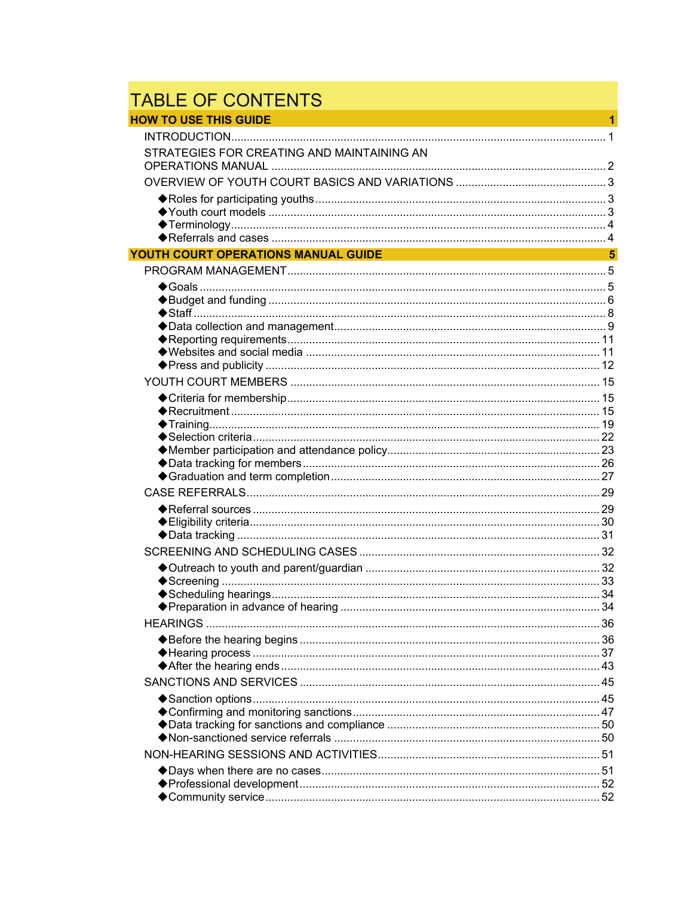# TABLE OF CONTENTS

**HOW TO USE THIS GUIDE** ... 1

- INTRODUCTION ... 1
- STRATEGIES FOR CREATING AND MAINTAINING AN OPERATIONS MANUAL ... 2
- OVERVIEW OF YOUTH COURT BASICS AND VARIATIONS ... 3
  - ◆Roles for participating youths ... 3
  - ◆Youth court models ... 3
  - ◆Terminology ... 4
  - ◆Referrals and cases ... 4

**YOUTH COURT OPERATIONS MANUAL GUIDE** ... 5

- PROGRAM MANAGEMENT ... 5
  - ◆Goals ... 5
  - ◆Budget and funding ... 6
  - ◆Staff ... 8
  - ◆Data collection and management ... 9
  - ◆Reporting requirements ... 11
  - ◆Websites and social media ... 11
  - ◆Press and publicity ... 12
- YOUTH COURT MEMBERS ... 15
  - ◆Criteria for membership ... 15
  - ◆Recruitment ... 15
  - ◆Training ... 19
  - ◆Selection criteria ... 22
  - ◆Member participation and attendance policy ... 23
  - ◆Data tracking for members ... 26
  - ◆Graduation and term completion ... 27
- CASE REFERRALS ... 29
  - ◆Referral sources ... 29
  - ◆Eligibility criteria ... 30
  - ◆Data tracking ... 31
- SCREENING AND SCHEDULING CASES ... 32
  - ◆Outreach to youth and parent/guardian ... 32
  - ◆Screening ... 33
  - ◆Scheduling hearings ... 34
  - ◆Preparation in advance of hearing ... 34
- HEARINGS ... 36
  - ◆Before the hearing begins ... 36
  - ◆Hearing process ... 37
  - ◆After the hearing ends ... 43
- SANCTIONS AND SERVICES ... 45
  - ◆Sanction options ... 45
  - ◆Confirming and monitoring sanctions ... 47
  - ◆Data tracking for sanctions and compliance ... 50
  - ◆Non-sanctioned service referrals ... 50
- NON-HEARING SESSIONS AND ACTIVITIES ... 51
  - ◆Days when there are no cases ... 51
  - ◆Professional development ... 52
  - ◆Community service ... 52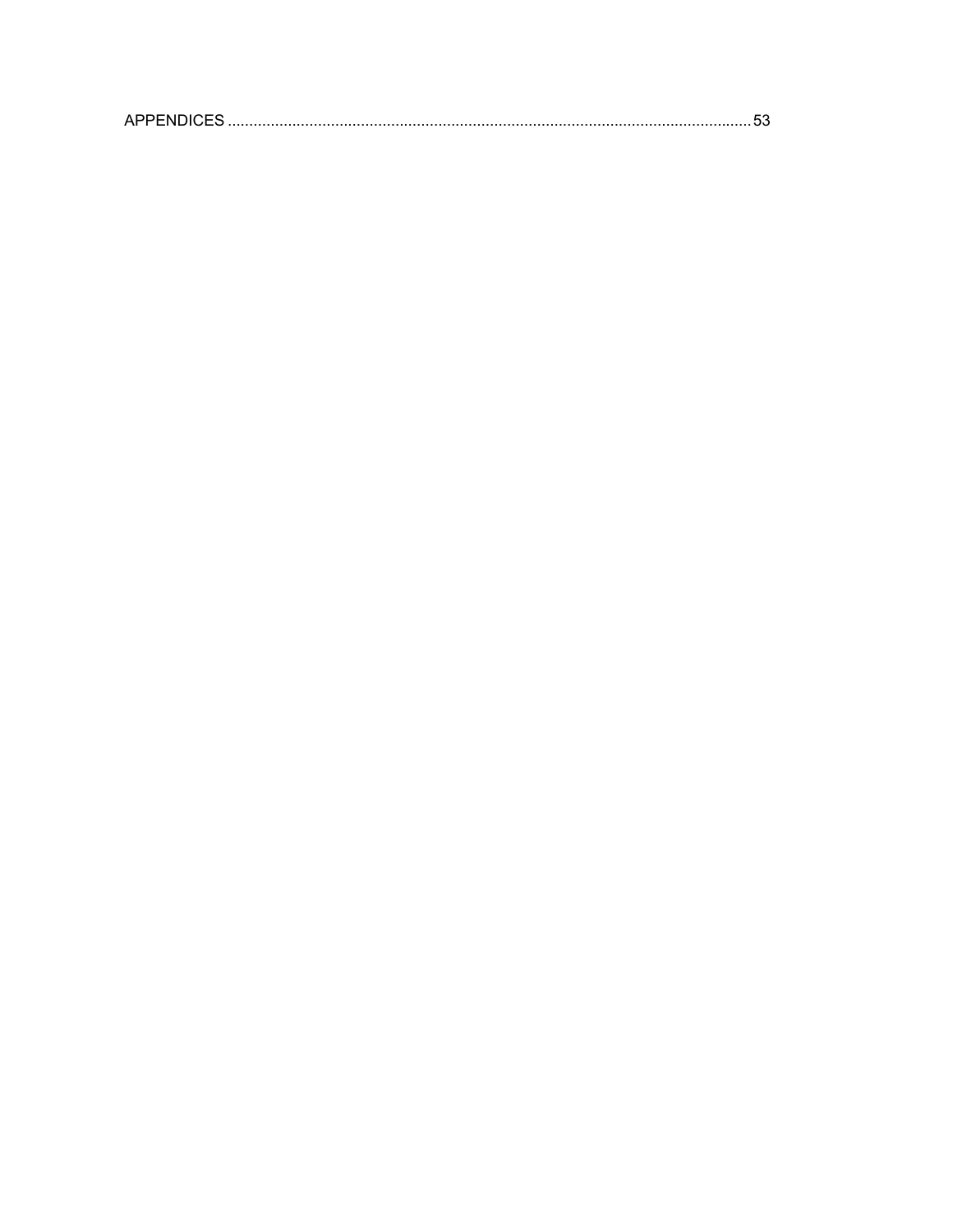APPENDICES .......................................................................................................................... 53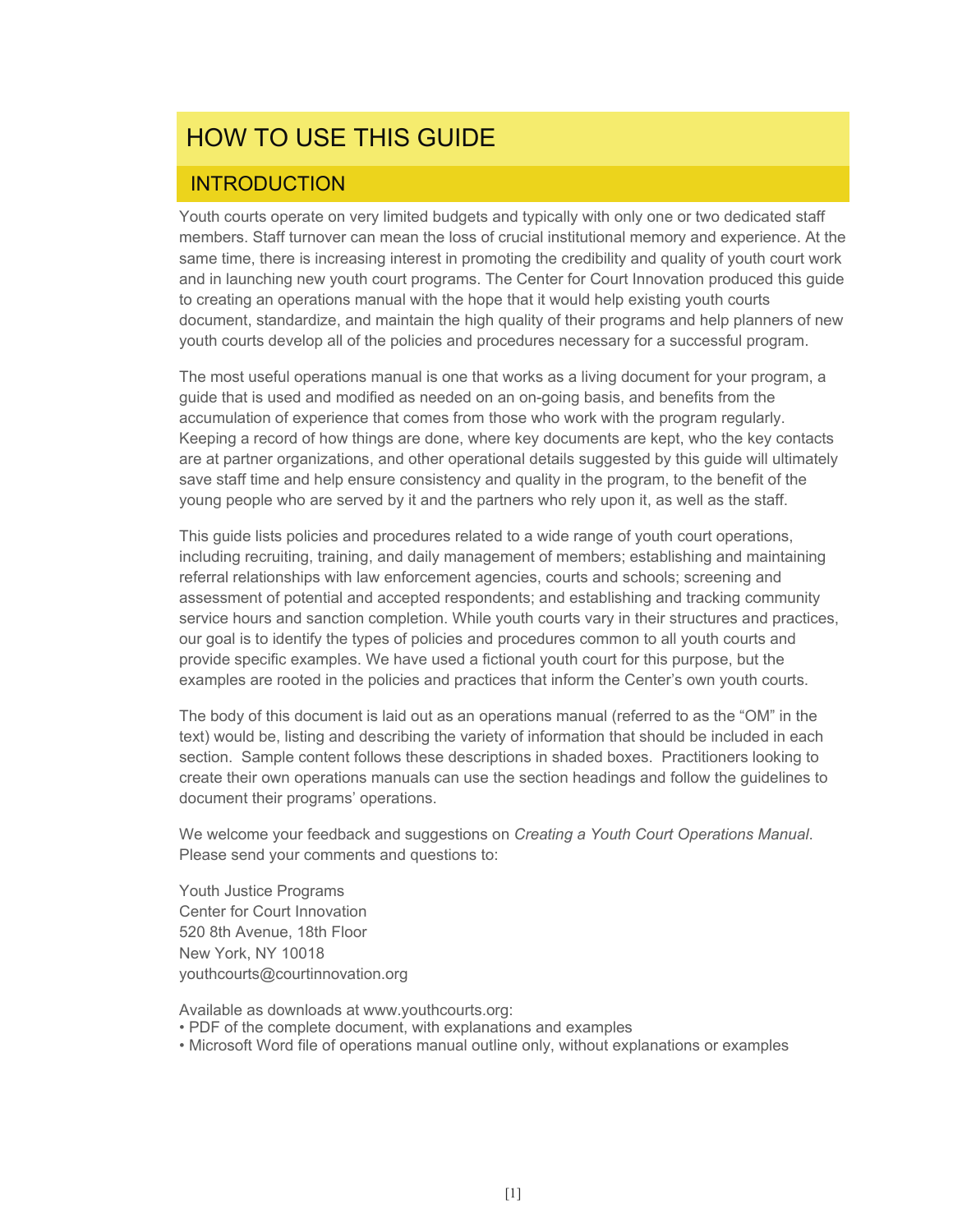# HOW TO USE THIS GUIDE

## INTRODUCTION

Youth courts operate on very limited budgets and typically with only one or two dedicated staff members. Staff turnover can mean the loss of crucial institutional memory and experience. At the same time, there is increasing interest in promoting the credibility and quality of youth court work and in launching new youth court programs. The Center for Court Innovation produced this guide to creating an operations manual with the hope that it would help existing youth courts document, standardize, and maintain the high quality of their programs and help planners of new youth courts develop all of the policies and procedures necessary for a successful program.

The most useful operations manual is one that works as a living document for your program, a guide that is used and modified as needed on an on-going basis, and benefits from the accumulation of experience that comes from those who work with the program regularly. Keeping a record of how things are done, where key documents are kept, who the key contacts are at partner organizations, and other operational details suggested by this guide will ultimately save staff time and help ensure consistency and quality in the program, to the benefit of the young people who are served by it and the partners who rely upon it, as well as the staff.

This guide lists policies and procedures related to a wide range of youth court operations, including recruiting, training, and daily management of members; establishing and maintaining referral relationships with law enforcement agencies, courts and schools; screening and assessment of potential and accepted respondents; and establishing and tracking community service hours and sanction completion. While youth courts vary in their structures and practices, our goal is to identify the types of policies and procedures common to all youth courts and provide specific examples. We have used a fictional youth court for this purpose, but the examples are rooted in the policies and practices that inform the Center's own youth courts.

The body of this document is laid out as an operations manual (referred to as the "OM" in the text) would be, listing and describing the variety of information that should be included in each section. Sample content follows these descriptions in shaded boxes. Practitioners looking to create their own operations manuals can use the section headings and follow the guidelines to document their programs' operations.

We welcome your feedback and suggestions on *Creating a Youth Court Operations Manual*. Please send your comments and questions to:

Youth Justice Programs
Center for Court Innovation
520 8th Avenue, 18th Floor
New York, NY 10018
youthcourts@courtinnovation.org

Available as downloads at www.youthcourts.org:
- PDF of the complete document, with explanations and examples
- Microsoft Word file of operations manual outline only, without explanations or examples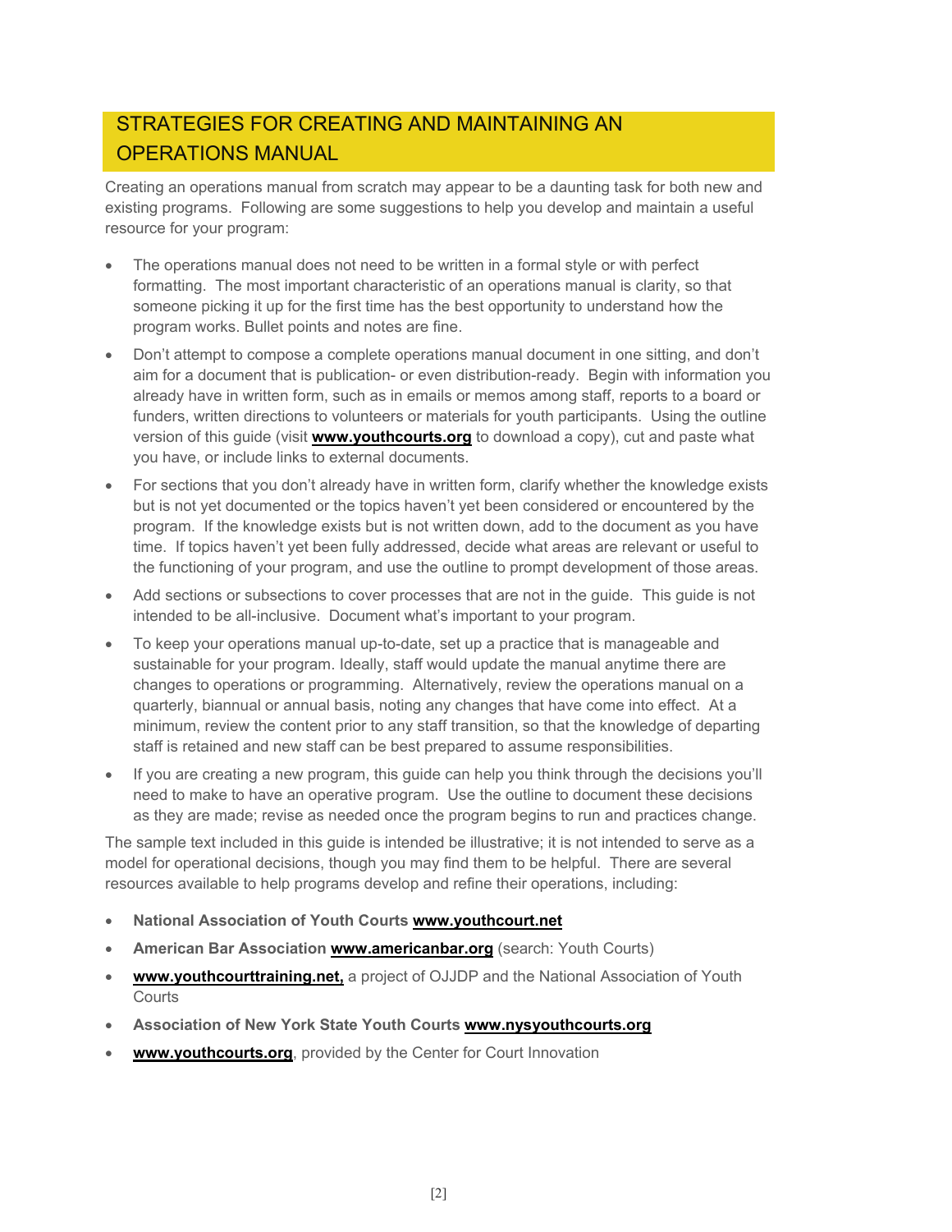## STRATEGIES FOR CREATING AND MAINTAINING AN OPERATIONS MANUAL

Creating an operations manual from scratch may appear to be a daunting task for both new and existing programs. Following are some suggestions to help you develop and maintain a useful resource for your program:

- The operations manual does not need to be written in a formal style or with perfect formatting. The most important characteristic of an operations manual is clarity, so that someone picking it up for the first time has the best opportunity to understand how the program works. Bullet points and notes are fine.
- Don't attempt to compose a complete operations manual document in one sitting, and don't aim for a document that is publication- or even distribution-ready. Begin with information you already have in written form, such as in emails or memos among staff, reports to a board or funders, written directions to volunteers or materials for youth participants. Using the outline version of this guide (visit **www.youthcourts.org** to download a copy), cut and paste what you have, or include links to external documents.
- For sections that you don't already have in written form, clarify whether the knowledge exists but is not yet documented or the topics haven't yet been considered or encountered by the program. If the knowledge exists but is not written down, add to the document as you have time. If topics haven't yet been fully addressed, decide what areas are relevant or useful to the functioning of your program, and use the outline to prompt development of those areas.
- Add sections or subsections to cover processes that are not in the guide. This guide is not intended to be all-inclusive. Document what's important to your program.
- To keep your operations manual up-to-date, set up a practice that is manageable and sustainable for your program. Ideally, staff would update the manual anytime there are changes to operations or programming. Alternatively, review the operations manual on a quarterly, biannual or annual basis, noting any changes that have come into effect. At a minimum, review the content prior to any staff transition, so that the knowledge of departing staff is retained and new staff can be best prepared to assume responsibilities.
- If you are creating a new program, this guide can help you think through the decisions you'll need to make to have an operative program. Use the outline to document these decisions as they are made; revise as needed once the program begins to run and practices change.

The sample text included in this guide is intended be illustrative; it is not intended to serve as a model for operational decisions, though you may find them to be helpful. There are several resources available to help programs develop and refine their operations, including:

- **National Association of Youth Courts www.youthcourt.net**
- **American Bar Association www.americanbar.org** (search: Youth Courts)
- **www.youthcourttraining.net,** a project of OJJDP and the National Association of Youth Courts
- **Association of New York State Youth Courts www.nysyouthcourts.org**
- **www.youthcourts.org**, provided by the Center for Court Innovation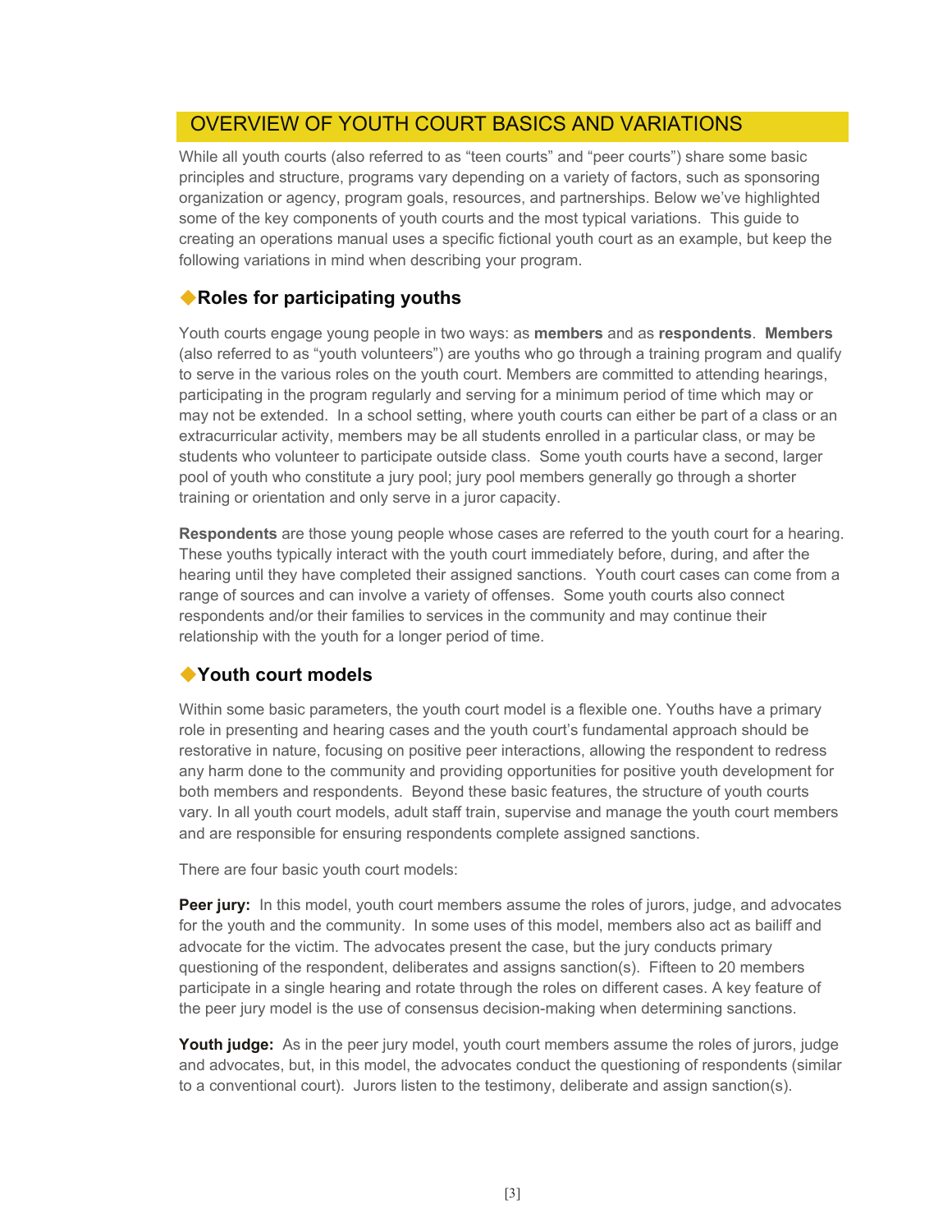## OVERVIEW OF YOUTH COURT BASICS AND VARIATIONS

While all youth courts (also referred to as "teen courts" and "peer courts") share some basic principles and structure, programs vary depending on a variety of factors, such as sponsoring organization or agency, program goals, resources, and partnerships. Below we've highlighted some of the key components of youth courts and the most typical variations. This guide to creating an operations manual uses a specific fictional youth court as an example, but keep the following variations in mind when describing your program.

### ◆Roles for participating youths

Youth courts engage young people in two ways: as **members** and as **respondents**. **Members** (also referred to as "youth volunteers") are youths who go through a training program and qualify to serve in the various roles on the youth court. Members are committed to attending hearings, participating in the program regularly and serving for a minimum period of time which may or may not be extended. In a school setting, where youth courts can either be part of a class or an extracurricular activity, members may be all students enrolled in a particular class, or may be students who volunteer to participate outside class. Some youth courts have a second, larger pool of youth who constitute a jury pool; jury pool members generally go through a shorter training or orientation and only serve in a juror capacity.

**Respondents** are those young people whose cases are referred to the youth court for a hearing. These youths typically interact with the youth court immediately before, during, and after the hearing until they have completed their assigned sanctions. Youth court cases can come from a range of sources and can involve a variety of offenses. Some youth courts also connect respondents and/or their families to services in the community and may continue their relationship with the youth for a longer period of time.

### ◆Youth court models

Within some basic parameters, the youth court model is a flexible one. Youths have a primary role in presenting and hearing cases and the youth court's fundamental approach should be restorative in nature, focusing on positive peer interactions, allowing the respondent to redress any harm done to the community and providing opportunities for positive youth development for both members and respondents. Beyond these basic features, the structure of youth courts vary. In all youth court models, adult staff train, supervise and manage the youth court members and are responsible for ensuring respondents complete assigned sanctions.

There are four basic youth court models:

**Peer jury:** In this model, youth court members assume the roles of jurors, judge, and advocates for the youth and the community. In some uses of this model, members also act as bailiff and advocate for the victim. The advocates present the case, but the jury conducts primary questioning of the respondent, deliberates and assigns sanction(s). Fifteen to 20 members participate in a single hearing and rotate through the roles on different cases. A key feature of the peer jury model is the use of consensus decision-making when determining sanctions.

**Youth judge:** As in the peer jury model, youth court members assume the roles of jurors, judge and advocates, but, in this model, the advocates conduct the questioning of respondents (similar to a conventional court). Jurors listen to the testimony, deliberate and assign sanction(s).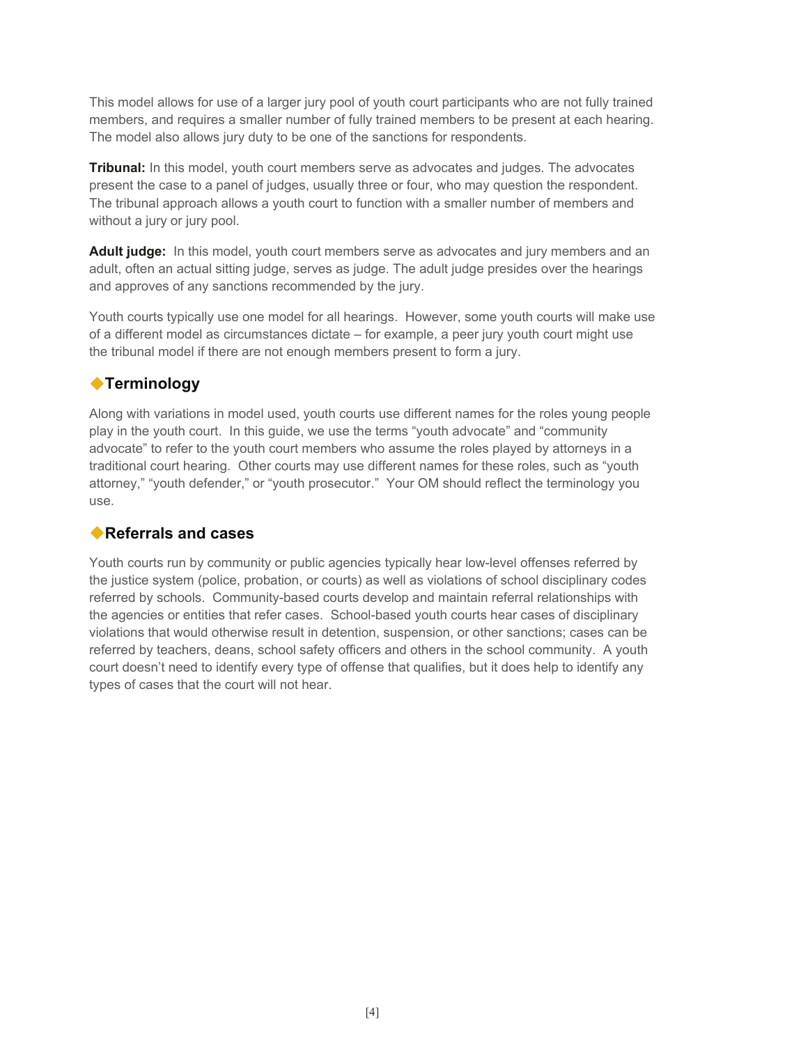This model allows for use of a larger jury pool of youth court participants who are not fully trained members, and requires a smaller number of fully trained members to be present at each hearing. The model also allows jury duty to be one of the sanctions for respondents.

**Tribunal:** In this model, youth court members serve as advocates and judges. The advocates present the case to a panel of judges, usually three or four, who may question the respondent. The tribunal approach allows a youth court to function with a smaller number of members and without a jury or jury pool.

**Adult judge:** In this model, youth court members serve as advocates and jury members and an adult, often an actual sitting judge, serves as judge. The adult judge presides over the hearings and approves of any sanctions recommended by the jury.

Youth courts typically use one model for all hearings. However, some youth courts will make use of a different model as circumstances dictate – for example, a peer jury youth court might use the tribunal model if there are not enough members present to form a jury.

## ◆Terminology

Along with variations in model used, youth courts use different names for the roles young people play in the youth court. In this guide, we use the terms "youth advocate" and "community advocate" to refer to the youth court members who assume the roles played by attorneys in a traditional court hearing. Other courts may use different names for these roles, such as "youth attorney," "youth defender," or "youth prosecutor." Your OM should reflect the terminology you use.

## ◆Referrals and cases

Youth courts run by community or public agencies typically hear low-level offenses referred by the justice system (police, probation, or courts) as well as violations of school disciplinary codes referred by schools. Community-based courts develop and maintain referral relationships with the agencies or entities that refer cases. School-based youth courts hear cases of disciplinary violations that would otherwise result in detention, suspension, or other sanctions; cases can be referred by teachers, deans, school safety officers and others in the school community. A youth court doesn't need to identify every type of offense that qualifies, but it does help to identify any types of cases that the court will not hear.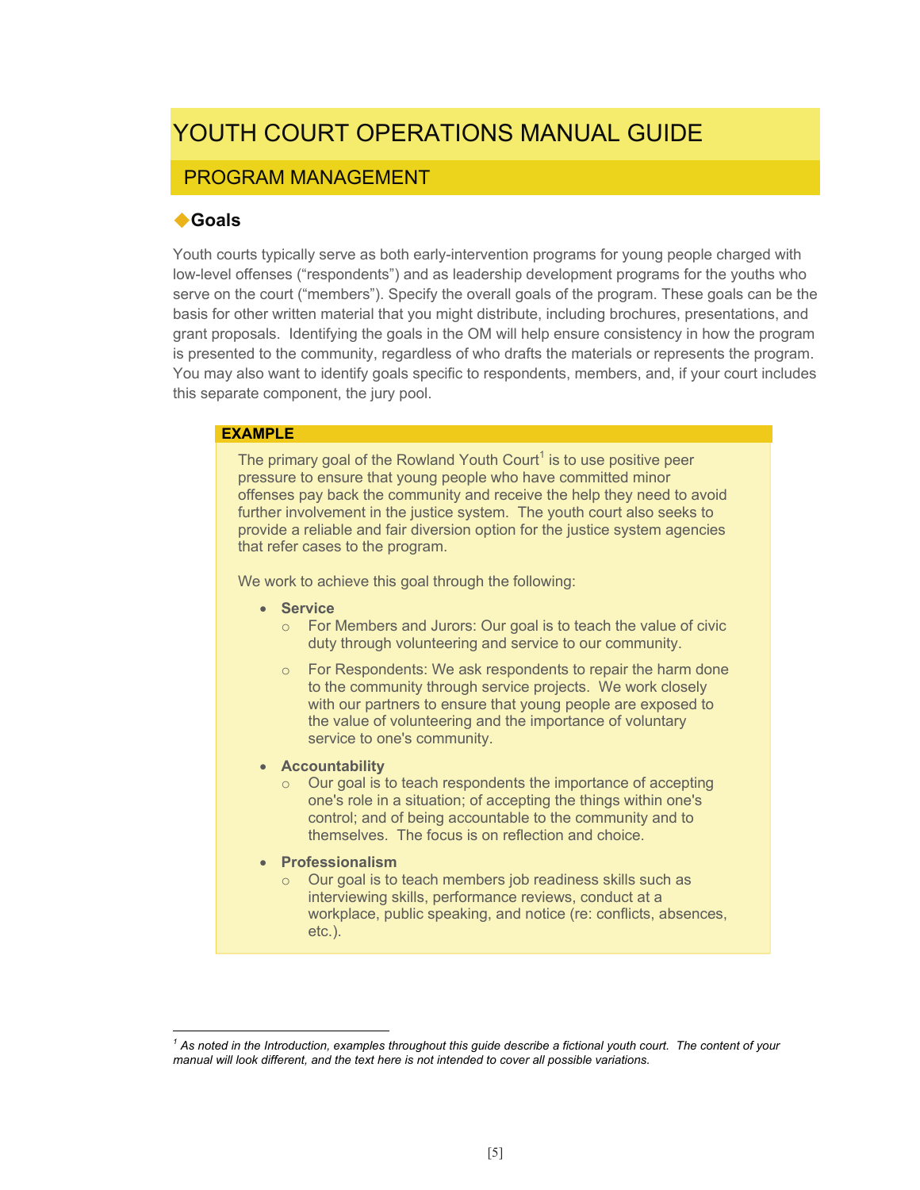# YOUTH COURT OPERATIONS MANUAL GUIDE

## PROGRAM MANAGEMENT

### ◆Goals

Youth courts typically serve as both early-intervention programs for young people charged with low-level offenses ("respondents") and as leadership development programs for the youths who serve on the court ("members"). Specify the overall goals of the program. These goals can be the basis for other written material that you might distribute, including brochures, presentations, and grant proposals. Identifying the goals in the OM will help ensure consistency in how the program is presented to the community, regardless of who drafts the materials or represents the program. You may also want to identify goals specific to respondents, members, and, if your court includes this separate component, the jury pool.

> **EXAMPLE**
>
> The primary goal of the Rowland Youth Court[1] is to use positive peer pressure to ensure that young people who have committed minor offenses pay back the community and receive the help they need to avoid further involvement in the justice system. The youth court also seeks to provide a reliable and fair diversion option for the justice system agencies that refer cases to the program.
>
> We work to achieve this goal through the following:
>
> - **Service**
>   - For Members and Jurors: Our goal is to teach the value of civic duty through volunteering and service to our community.
>   - For Respondents: We ask respondents to repair the harm done to the community through service projects. We work closely with our partners to ensure that young people are exposed to the value of volunteering and the importance of voluntary service to one's community.
> - **Accountability**
>   - Our goal is to teach respondents the importance of accepting one's role in a situation; of accepting the things within one's control; and of being accountable to the community and to themselves. The focus is on reflection and choice.
> - **Professionalism**
>   - Our goal is to teach members job readiness skills such as interviewing skills, performance reviews, conduct at a workplace, public speaking, and notice (re: conflicts, absences, etc.).

---

[1] *As noted in the Introduction, examples throughout this guide describe a fictional youth court. The content of your manual will look different, and the text here is not intended to cover all possible variations.*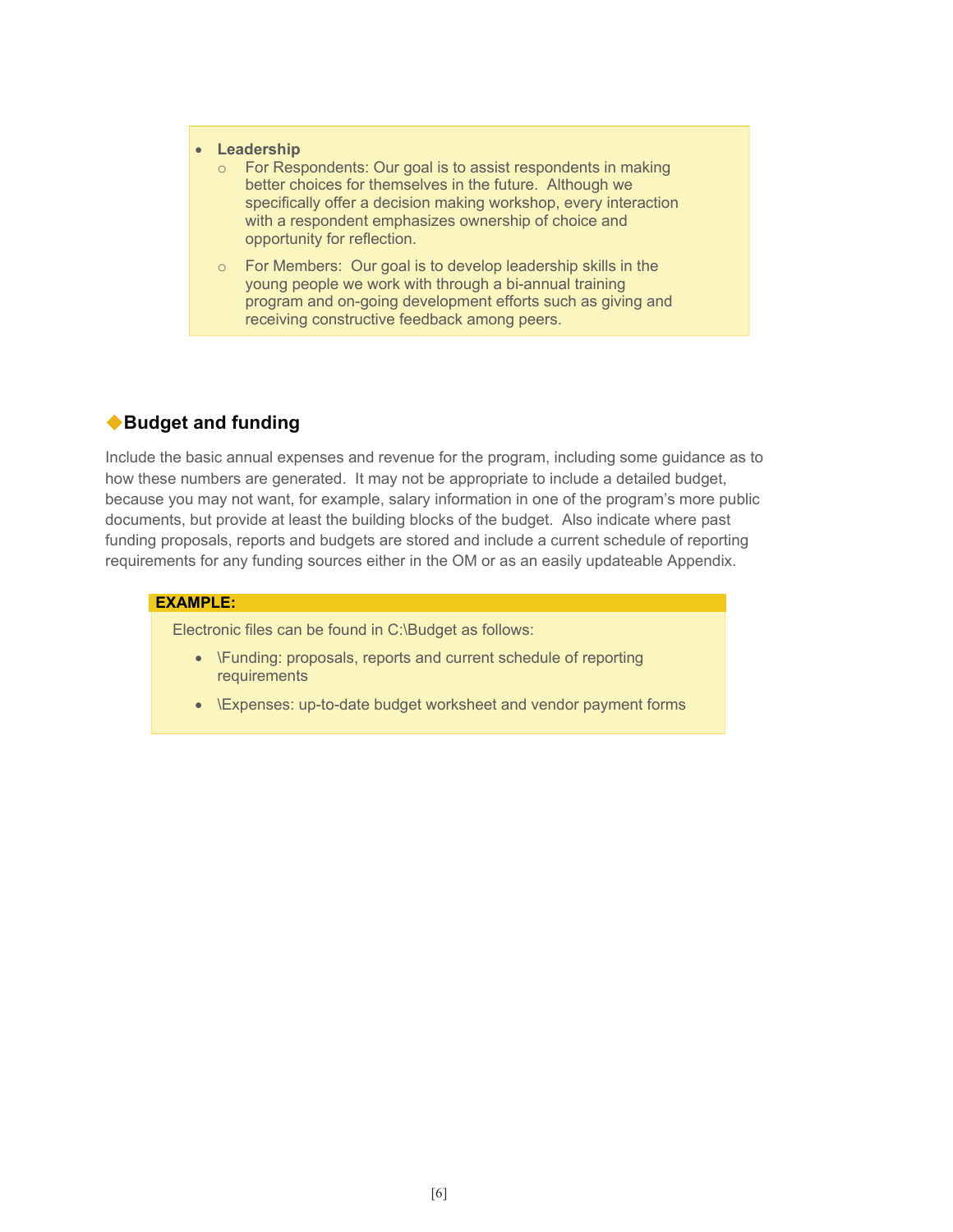- **Leadership**
  - For Respondents: Our goal is to assist respondents in making better choices for themselves in the future. Although we specifically offer a decision making workshop, every interaction with a respondent emphasizes ownership of choice and opportunity for reflection.
  - For Members: Our goal is to develop leadership skills in the young people we work with through a bi-annual training program and on-going development efforts such as giving and receiving constructive feedback among peers.

## ◆Budget and funding

Include the basic annual expenses and revenue for the program, including some guidance as to how these numbers are generated. It may not be appropriate to include a detailed budget, because you may not want, for example, salary information in one of the program's more public documents, but provide at least the building blocks of the budget. Also indicate where past funding proposals, reports and budgets are stored and include a current schedule of reporting requirements for any funding sources either in the OM or as an easily updateable Appendix.

**EXAMPLE:**

Electronic files can be found in C:\Budget as follows:

- \Funding: proposals, reports and current schedule of reporting requirements
- \Expenses: up-to-date budget worksheet and vendor payment forms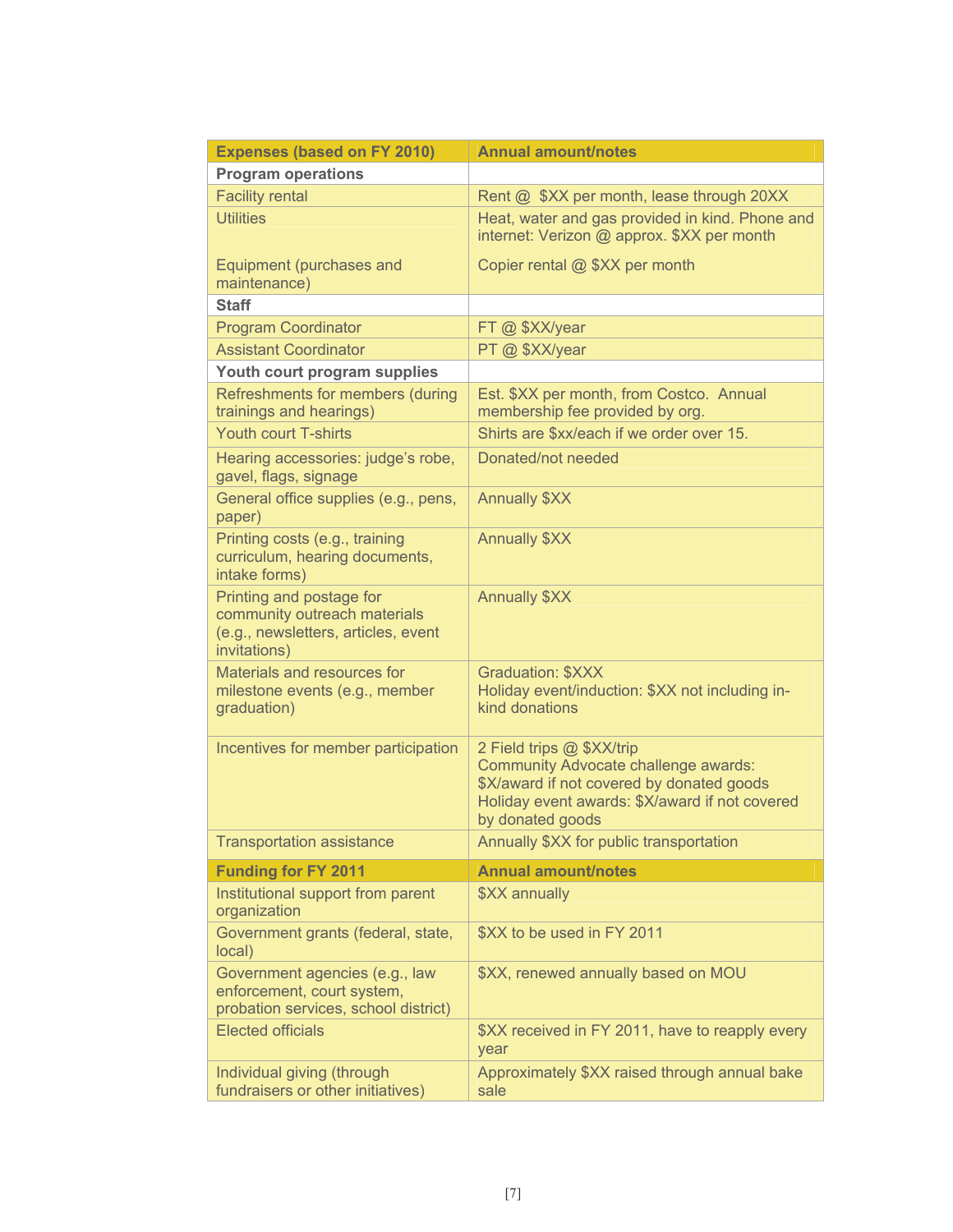| Expenses (based on FY 2010) | Annual amount/notes |
|---|---|
| **Program operations** | |
| Facility rental | Rent @ $XX per month, lease through 20XX |
| Utilities | Heat, water and gas provided in kind. Phone and internet: Verizon @ approx. $XX per month |
| Equipment (purchases and maintenance) | Copier rental @ $XX per month |
| **Staff** | |
| Program Coordinator | FT @ $XX/year |
| Assistant Coordinator | PT @ $XX/year |
| **Youth court program supplies** | |
| Refreshments for members (during trainings and hearings) | Est. $XX per month, from Costco. Annual membership fee provided by org. |
| Youth court T-shirts | Shirts are $xx/each if we order over 15. |
| Hearing accessories: judge's robe, gavel, flags, signage | Donated/not needed |
| General office supplies (e.g., pens, paper) | Annually $XX |
| Printing costs (e.g., training curriculum, hearing documents, intake forms) | Annually $XX |
| Printing and postage for community outreach materials (e.g., newsletters, articles, event invitations) | Annually $XX |
| Materials and resources for milestone events (e.g., member graduation) | Graduation: $XXX<br>Holiday event/induction: $XX not including in-kind donations |
| Incentives for member participation | 2 Field trips @ $XX/trip<br>Community Advocate challenge awards: $X/award if not covered by donated goods<br>Holiday event awards: $X/award if not covered by donated goods |
| Transportation assistance | Annually $XX for public transportation |
| **Funding for FY 2011** | **Annual amount/notes** |
| Institutional support from parent organization | $XX annually |
| Government grants (federal, state, local) | $XX to be used in FY 2011 |
| Government agencies (e.g., law enforcement, court system, probation services, school district) | $XX, renewed annually based on MOU |
| Elected officials | $XX received in FY 2011, have to reapply every year |
| Individual giving (through fundraisers or other initiatives) | Approximately $XX raised through annual bake sale |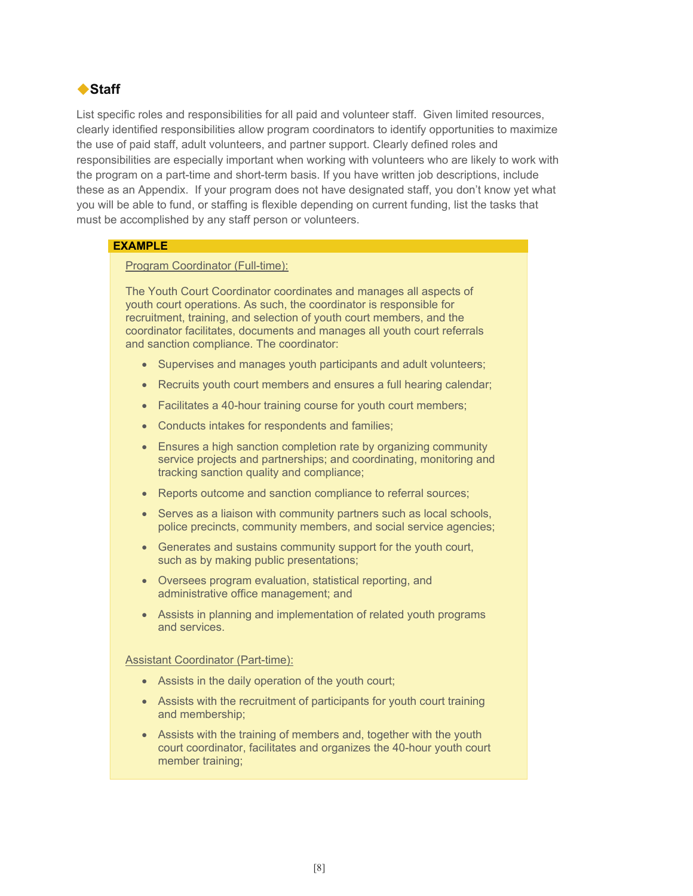## ◆Staff

List specific roles and responsibilities for all paid and volunteer staff. Given limited resources, clearly identified responsibilities allow program coordinators to identify opportunities to maximize the use of paid staff, adult volunteers, and partner support. Clearly defined roles and responsibilities are especially important when working with volunteers who are likely to work with the program on a part-time and short-term basis. If you have written job descriptions, include these as an Appendix. If your program does not have designated staff, you don't know yet what you will be able to fund, or staffing is flexible depending on current funding, list the tasks that must be accomplished by any staff person or volunteers.

**EXAMPLE**

Program Coordinator (Full-time):

The Youth Court Coordinator coordinates and manages all aspects of youth court operations. As such, the coordinator is responsible for recruitment, training, and selection of youth court members, and the coordinator facilitates, documents and manages all youth court referrals and sanction compliance. The coordinator:

- Supervises and manages youth participants and adult volunteers;
- Recruits youth court members and ensures a full hearing calendar;
- Facilitates a 40-hour training course for youth court members;
- Conducts intakes for respondents and families;
- Ensures a high sanction completion rate by organizing community service projects and partnerships; and coordinating, monitoring and tracking sanction quality and compliance;
- Reports outcome and sanction compliance to referral sources;
- Serves as a liaison with community partners such as local schools, police precincts, community members, and social service agencies;
- Generates and sustains community support for the youth court, such as by making public presentations;
- Oversees program evaluation, statistical reporting, and administrative office management; and
- Assists in planning and implementation of related youth programs and services.

Assistant Coordinator (Part-time):

- Assists in the daily operation of the youth court;
- Assists with the recruitment of participants for youth court training and membership;
- Assists with the training of members and, together with the youth court coordinator, facilitates and organizes the 40-hour youth court member training;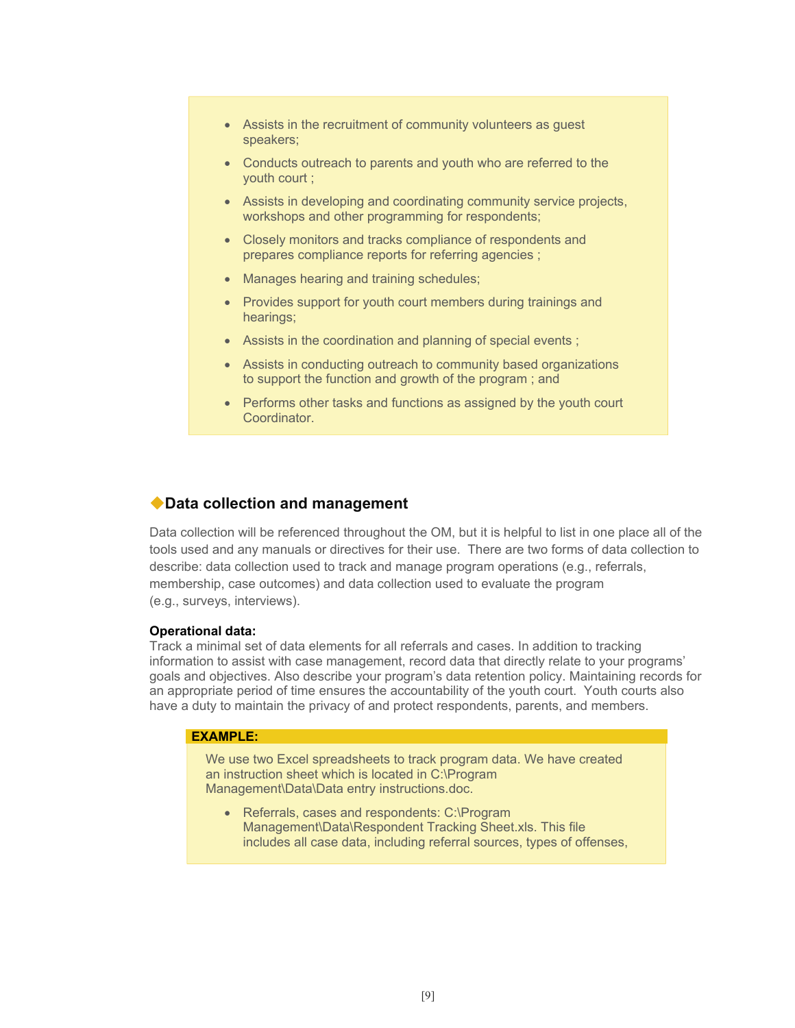- Assists in the recruitment of community volunteers as guest speakers;
- Conducts outreach to parents and youth who are referred to the youth court ;
- Assists in developing and coordinating community service projects, workshops and other programming for respondents;
- Closely monitors and tracks compliance of respondents and prepares compliance reports for referring agencies ;
- Manages hearing and training schedules;
- Provides support for youth court members during trainings and hearings;
- Assists in the coordination and planning of special events ;
- Assists in conducting outreach to community based organizations to support the function and growth of the program ; and
- Performs other tasks and functions as assigned by the youth court Coordinator.

## Data collection and management

Data collection will be referenced throughout the OM, but it is helpful to list in one place all of the tools used and any manuals or directives for their use. There are two forms of data collection to describe: data collection used to track and manage program operations (e.g., referrals, membership, case outcomes) and data collection used to evaluate the program (e.g., surveys, interviews).

**Operational data:**
Track a minimal set of data elements for all referrals and cases. In addition to tracking information to assist with case management, record data that directly relate to your programs' goals and objectives. Also describe your program's data retention policy. Maintaining records for an appropriate period of time ensures the accountability of the youth court. Youth courts also have a duty to maintain the privacy of and protect respondents, parents, and members.

**EXAMPLE:**

We use two Excel spreadsheets to track program data. We have created an instruction sheet which is located in C:\Program Management\Data\Data entry instructions.doc.

- Referrals, cases and respondents: C:\Program Management\Data\Respondent Tracking Sheet.xls. This file includes all case data, including referral sources, types of offenses,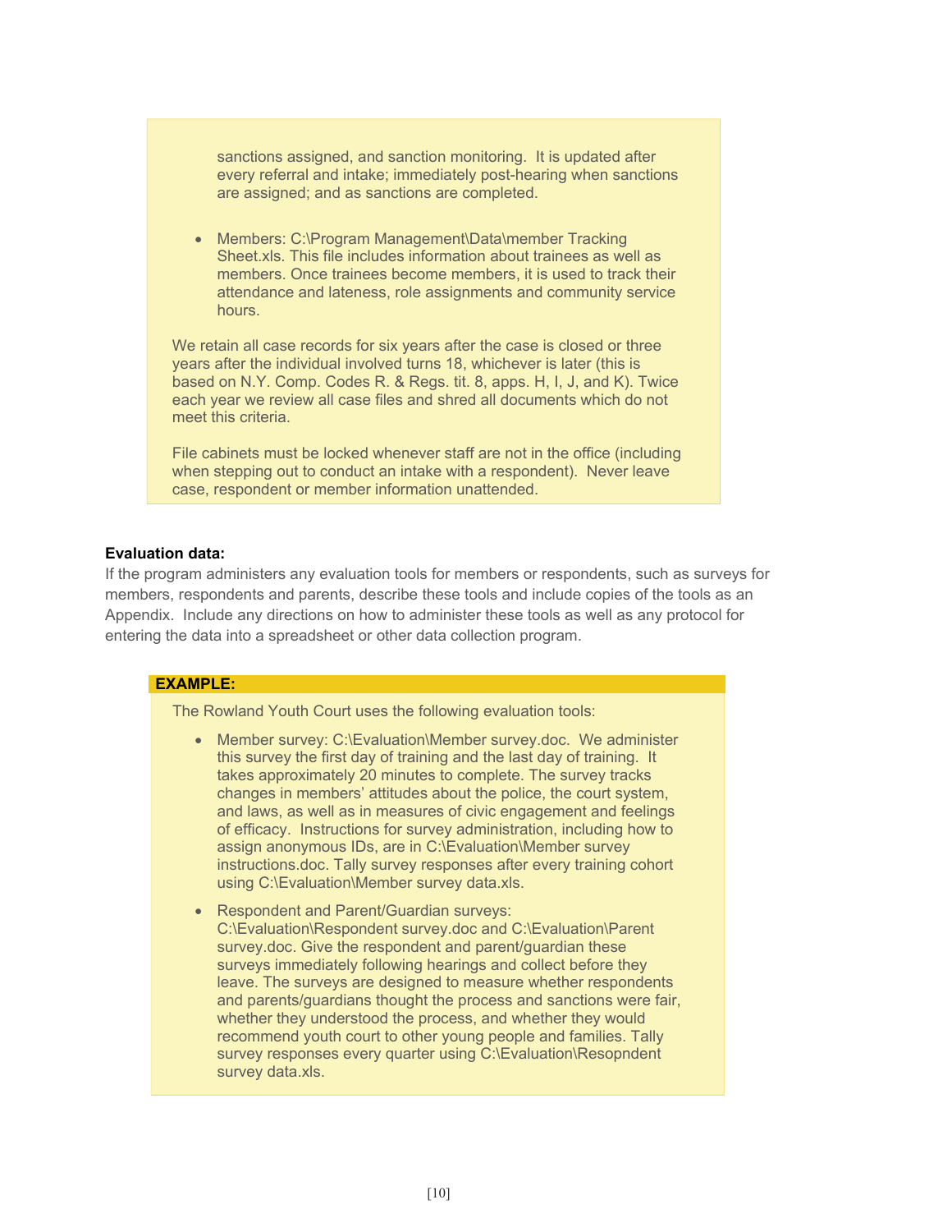sanctions assigned, and sanction monitoring. It is updated after every referral and intake; immediately post-hearing when sanctions are assigned; and as sanctions are completed.

- Members: C:\Program Management\Data\member Tracking Sheet.xls. This file includes information about trainees as well as members. Once trainees become members, it is used to track their attendance and lateness, role assignments and community service hours.

We retain all case records for six years after the case is closed or three years after the individual involved turns 18, whichever is later (this is based on N.Y. Comp. Codes R. & Regs. tit. 8, apps. H, I, J, and K). Twice each year we review all case files and shred all documents which do not meet this criteria.

File cabinets must be locked whenever staff are not in the office (including when stepping out to conduct an intake with a respondent). Never leave case, respondent or member information unattended.

**Evaluation data:**

If the program administers any evaluation tools for members or respondents, such as surveys for members, respondents and parents, describe these tools and include copies of the tools as an Appendix. Include any directions on how to administer these tools as well as any protocol for entering the data into a spreadsheet or other data collection program.

**EXAMPLE:**

The Rowland Youth Court uses the following evaluation tools:

- Member survey: C:\Evaluation\Member survey.doc. We administer this survey the first day of training and the last day of training. It takes approximately 20 minutes to complete. The survey tracks changes in members' attitudes about the police, the court system, and laws, as well as in measures of civic engagement and feelings of efficacy. Instructions for survey administration, including how to assign anonymous IDs, are in C:\Evaluation\Member survey instructions.doc. Tally survey responses after every training cohort using C:\Evaluation\Member survey data.xls.

- Respondent and Parent/Guardian surveys: C:\Evaluation\Respondent survey.doc and C:\Evaluation\Parent survey.doc. Give the respondent and parent/guardian these surveys immediately following hearings and collect before they leave. The surveys are designed to measure whether respondents and parents/guardians thought the process and sanctions were fair, whether they understood the process, and whether they would recommend youth court to other young people and families. Tally survey responses every quarter using C:\Evaluation\Resopndent survey data.xls.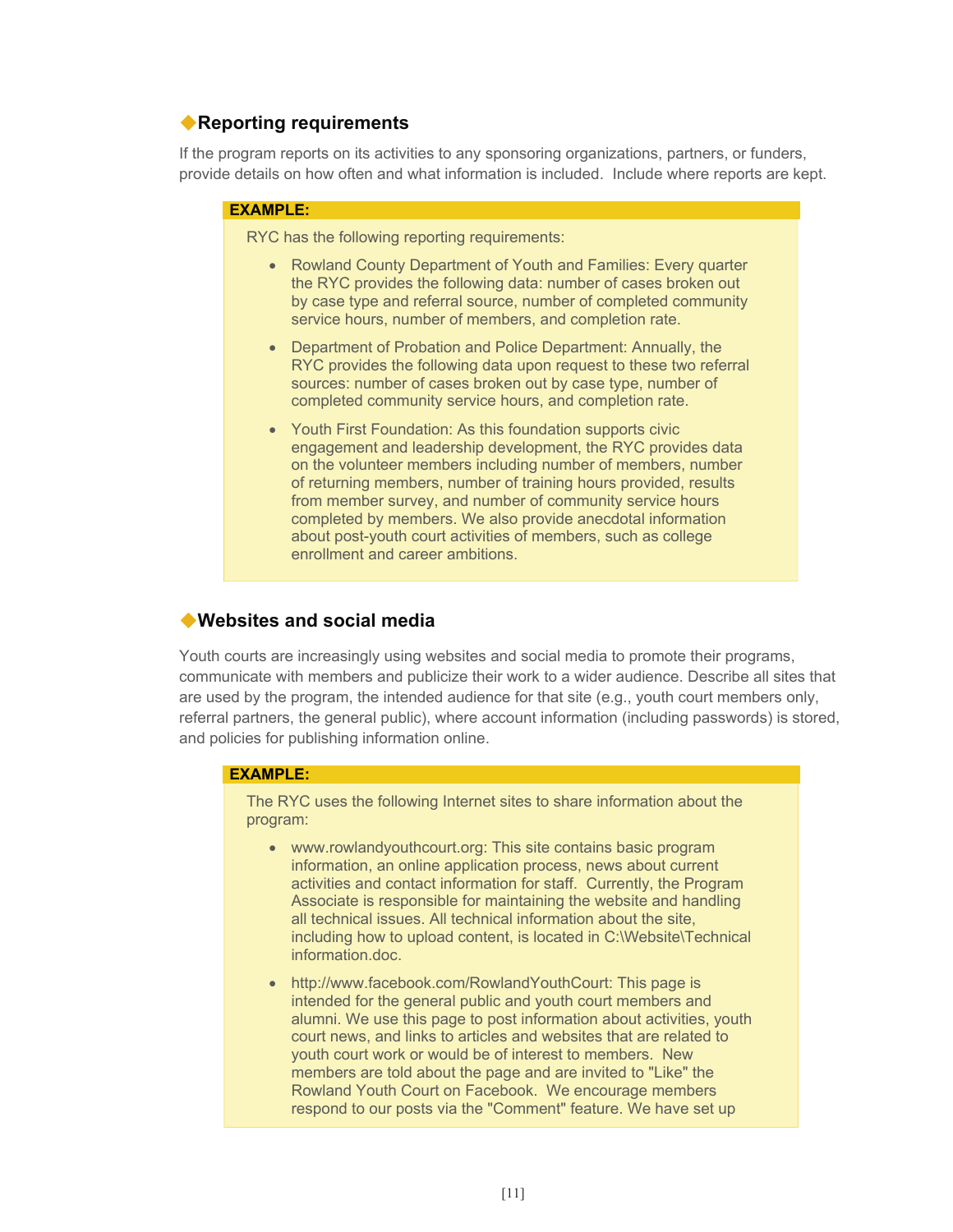## ◆Reporting requirements

If the program reports on its activities to any sponsoring organizations, partners, or funders, provide details on how often and what information is included. Include where reports are kept.

> **EXAMPLE:**
>
> RYC has the following reporting requirements:
>
> - Rowland County Department of Youth and Families: Every quarter the RYC provides the following data: number of cases broken out by case type and referral source, number of completed community service hours, number of members, and completion rate.
> - Department of Probation and Police Department: Annually, the RYC provides the following data upon request to these two referral sources: number of cases broken out by case type, number of completed community service hours, and completion rate.
> - Youth First Foundation: As this foundation supports civic engagement and leadership development, the RYC provides data on the volunteer members including number of members, number of returning members, number of training hours provided, results from member survey, and number of community service hours completed by members. We also provide anecdotal information about post-youth court activities of members, such as college enrollment and career ambitions.

## ◆Websites and social media

Youth courts are increasingly using websites and social media to promote their programs, communicate with members and publicize their work to a wider audience. Describe all sites that are used by the program, the intended audience for that site (e.g., youth court members only, referral partners, the general public), where account information (including passwords) is stored, and policies for publishing information online.

> **EXAMPLE:**
>
> The RYC uses the following Internet sites to share information about the program:
>
> - www.rowlandyouthcourt.org: This site contains basic program information, an online application process, news about current activities and contact information for staff. Currently, the Program Associate is responsible for maintaining the website and handling all technical issues. All technical information about the site, including how to upload content, is located in C:\Website\Technical information.doc.
> - http://www.facebook.com/RowlandYouthCourt: This page is intended for the general public and youth court members and alumni. We use this page to post information about activities, youth court news, and links to articles and websites that are related to youth court work or would be of interest to members. New members are told about the page and are invited to "Like" the Rowland Youth Court on Facebook. We encourage members respond to our posts via the "Comment" feature. We have set up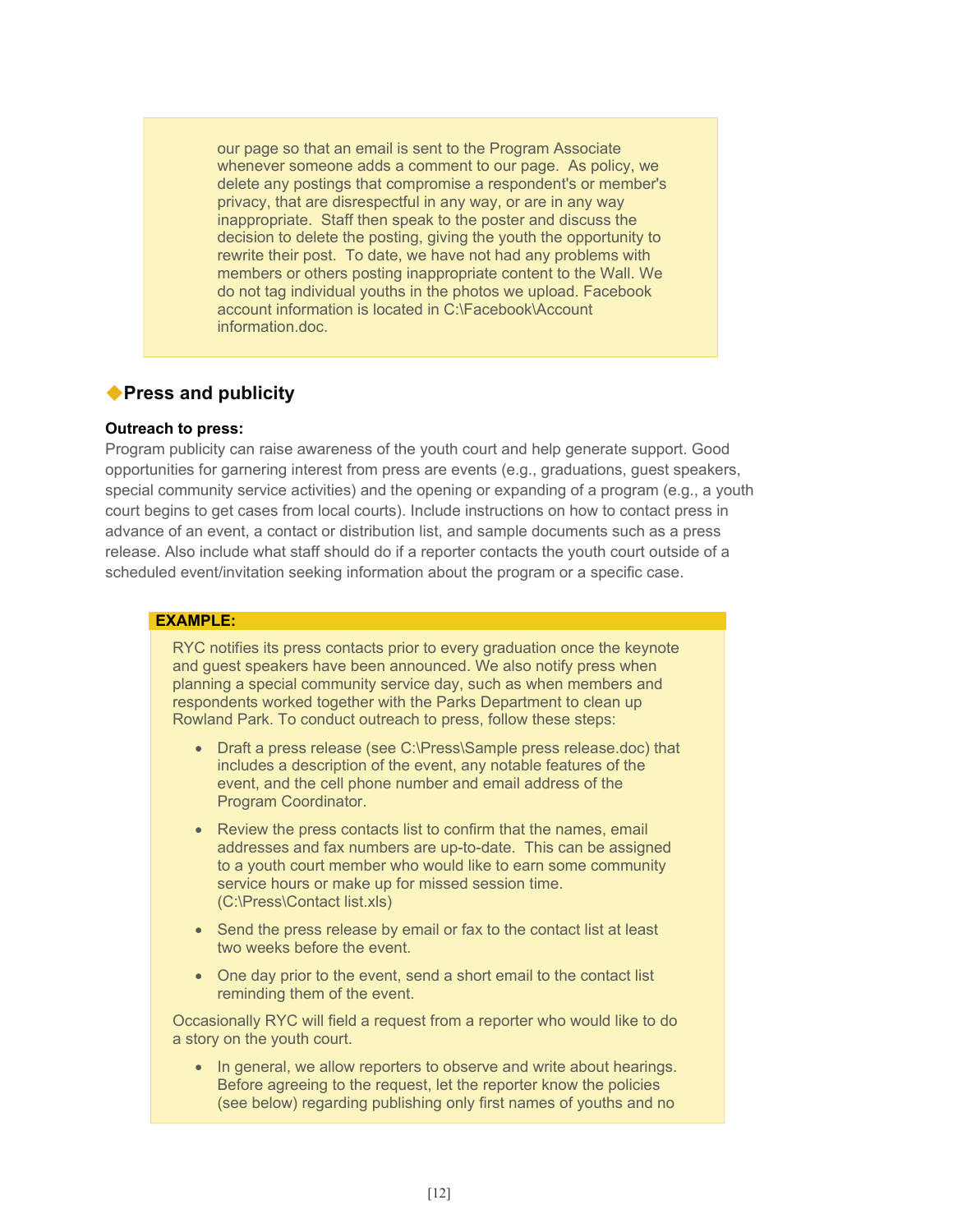our page so that an email is sent to the Program Associate whenever someone adds a comment to our page. As policy, we delete any postings that compromise a respondent's or member's privacy, that are disrespectful in any way, or are in any way inappropriate. Staff then speak to the poster and discuss the decision to delete the posting, giving the youth the opportunity to rewrite their post. To date, we have not had any problems with members or others posting inappropriate content to the Wall. We do not tag individual youths in the photos we upload. Facebook account information is located in C:\Facebook\Account information.doc.

## ◆Press and publicity

**Outreach to press:**

Program publicity can raise awareness of the youth court and help generate support. Good opportunities for garnering interest from press are events (e.g., graduations, guest speakers, special community service activities) and the opening or expanding of a program (e.g., a youth court begins to get cases from local courts). Include instructions on how to contact press in advance of an event, a contact or distribution list, and sample documents such as a press release. Also include what staff should do if a reporter contacts the youth court outside of a scheduled event/invitation seeking information about the program or a specific case.

**EXAMPLE:**

RYC notifies its press contacts prior to every graduation once the keynote and guest speakers have been announced. We also notify press when planning a special community service day, such as when members and respondents worked together with the Parks Department to clean up Rowland Park. To conduct outreach to press, follow these steps:

- Draft a press release (see C:\Press\Sample press release.doc) that includes a description of the event, any notable features of the event, and the cell phone number and email address of the Program Coordinator.
- Review the press contacts list to confirm that the names, email addresses and fax numbers are up-to-date. This can be assigned to a youth court member who would like to earn some community service hours or make up for missed session time. (C:\Press\Contact list.xls)
- Send the press release by email or fax to the contact list at least two weeks before the event.
- One day prior to the event, send a short email to the contact list reminding them of the event.

Occasionally RYC will field a request from a reporter who would like to do a story on the youth court.

- In general, we allow reporters to observe and write about hearings. Before agreeing to the request, let the reporter know the policies (see below) regarding publishing only first names of youths and no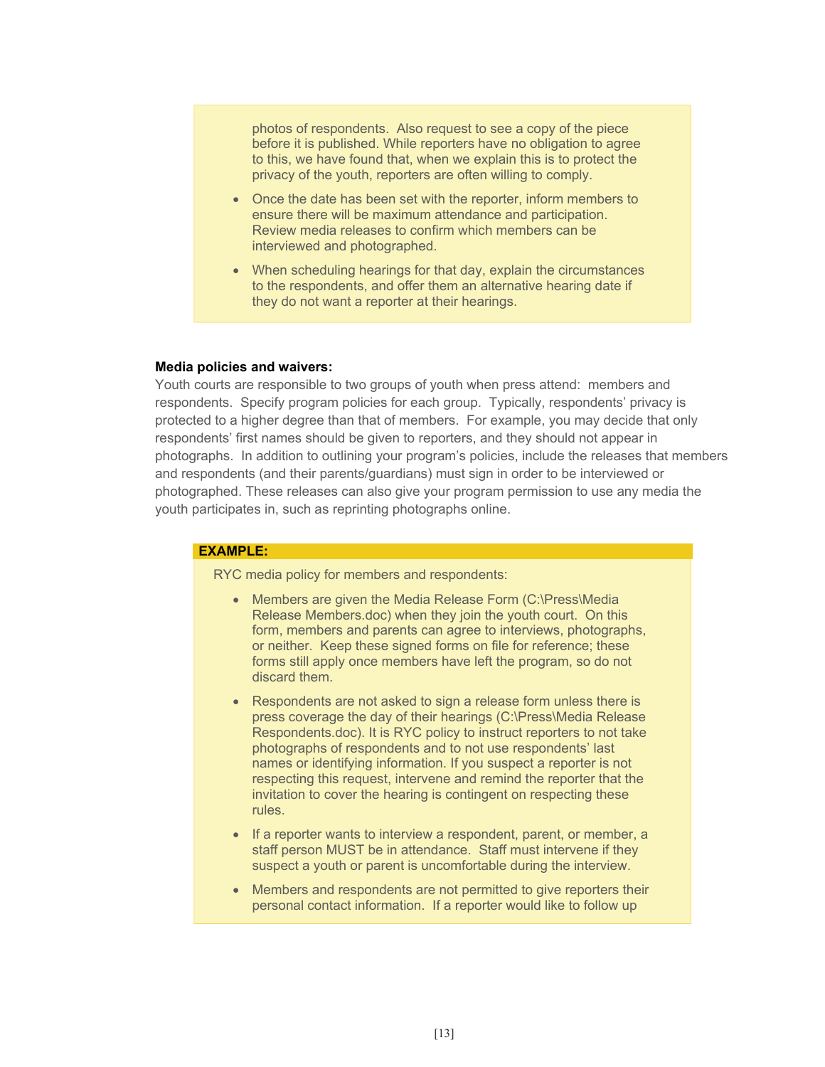photos of respondents. Also request to see a copy of the piece before it is published. While reporters have no obligation to agree to this, we have found that, when we explain this is to protect the privacy of the youth, reporters are often willing to comply.

- Once the date has been set with the reporter, inform members to ensure there will be maximum attendance and participation. Review media releases to confirm which members can be interviewed and photographed.
- When scheduling hearings for that day, explain the circumstances to the respondents, and offer them an alternative hearing date if they do not want a reporter at their hearings.

**Media policies and waivers:**

Youth courts are responsible to two groups of youth when press attend: members and respondents. Specify program policies for each group. Typically, respondents' privacy is protected to a higher degree than that of members. For example, you may decide that only respondents' first names should be given to reporters, and they should not appear in photographs. In addition to outlining your program's policies, include the releases that members and respondents (and their parents/guardians) must sign in order to be interviewed or photographed. These releases can also give your program permission to use any media the youth participates in, such as reprinting photographs online.

**EXAMPLE:**

RYC media policy for members and respondents:

- Members are given the Media Release Form (C:\Press\Media Release Members.doc) when they join the youth court. On this form, members and parents can agree to interviews, photographs, or neither. Keep these signed forms on file for reference; these forms still apply once members have left the program, so do not discard them.
- Respondents are not asked to sign a release form unless there is press coverage the day of their hearings (C:\Press\Media Release Respondents.doc). It is RYC policy to instruct reporters to not take photographs of respondents and to not use respondents' last names or identifying information. If you suspect a reporter is not respecting this request, intervene and remind the reporter that the invitation to cover the hearing is contingent on respecting these rules.
- If a reporter wants to interview a respondent, parent, or member, a staff person MUST be in attendance. Staff must intervene if they suspect a youth or parent is uncomfortable during the interview.
- Members and respondents are not permitted to give reporters their personal contact information. If a reporter would like to follow up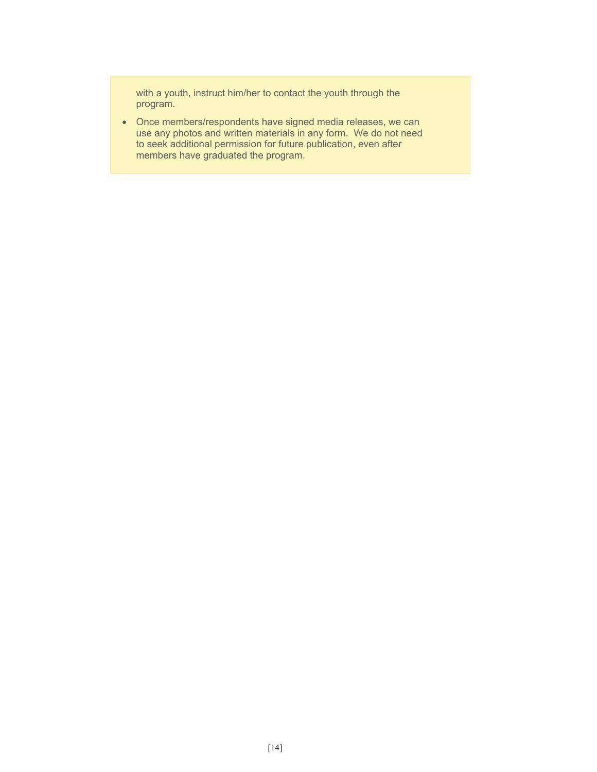with a youth, instruct him/her to contact the youth through the program.

- Once members/respondents have signed media releases, we can use any photos and written materials in any form. We do not need to seek additional permission for future publication, even after members have graduated the program.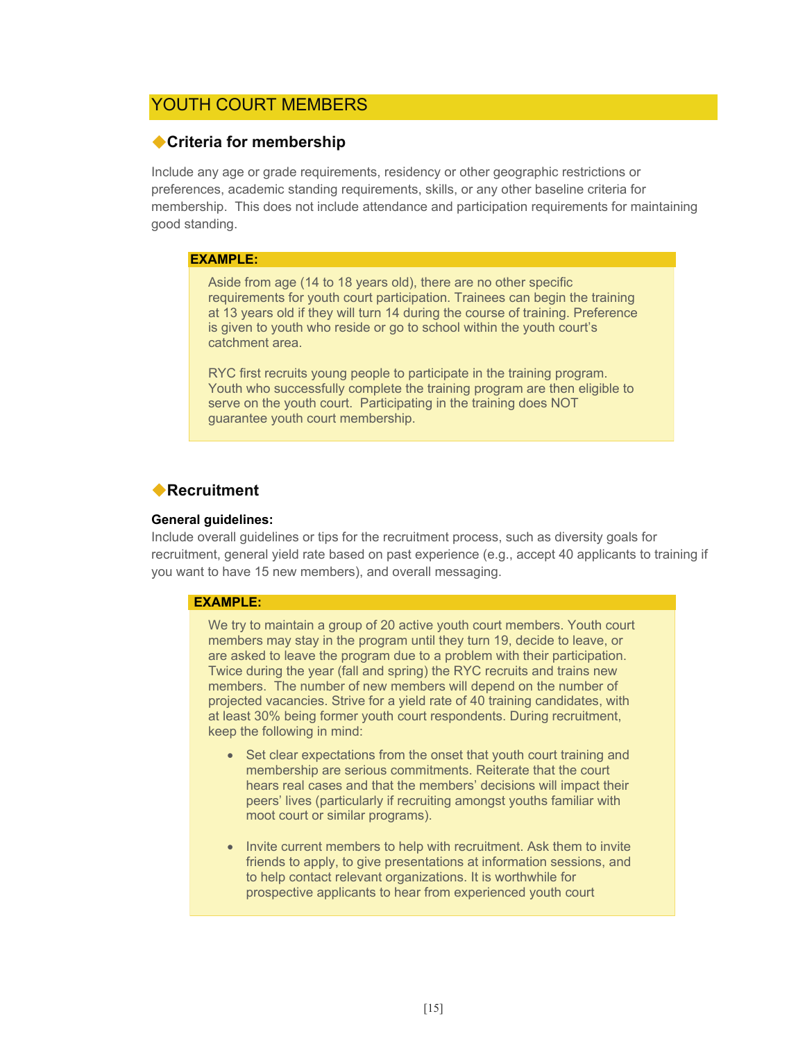## YOUTH COURT MEMBERS

### ◆Criteria for membership

Include any age or grade requirements, residency or other geographic restrictions or preferences, academic standing requirements, skills, or any other baseline criteria for membership. This does not include attendance and participation requirements for maintaining good standing.

> **EXAMPLE:**
>
> Aside from age (14 to 18 years old), there are no other specific requirements for youth court participation. Trainees can begin the training at 13 years old if they will turn 14 during the course of training. Preference is given to youth who reside or go to school within the youth court's catchment area.
>
> RYC first recruits young people to participate in the training program. Youth who successfully complete the training program are then eligible to serve on the youth court. Participating in the training does NOT guarantee youth court membership.

### ◆Recruitment

**General guidelines:**
Include overall guidelines or tips for the recruitment process, such as diversity goals for recruitment, general yield rate based on past experience (e.g., accept 40 applicants to training if you want to have 15 new members), and overall messaging.

> **EXAMPLE:**
>
> We try to maintain a group of 20 active youth court members. Youth court members may stay in the program until they turn 19, decide to leave, or are asked to leave the program due to a problem with their participation. Twice during the year (fall and spring) the RYC recruits and trains new members. The number of new members will depend on the number of projected vacancies. Strive for a yield rate of 40 training candidates, with at least 30% being former youth court respondents. During recruitment, keep the following in mind:
>
> - Set clear expectations from the onset that youth court training and membership are serious commitments. Reiterate that the court hears real cases and that the members' decisions will impact their peers' lives (particularly if recruiting amongst youths familiar with moot court or similar programs).
>
> - Invite current members to help with recruitment. Ask them to invite friends to apply, to give presentations at information sessions, and to help contact relevant organizations. It is worthwhile for prospective applicants to hear from experienced youth court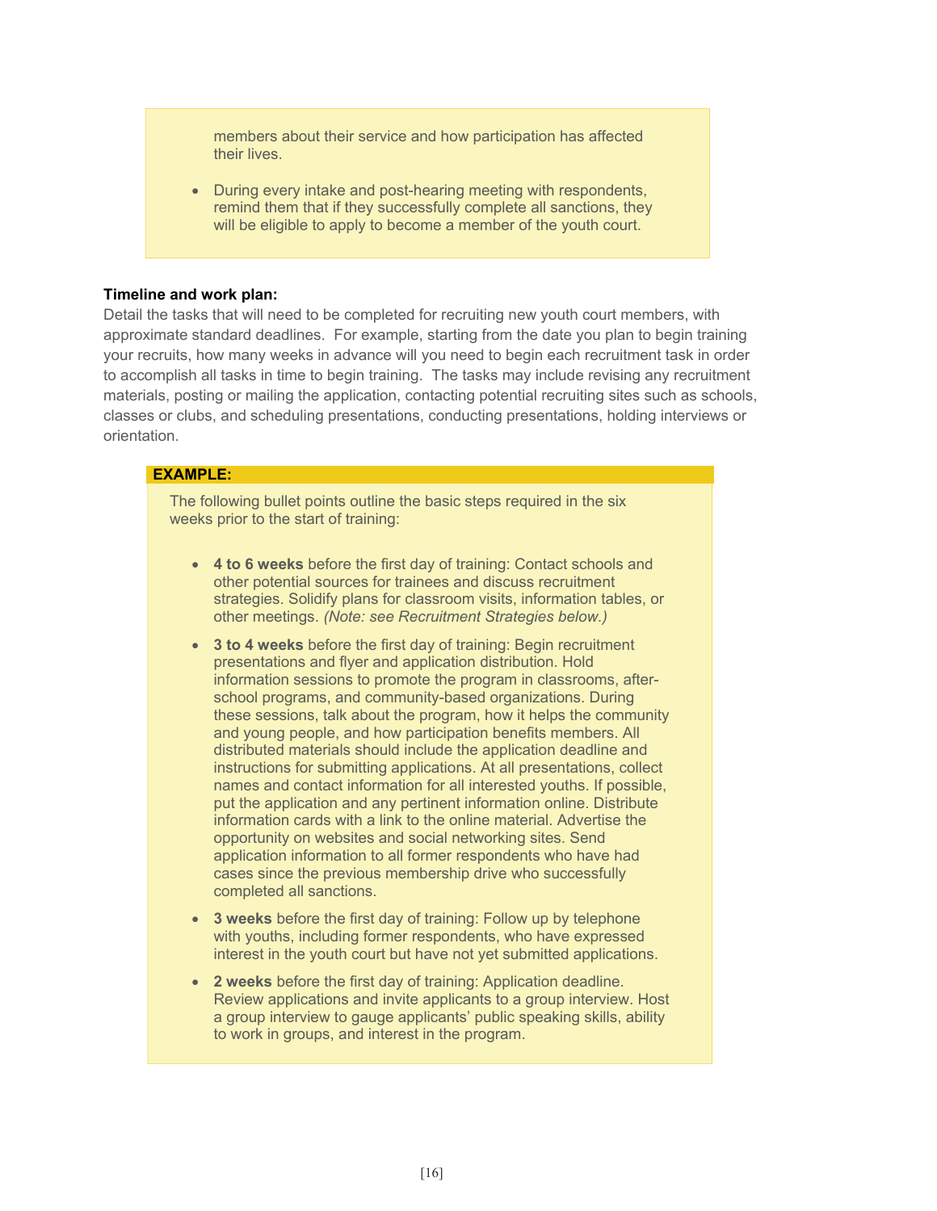members about their service and how participation has affected their lives.

- During every intake and post-hearing meeting with respondents, remind them that if they successfully complete all sanctions, they will be eligible to apply to become a member of the youth court.

**Timeline and work plan:**
Detail the tasks that will need to be completed for recruiting new youth court members, with approximate standard deadlines. For example, starting from the date you plan to begin training your recruits, how many weeks in advance will you need to begin each recruitment task in order to accomplish all tasks in time to begin training. The tasks may include revising any recruitment materials, posting or mailing the application, contacting potential recruiting sites such as schools, classes or clubs, and scheduling presentations, conducting presentations, holding interviews or orientation.

**EXAMPLE:**

The following bullet points outline the basic steps required in the six weeks prior to the start of training:

- **4 to 6 weeks** before the first day of training: Contact schools and other potential sources for trainees and discuss recruitment strategies. Solidify plans for classroom visits, information tables, or other meetings. *(Note: see Recruitment Strategies below.)*
- **3 to 4 weeks** before the first day of training: Begin recruitment presentations and flyer and application distribution. Hold information sessions to promote the program in classrooms, after-school programs, and community-based organizations. During these sessions, talk about the program, how it helps the community and young people, and how participation benefits members. All distributed materials should include the application deadline and instructions for submitting applications. At all presentations, collect names and contact information for all interested youths. If possible, put the application and any pertinent information online. Distribute information cards with a link to the online material. Advertise the opportunity on websites and social networking sites. Send application information to all former respondents who have had cases since the previous membership drive who successfully completed all sanctions.
- **3 weeks** before the first day of training: Follow up by telephone with youths, including former respondents, who have expressed interest in the youth court but have not yet submitted applications.
- **2 weeks** before the first day of training: Application deadline. Review applications and invite applicants to a group interview. Host a group interview to gauge applicants' public speaking skills, ability to work in groups, and interest in the program.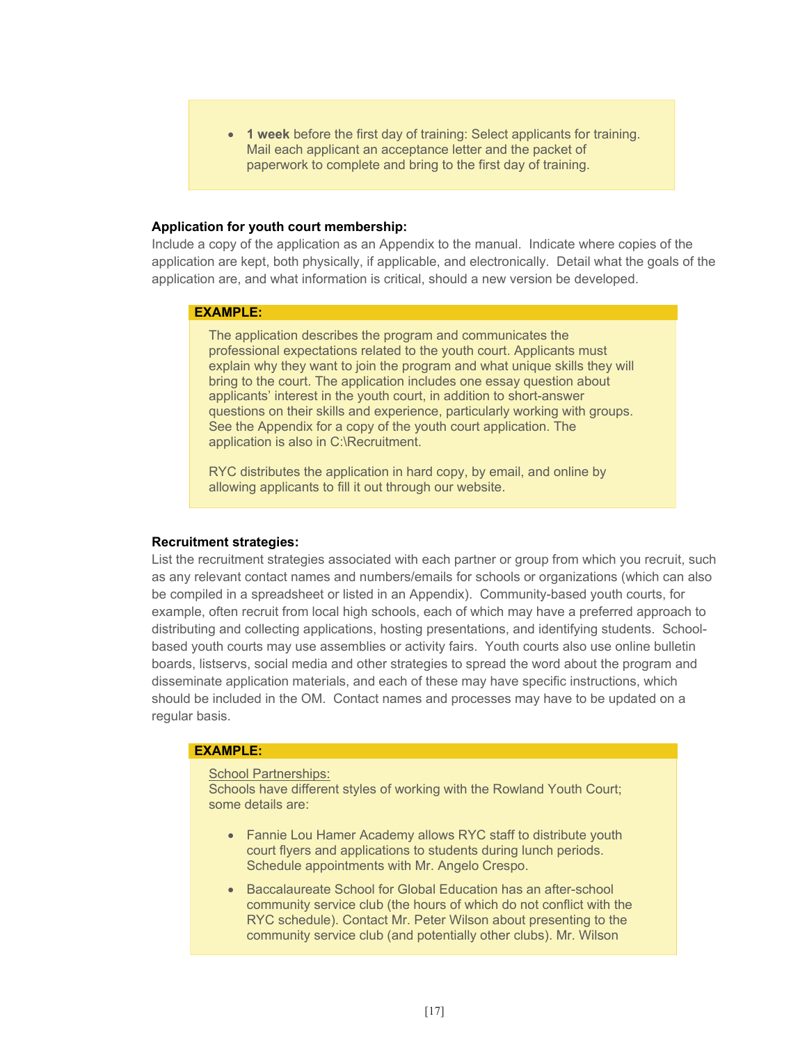- **1 week** before the first day of training: Select applicants for training. Mail each applicant an acceptance letter and the packet of paperwork to complete and bring to the first day of training.

**Application for youth court membership:**
Include a copy of the application as an Appendix to the manual. Indicate where copies of the application are kept, both physically, if applicable, and electronically. Detail what the goals of the application are, and what information is critical, should a new version be developed.

**EXAMPLE:**

The application describes the program and communicates the professional expectations related to the youth court. Applicants must explain why they want to join the program and what unique skills they will bring to the court. The application includes one essay question about applicants' interest in the youth court, in addition to short-answer questions on their skills and experience, particularly working with groups. See the Appendix for a copy of the youth court application. The application is also in C:\Recruitment.

RYC distributes the application in hard copy, by email, and online by allowing applicants to fill it out through our website.

**Recruitment strategies:**
List the recruitment strategies associated with each partner or group from which you recruit, such as any relevant contact names and numbers/emails for schools or organizations (which can also be compiled in a spreadsheet or listed in an Appendix). Community-based youth courts, for example, often recruit from local high schools, each of which may have a preferred approach to distributing and collecting applications, hosting presentations, and identifying students. School-based youth courts may use assemblies or activity fairs. Youth courts also use online bulletin boards, listservs, social media and other strategies to spread the word about the program and disseminate application materials, and each of these may have specific instructions, which should be included in the OM. Contact names and processes may have to be updated on a regular basis.

**EXAMPLE:**

School Partnerships:
Schools have different styles of working with the Rowland Youth Court; some details are:

- Fannie Lou Hamer Academy allows RYC staff to distribute youth court flyers and applications to students during lunch periods. Schedule appointments with Mr. Angelo Crespo.
- Baccalaureate School for Global Education has an after-school community service club (the hours of which do not conflict with the RYC schedule). Contact Mr. Peter Wilson about presenting to the community service club (and potentially other clubs). Mr. Wilson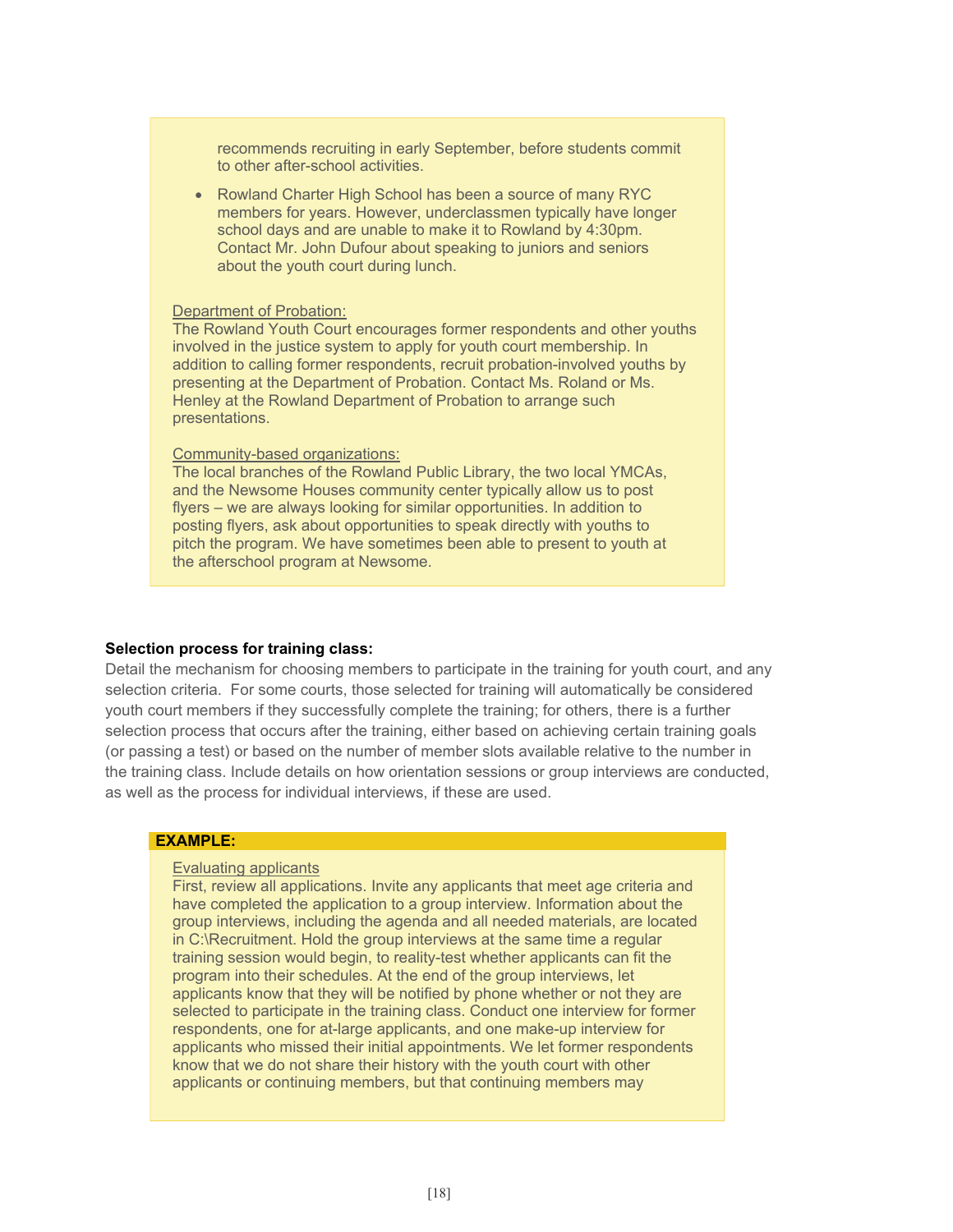recommends recruiting in early September, before students commit to other after-school activities.

- Rowland Charter High School has been a source of many RYC members for years. However, underclassmen typically have longer school days and are unable to make it to Rowland by 4:30pm. Contact Mr. John Dufour about speaking to juniors and seniors about the youth court during lunch.

Department of Probation:
The Rowland Youth Court encourages former respondents and other youths involved in the justice system to apply for youth court membership. In addition to calling former respondents, recruit probation-involved youths by presenting at the Department of Probation. Contact Ms. Roland or Ms. Henley at the Rowland Department of Probation to arrange such presentations.

Community-based organizations:
The local branches of the Rowland Public Library, the two local YMCAs, and the Newsome Houses community center typically allow us to post flyers – we are always looking for similar opportunities. In addition to posting flyers, ask about opportunities to speak directly with youths to pitch the program. We have sometimes been able to present to youth at the afterschool program at Newsome.

**Selection process for training class:**
Detail the mechanism for choosing members to participate in the training for youth court, and any selection criteria. For some courts, those selected for training will automatically be considered youth court members if they successfully complete the training; for others, there is a further selection process that occurs after the training, either based on achieving certain training goals (or passing a test) or based on the number of member slots available relative to the number in the training class. Include details on how orientation sessions or group interviews are conducted, as well as the process for individual interviews, if these are used.

**EXAMPLE:**

Evaluating applicants
First, review all applications. Invite any applicants that meet age criteria and have completed the application to a group interview. Information about the group interviews, including the agenda and all needed materials, are located in C:\Recruitment. Hold the group interviews at the same time a regular training session would begin, to reality-test whether applicants can fit the program into their schedules. At the end of the group interviews, let applicants know that they will be notified by phone whether or not they are selected to participate in the training class. Conduct one interview for former respondents, one for at-large applicants, and one make-up interview for applicants who missed their initial appointments. We let former respondents know that we do not share their history with the youth court with other applicants or continuing members, but that continuing members may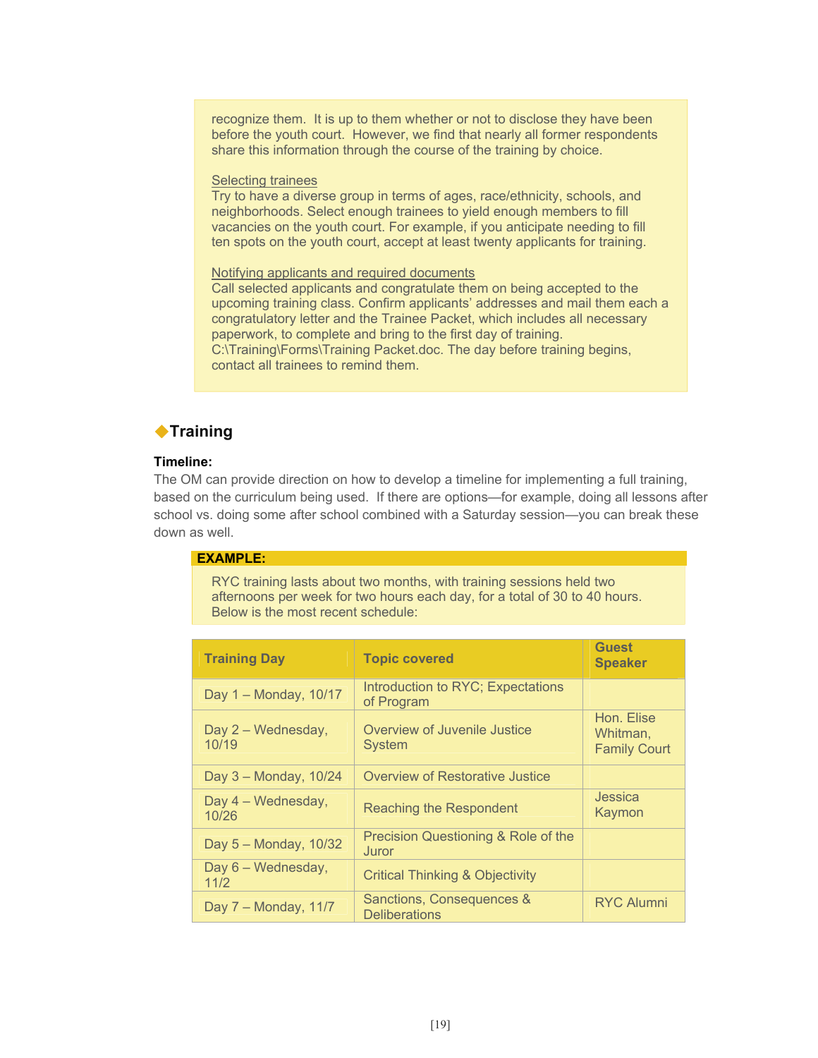recognize them. It is up to them whether or not to disclose they have been before the youth court. However, we find that nearly all former respondents share this information through the course of the training by choice.

Selecting trainees

Try to have a diverse group in terms of ages, race/ethnicity, schools, and neighborhoods. Select enough trainees to yield enough members to fill vacancies on the youth court. For example, if you anticipate needing to fill ten spots on the youth court, accept at least twenty applicants for training.

Notifying applicants and required documents

Call selected applicants and congratulate them on being accepted to the upcoming training class. Confirm applicants' addresses and mail them each a congratulatory letter and the Trainee Packet, which includes all necessary paperwork, to complete and bring to the first day of training. C:\Training\Forms\Training Packet.doc. The day before training begins, contact all trainees to remind them.

## ◆Training

**Timeline:**

The OM can provide direction on how to develop a timeline for implementing a full training, based on the curriculum being used. If there are options—for example, doing all lessons after school vs. doing some after school combined with a Saturday session—you can break these down as well.

**EXAMPLE:**

RYC training lasts about two months, with training sessions held two afternoons per week for two hours each day, for a total of 30 to 40 hours. Below is the most recent schedule:

| Training Day | Topic covered | Guest Speaker |
|---|---|---|
| Day 1 – Monday, 10/17 | Introduction to RYC; Expectations of Program | |
| Day 2 – Wednesday, 10/19 | Overview of Juvenile Justice System | Hon. Elise Whitman, Family Court |
| Day 3 – Monday, 10/24 | Overview of Restorative Justice | |
| Day 4 – Wednesday, 10/26 | Reaching the Respondent | Jessica Kaymon |
| Day 5 – Monday, 10/32 | Precision Questioning & Role of the Juror | |
| Day 6 – Wednesday, 11/2 | Critical Thinking & Objectivity | |
| Day 7 – Monday, 11/7 | Sanctions, Consequences & Deliberations | RYC Alumni |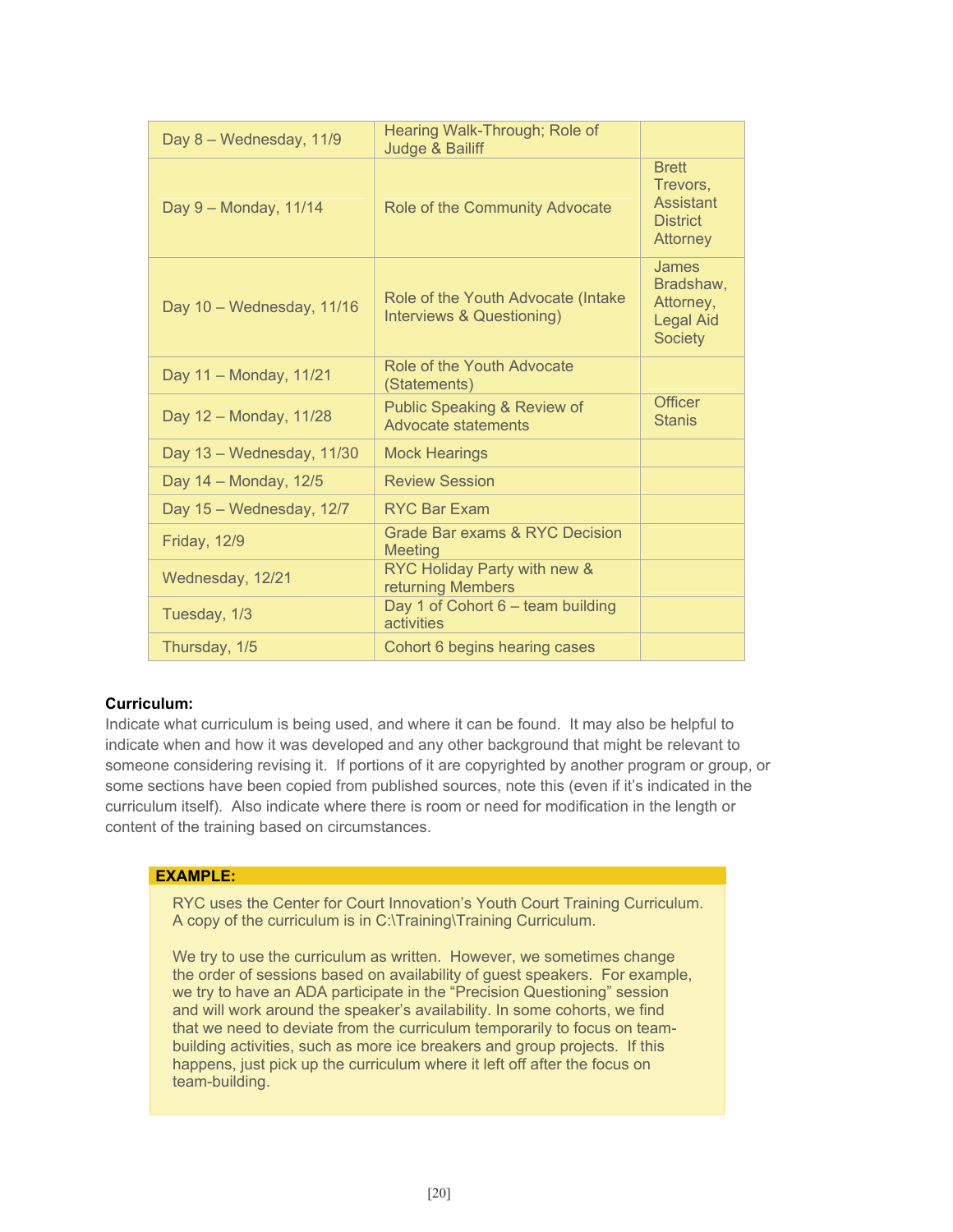| Day 8 – Wednesday, 11/9 | Hearing Walk-Through; Role of Judge & Bailiff | |
|---|---|---|
| Day 9 – Monday, 11/14 | Role of the Community Advocate | Brett Trevors, Assistant District Attorney |
| Day 10 – Wednesday, 11/16 | Role of the Youth Advocate (Intake Interviews & Questioning) | James Bradshaw, Attorney, Legal Aid Society |
| Day 11 – Monday, 11/21 | Role of the Youth Advocate (Statements) | |
| Day 12 – Monday, 11/28 | Public Speaking & Review of Advocate statements | Officer Stanis |
| Day 13 – Wednesday, 11/30 | Mock Hearings | |
| Day 14 – Monday, 12/5 | Review Session | |
| Day 15 – Wednesday, 12/7 | RYC Bar Exam | |
| Friday, 12/9 | Grade Bar exams & RYC Decision Meeting | |
| Wednesday, 12/21 | RYC Holiday Party with new & returning Members | |
| Tuesday, 1/3 | Day 1 of Cohort 6 – team building activities | |
| Thursday, 1/5 | Cohort 6 begins hearing cases | |

**Curriculum:**
Indicate what curriculum is being used, and where it can be found. It may also be helpful to indicate when and how it was developed and any other background that might be relevant to someone considering revising it. If portions of it are copyrighted by another program or group, or some sections have been copied from published sources, note this (even if it's indicated in the curriculum itself). Also indicate where there is room or need for modification in the length or content of the training based on circumstances.

**EXAMPLE:**

RYC uses the Center for Court Innovation's Youth Court Training Curriculum. A copy of the curriculum is in C:\Training\Training Curriculum.

We try to use the curriculum as written. However, we sometimes change the order of sessions based on availability of guest speakers. For example, we try to have an ADA participate in the "Precision Questioning" session and will work around the speaker's availability. In some cohorts, we find that we need to deviate from the curriculum temporarily to focus on team-building activities, such as more ice breakers and group projects. If this happens, just pick up the curriculum where it left off after the focus on team-building.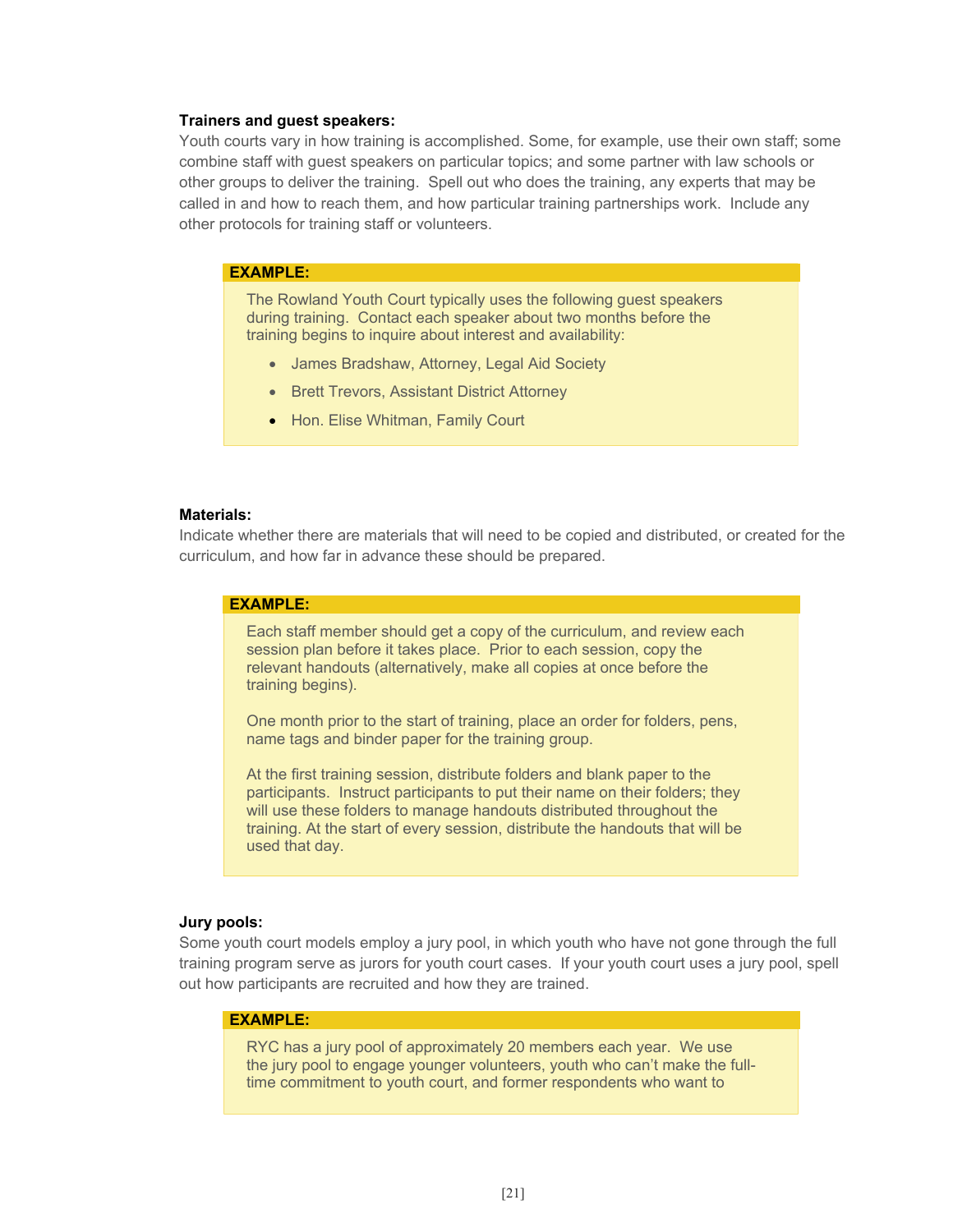**Trainers and guest speakers:**

Youth courts vary in how training is accomplished. Some, for example, use their own staff; some combine staff with guest speakers on particular topics; and some partner with law schools or other groups to deliver the training. Spell out who does the training, any experts that may be called in and how to reach them, and how particular training partnerships work. Include any other protocols for training staff or volunteers.

> **EXAMPLE:**
>
> The Rowland Youth Court typically uses the following guest speakers during training. Contact each speaker about two months before the training begins to inquire about interest and availability:
>
> - James Bradshaw, Attorney, Legal Aid Society
> - Brett Trevors, Assistant District Attorney
> - Hon. Elise Whitman, Family Court

**Materials:**

Indicate whether there are materials that will need to be copied and distributed, or created for the curriculum, and how far in advance these should be prepared.

> **EXAMPLE:**
>
> Each staff member should get a copy of the curriculum, and review each session plan before it takes place. Prior to each session, copy the relevant handouts (alternatively, make all copies at once before the training begins).
>
> One month prior to the start of training, place an order for folders, pens, name tags and binder paper for the training group.
>
> At the first training session, distribute folders and blank paper to the participants. Instruct participants to put their name on their folders; they will use these folders to manage handouts distributed throughout the training. At the start of every session, distribute the handouts that will be used that day.

**Jury pools:**

Some youth court models employ a jury pool, in which youth who have not gone through the full training program serve as jurors for youth court cases. If your youth court uses a jury pool, spell out how participants are recruited and how they are trained.

> **EXAMPLE:**
>
> RYC has a jury pool of approximately 20 members each year. We use the jury pool to engage younger volunteers, youth who can't make the full-time commitment to youth court, and former respondents who want to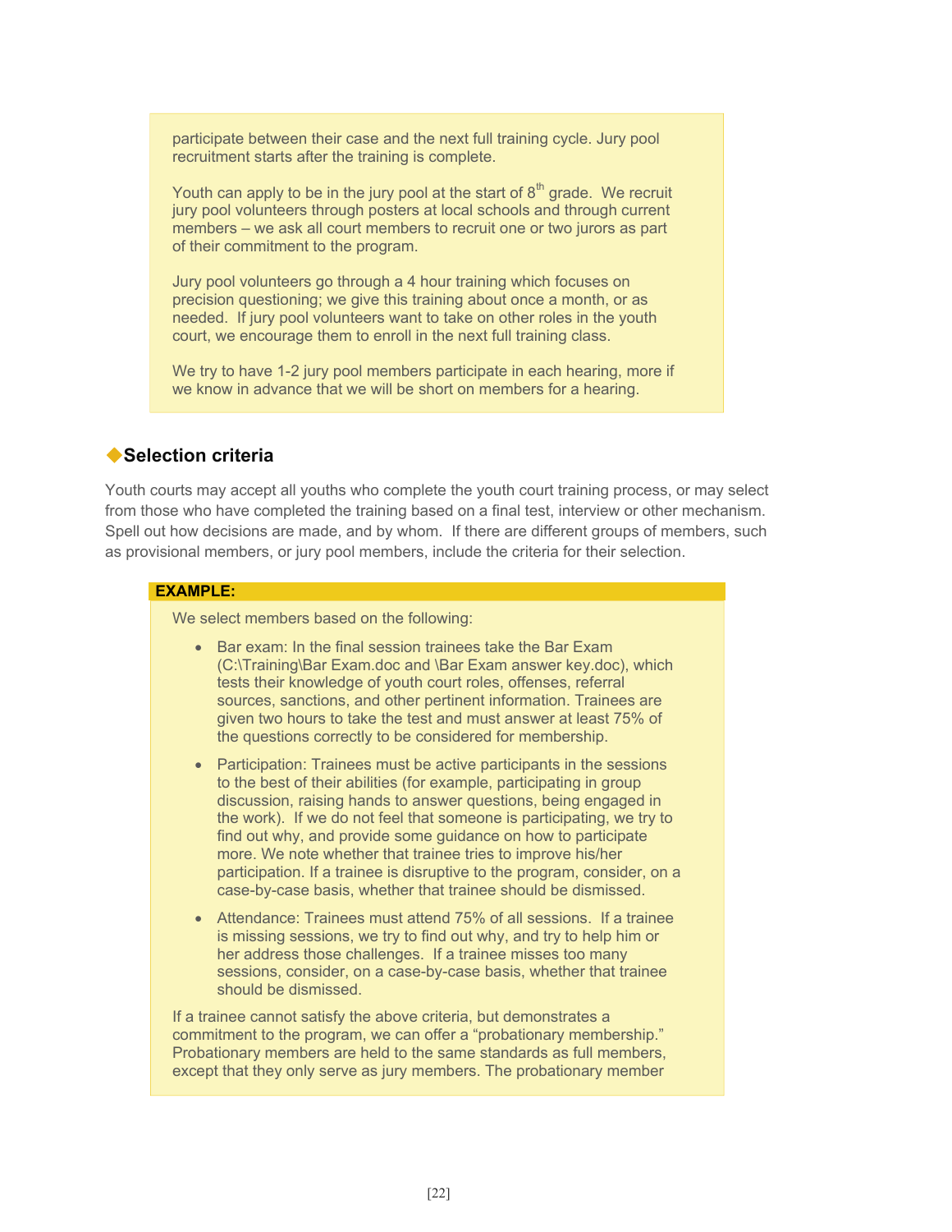participate between their case and the next full training cycle. Jury pool recruitment starts after the training is complete.

Youth can apply to be in the jury pool at the start of 8th grade. We recruit jury pool volunteers through posters at local schools and through current members – we ask all court members to recruit one or two jurors as part of their commitment to the program.

Jury pool volunteers go through a 4 hour training which focuses on precision questioning; we give this training about once a month, or as needed. If jury pool volunteers want to take on other roles in the youth court, we encourage them to enroll in the next full training class.

We try to have 1-2 jury pool members participate in each hearing, more if we know in advance that we will be short on members for a hearing.

## ◆Selection criteria

Youth courts may accept all youths who complete the youth court training process, or may select from those who have completed the training based on a final test, interview or other mechanism. Spell out how decisions are made, and by whom. If there are different groups of members, such as provisional members, or jury pool members, include the criteria for their selection.

**EXAMPLE:**

We select members based on the following:

- Bar exam: In the final session trainees take the Bar Exam (C:\Training\Bar Exam.doc and \Bar Exam answer key.doc), which tests their knowledge of youth court roles, offenses, referral sources, sanctions, and other pertinent information. Trainees are given two hours to take the test and must answer at least 75% of the questions correctly to be considered for membership.
- Participation: Trainees must be active participants in the sessions to the best of their abilities (for example, participating in group discussion, raising hands to answer questions, being engaged in the work). If we do not feel that someone is participating, we try to find out why, and provide some guidance on how to participate more. We note whether that trainee tries to improve his/her participation. If a trainee is disruptive to the program, consider, on a case-by-case basis, whether that trainee should be dismissed.
- Attendance: Trainees must attend 75% of all sessions. If a trainee is missing sessions, we try to find out why, and try to help him or her address those challenges. If a trainee misses too many sessions, consider, on a case-by-case basis, whether that trainee should be dismissed.

If a trainee cannot satisfy the above criteria, but demonstrates a commitment to the program, we can offer a "probationary membership." Probationary members are held to the same standards as full members, except that they only serve as jury members. The probationary member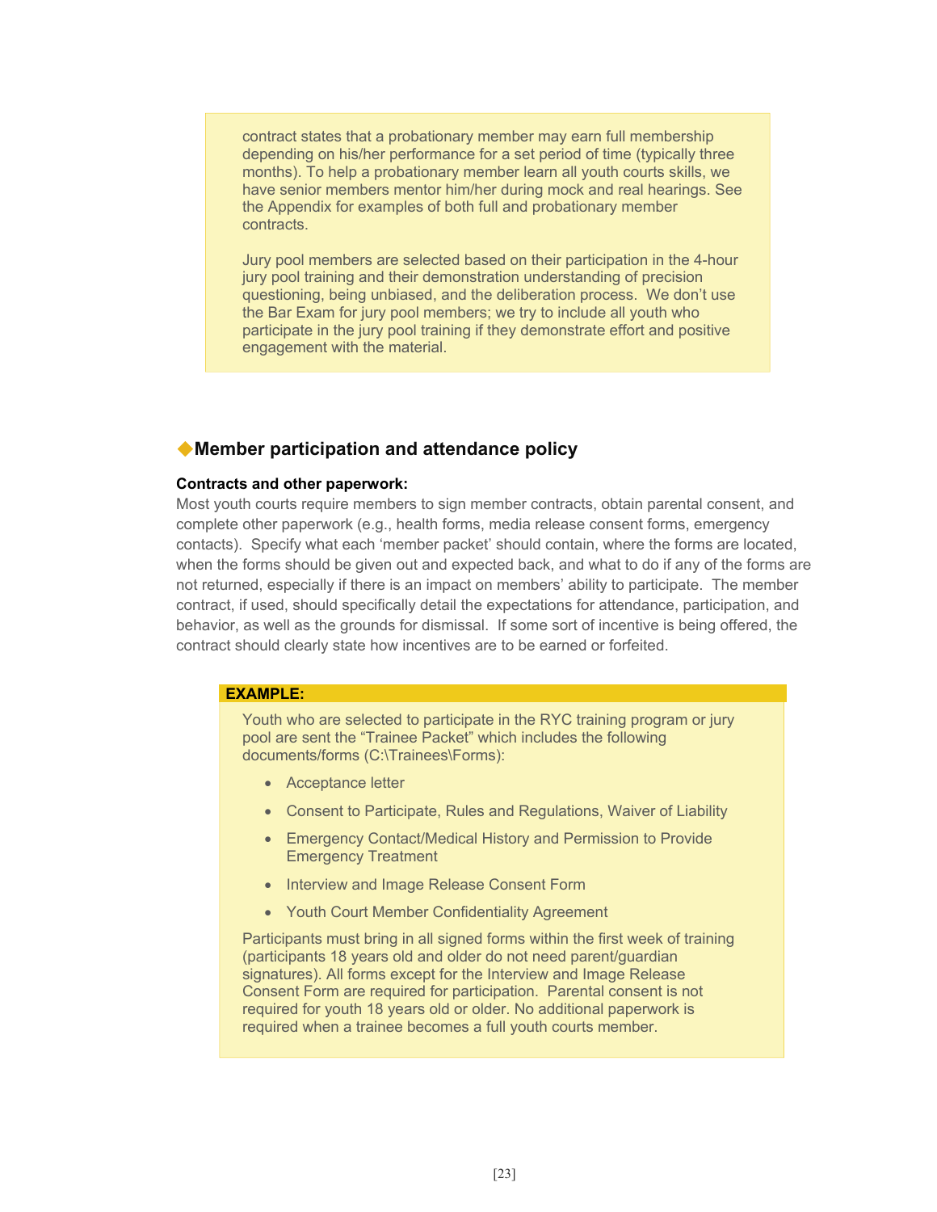contract states that a probationary member may earn full membership depending on his/her performance for a set period of time (typically three months). To help a probationary member learn all youth courts skills, we have senior members mentor him/her during mock and real hearings. See the Appendix for examples of both full and probationary member contracts.

Jury pool members are selected based on their participation in the 4-hour jury pool training and their demonstration understanding of precision questioning, being unbiased, and the deliberation process. We don't use the Bar Exam for jury pool members; we try to include all youth who participate in the jury pool training if they demonstrate effort and positive engagement with the material.

## ◆Member participation and attendance policy

**Contracts and other paperwork:**

Most youth courts require members to sign member contracts, obtain parental consent, and complete other paperwork (e.g., health forms, media release consent forms, emergency contacts). Specify what each 'member packet' should contain, where the forms are located, when the forms should be given out and expected back, and what to do if any of the forms are not returned, especially if there is an impact on members' ability to participate. The member contract, if used, should specifically detail the expectations for attendance, participation, and behavior, as well as the grounds for dismissal. If some sort of incentive is being offered, the contract should clearly state how incentives are to be earned or forfeited.

**EXAMPLE:**

Youth who are selected to participate in the RYC training program or jury pool are sent the "Trainee Packet" which includes the following documents/forms (C:\Trainees\Forms):

- Acceptance letter
- Consent to Participate, Rules and Regulations, Waiver of Liability
- Emergency Contact/Medical History and Permission to Provide Emergency Treatment
- Interview and Image Release Consent Form
- Youth Court Member Confidentiality Agreement

Participants must bring in all signed forms within the first week of training (participants 18 years old and older do not need parent/guardian signatures). All forms except for the Interview and Image Release Consent Form are required for participation. Parental consent is not required for youth 18 years old or older. No additional paperwork is required when a trainee becomes a full youth courts member.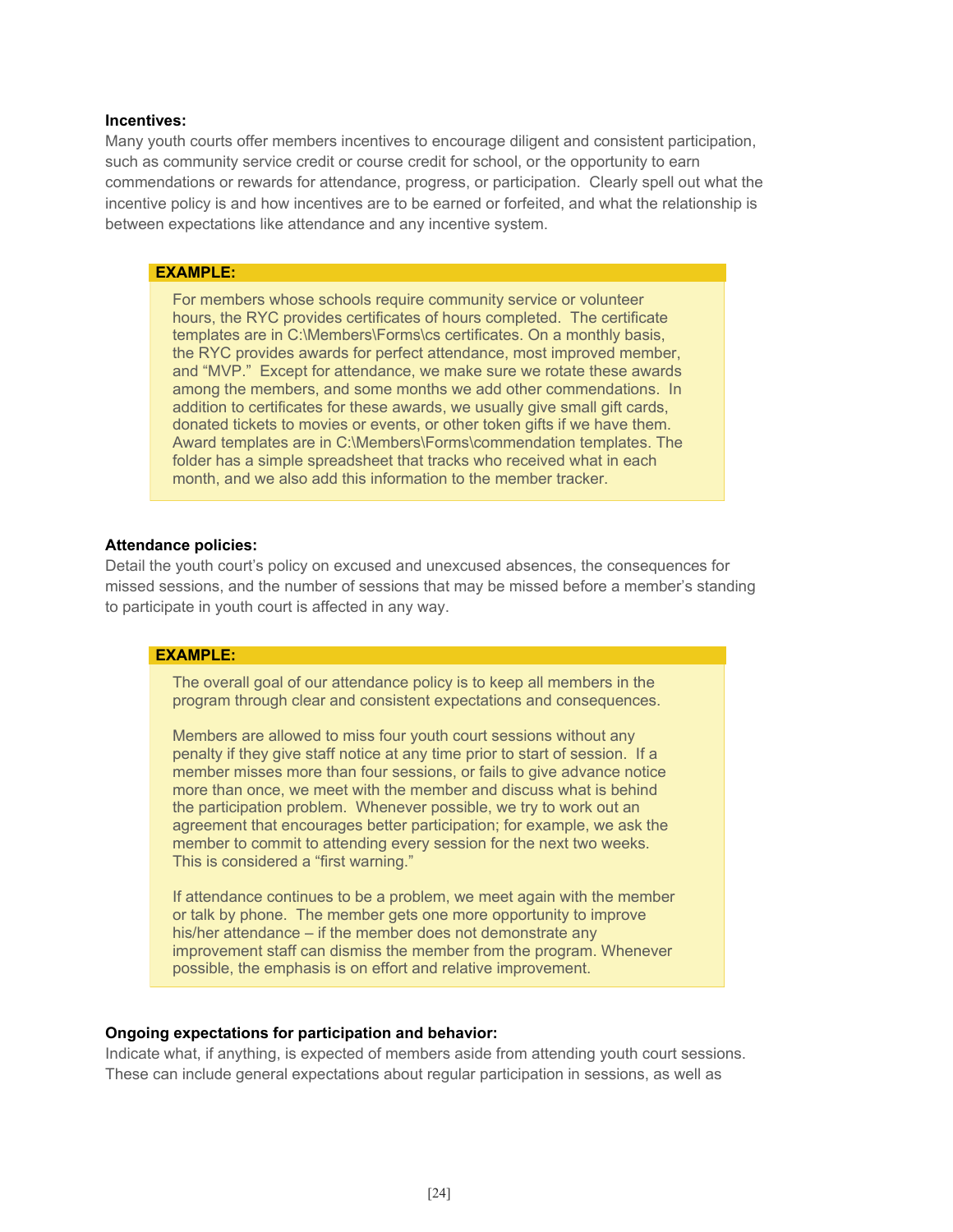**Incentives:**

Many youth courts offer members incentives to encourage diligent and consistent participation, such as community service credit or course credit for school, or the opportunity to earn commendations or rewards for attendance, progress, or participation. Clearly spell out what the incentive policy is and how incentives are to be earned or forfeited, and what the relationship is between expectations like attendance and any incentive system.

> **EXAMPLE:**
>
> For members whose schools require community service or volunteer hours, the RYC provides certificates of hours completed. The certificate templates are in C:\Members\Forms\cs certificates. On a monthly basis, the RYC provides awards for perfect attendance, most improved member, and "MVP." Except for attendance, we make sure we rotate these awards among the members, and some months we add other commendations. In addition to certificates for these awards, we usually give small gift cards, donated tickets to movies or events, or other token gifts if we have them. Award templates are in C:\Members\Forms\commendation templates. The folder has a simple spreadsheet that tracks who received what in each month, and we also add this information to the member tracker.

**Attendance policies:**

Detail the youth court's policy on excused and unexcused absences, the consequences for missed sessions, and the number of sessions that may be missed before a member's standing to participate in youth court is affected in any way.

> **EXAMPLE:**
>
> The overall goal of our attendance policy is to keep all members in the program through clear and consistent expectations and consequences.
>
> Members are allowed to miss four youth court sessions without any penalty if they give staff notice at any time prior to start of session. If a member misses more than four sessions, or fails to give advance notice more than once, we meet with the member and discuss what is behind the participation problem. Whenever possible, we try to work out an agreement that encourages better participation; for example, we ask the member to commit to attending every session for the next two weeks. This is considered a "first warning."
>
> If attendance continues to be a problem, we meet again with the member or talk by phone. The member gets one more opportunity to improve his/her attendance – if the member does not demonstrate any improvement staff can dismiss the member from the program. Whenever possible, the emphasis is on effort and relative improvement.

**Ongoing expectations for participation and behavior:**

Indicate what, if anything, is expected of members aside from attending youth court sessions. These can include general expectations about regular participation in sessions, as well as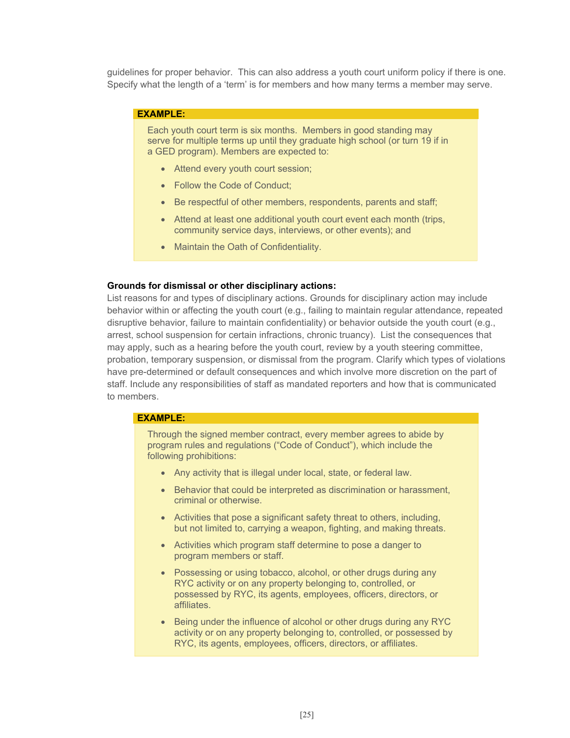guidelines for proper behavior. This can also address a youth court uniform policy if there is one. Specify what the length of a 'term' is for members and how many terms a member may serve.

> **EXAMPLE:**
>
> Each youth court term is six months. Members in good standing may serve for multiple terms up until they graduate high school (or turn 19 if in a GED program). Members are expected to:
>
> - Attend every youth court session;
> - Follow the Code of Conduct;
> - Be respectful of other members, respondents, parents and staff;
> - Attend at least one additional youth court event each month (trips, community service days, interviews, or other events); and
> - Maintain the Oath of Confidentiality.

**Grounds for dismissal or other disciplinary actions:**
List reasons for and types of disciplinary actions. Grounds for disciplinary action may include behavior within or affecting the youth court (e.g., failing to maintain regular attendance, repeated disruptive behavior, failure to maintain confidentiality) or behavior outside the youth court (e.g., arrest, school suspension for certain infractions, chronic truancy). List the consequences that may apply, such as a hearing before the youth court, review by a youth steering committee, probation, temporary suspension, or dismissal from the program. Clarify which types of violations have pre-determined or default consequences and which involve more discretion on the part of staff. Include any responsibilities of staff as mandated reporters and how that is communicated to members.

> **EXAMPLE:**
>
> Through the signed member contract, every member agrees to abide by program rules and regulations ("Code of Conduct"), which include the following prohibitions:
>
> - Any activity that is illegal under local, state, or federal law.
> - Behavior that could be interpreted as discrimination or harassment, criminal or otherwise.
> - Activities that pose a significant safety threat to others, including, but not limited to, carrying a weapon, fighting, and making threats.
> - Activities which program staff determine to pose a danger to program members or staff.
> - Possessing or using tobacco, alcohol, or other drugs during any RYC activity or on any property belonging to, controlled, or possessed by RYC, its agents, employees, officers, directors, or affiliates.
> - Being under the influence of alcohol or other drugs during any RYC activity or on any property belonging to, controlled, or possessed by RYC, its agents, employees, officers, directors, or affiliates.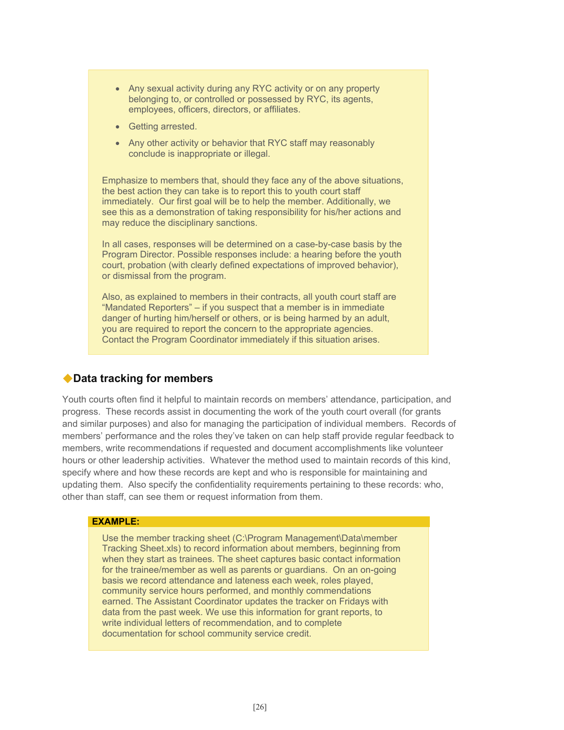- Any sexual activity during any RYC activity or on any property belonging to, or controlled or possessed by RYC, its agents, employees, officers, directors, or affiliates.
- Getting arrested.
- Any other activity or behavior that RYC staff may reasonably conclude is inappropriate or illegal.

Emphasize to members that, should they face any of the above situations, the best action they can take is to report this to youth court staff immediately. Our first goal will be to help the member. Additionally, we see this as a demonstration of taking responsibility for his/her actions and may reduce the disciplinary sanctions.

In all cases, responses will be determined on a case-by-case basis by the Program Director. Possible responses include: a hearing before the youth court, probation (with clearly defined expectations of improved behavior), or dismissal from the program.

Also, as explained to members in their contracts, all youth court staff are "Mandated Reporters" – if you suspect that a member is in immediate danger of hurting him/herself or others, or is being harmed by an adult, you are required to report the concern to the appropriate agencies. Contact the Program Coordinator immediately if this situation arises.

## ◆Data tracking for members

Youth courts often find it helpful to maintain records on members' attendance, participation, and progress. These records assist in documenting the work of the youth court overall (for grants and similar purposes) and also for managing the participation of individual members. Records of members' performance and the roles they've taken on can help staff provide regular feedback to members, write recommendations if requested and document accomplishments like volunteer hours or other leadership activities. Whatever the method used to maintain records of this kind, specify where and how these records are kept and who is responsible for maintaining and updating them. Also specify the confidentiality requirements pertaining to these records: who, other than staff, can see them or request information from them.

**EXAMPLE:**

Use the member tracking sheet (C:\Program Management\Data\member Tracking Sheet.xls) to record information about members, beginning from when they start as trainees. The sheet captures basic contact information for the trainee/member as well as parents or guardians. On an on-going basis we record attendance and lateness each week, roles played, community service hours performed, and monthly commendations earned. The Assistant Coordinator updates the tracker on Fridays with data from the past week. We use this information for grant reports, to write individual letters of recommendation, and to complete documentation for school community service credit.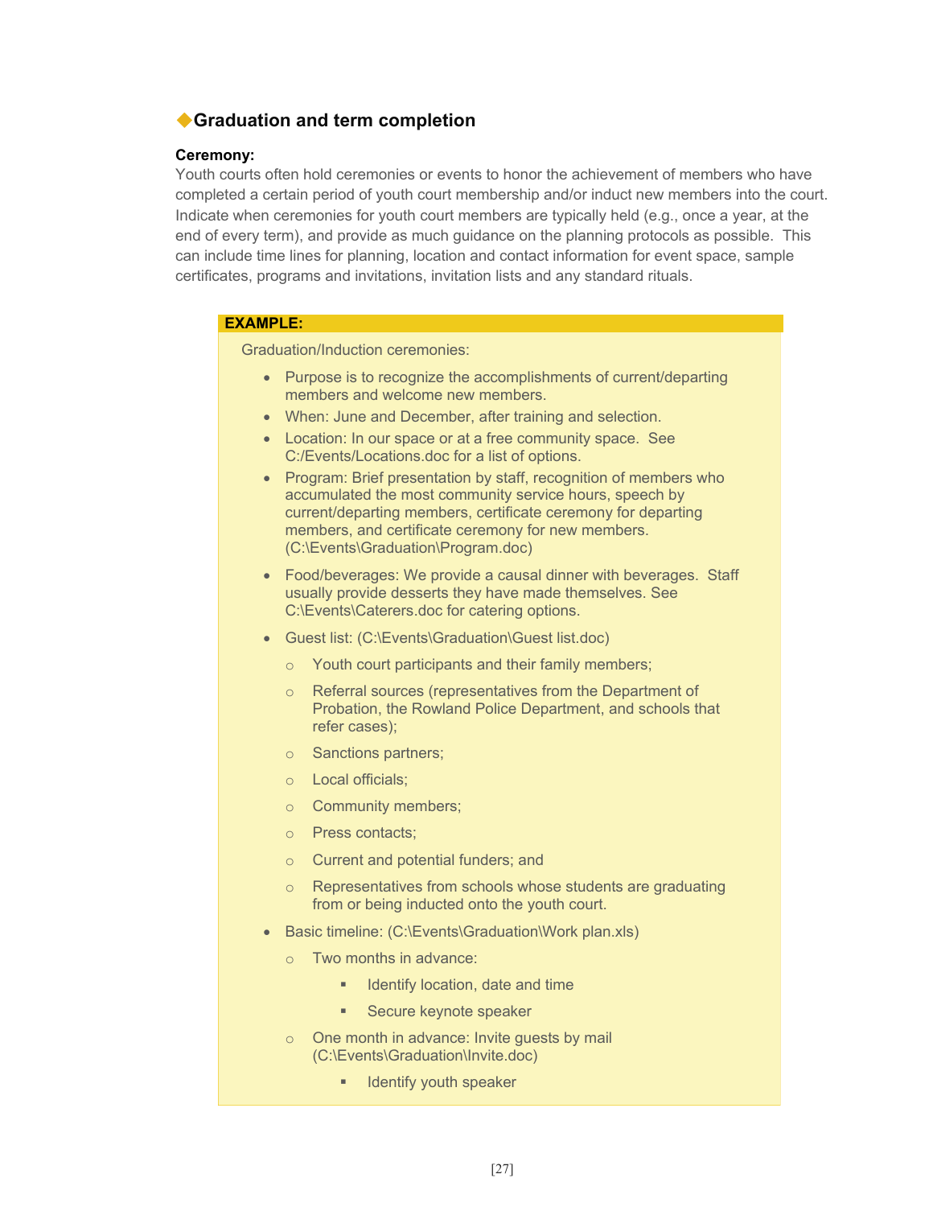## ◆Graduation and term completion

**Ceremony:**

Youth courts often hold ceremonies or events to honor the achievement of members who have completed a certain period of youth court membership and/or induct new members into the court. Indicate when ceremonies for youth court members are typically held (e.g., once a year, at the end of every term), and provide as much guidance on the planning protocols as possible. This can include time lines for planning, location and contact information for event space, sample certificates, programs and invitations, invitation lists and any standard rituals.

**EXAMPLE:**

Graduation/Induction ceremonies:

- Purpose is to recognize the accomplishments of current/departing members and welcome new members.
- When: June and December, after training and selection.
- Location: In our space or at a free community space. See C:/Events/Locations.doc for a list of options.
- Program: Brief presentation by staff, recognition of members who accumulated the most community service hours, speech by current/departing members, certificate ceremony for departing members, and certificate ceremony for new members. (C:\Events\Graduation\Program.doc)
- Food/beverages: We provide a causal dinner with beverages. Staff usually provide desserts they have made themselves. See C:\Events\Caterers.doc for catering options.
- Guest list: (C:\Events\Graduation\Guest list.doc)
    - Youth court participants and their family members;
    - Referral sources (representatives from the Department of Probation, the Rowland Police Department, and schools that refer cases);
    - Sanctions partners;
    - Local officials;
    - Community members;
    - Press contacts;
    - Current and potential funders; and
    - Representatives from schools whose students are graduating from or being inducted onto the youth court.
- Basic timeline: (C:\Events\Graduation\Work plan.xls)
    - Two months in advance:
        - Identify location, date and time
        - Secure keynote speaker
    - One month in advance: Invite guests by mail (C:\Events\Graduation\Invite.doc)
        - Identify youth speaker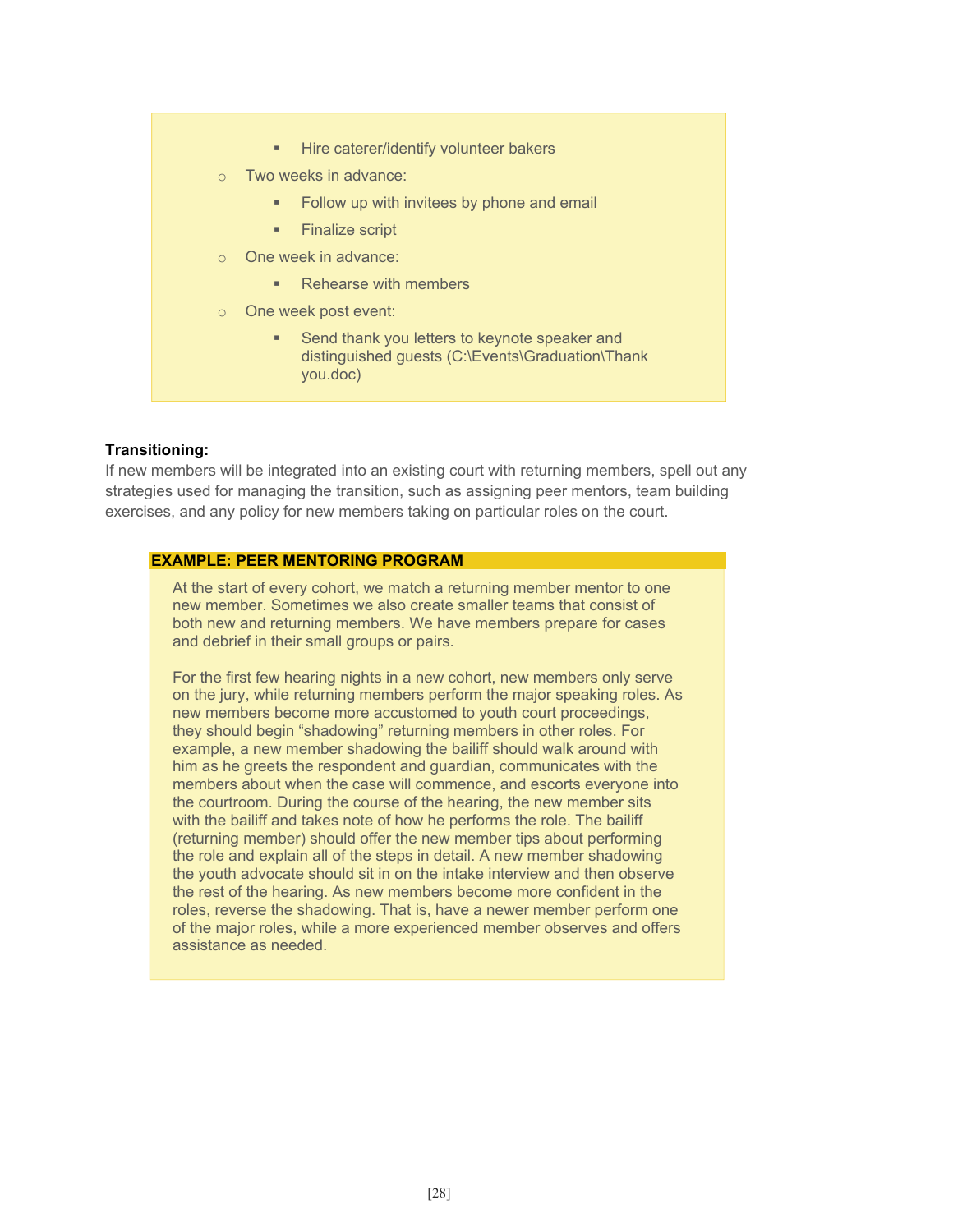- Hire caterer/identify volunteer bakers
  - Two weeks in advance:
    - Follow up with invitees by phone and email
    - Finalize script
  - One week in advance:
    - Rehearse with members
  - One week post event:
    - Send thank you letters to keynote speaker and distinguished guests (C:\Events\Graduation\Thank you.doc)

**Transitioning:**
If new members will be integrated into an existing court with returning members, spell out any strategies used for managing the transition, such as assigning peer mentors, team building exercises, and any policy for new members taking on particular roles on the court.

**EXAMPLE: PEER MENTORING PROGRAM**

At the start of every cohort, we match a returning member mentor to one new member. Sometimes we also create smaller teams that consist of both new and returning members. We have members prepare for cases and debrief in their small groups or pairs.

For the first few hearing nights in a new cohort, new members only serve on the jury, while returning members perform the major speaking roles. As new members become more accustomed to youth court proceedings, they should begin "shadowing" returning members in other roles. For example, a new member shadowing the bailiff should walk around with him as he greets the respondent and guardian, communicates with the members about when the case will commence, and escorts everyone into the courtroom. During the course of the hearing, the new member sits with the bailiff and takes note of how he performs the role. The bailiff (returning member) should offer the new member tips about performing the role and explain all of the steps in detail. A new member shadowing the youth advocate should sit in on the intake interview and then observe the rest of the hearing. As new members become more confident in the roles, reverse the shadowing. That is, have a newer member perform one of the major roles, while a more experienced member observes and offers assistance as needed.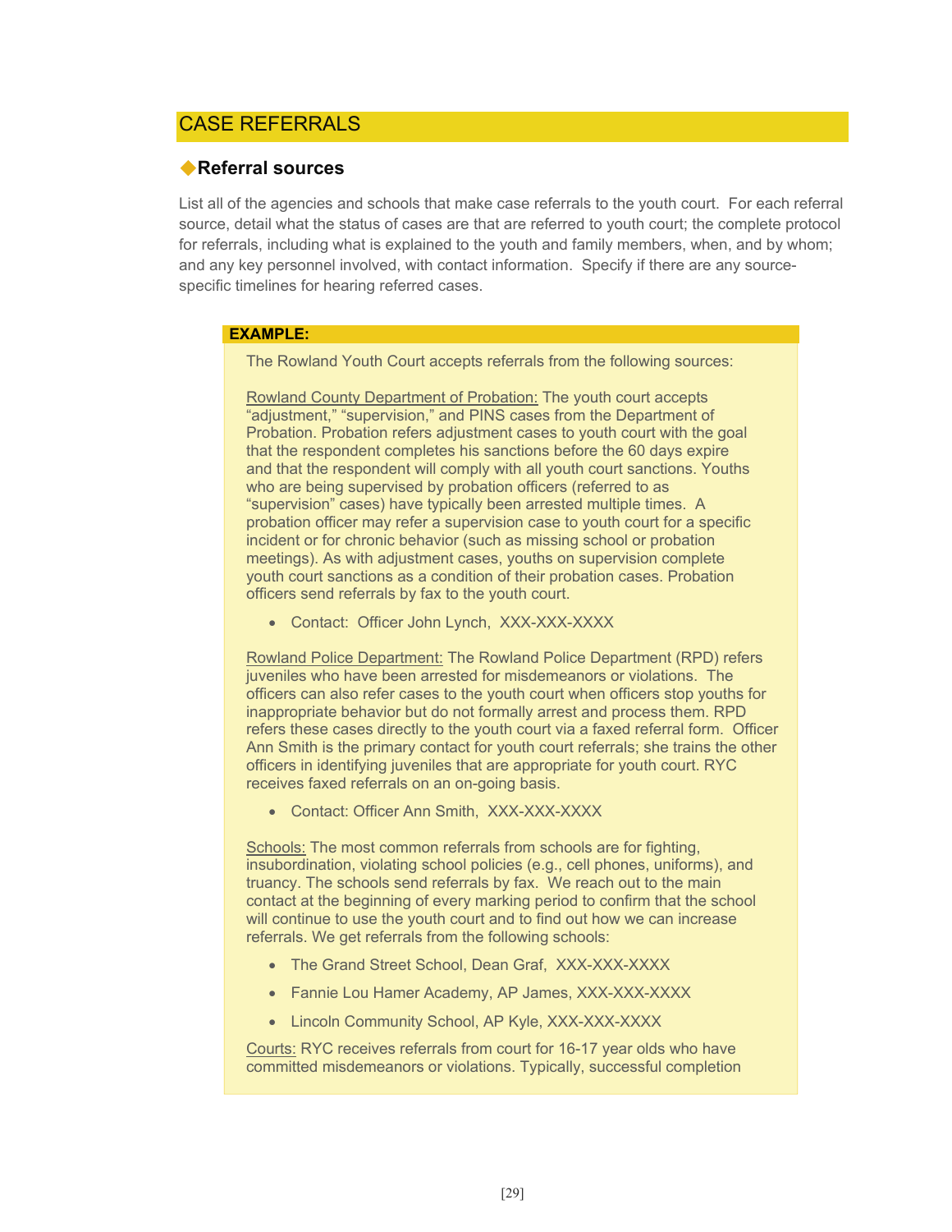## CASE REFERRALS

### ◆Referral sources

List all of the agencies and schools that make case referrals to the youth court. For each referral source, detail what the status of cases are that are referred to youth court; the complete protocol for referrals, including what is explained to the youth and family members, when, and by whom; and any key personnel involved, with contact information. Specify if there are any source-specific timelines for hearing referred cases.

**EXAMPLE:**

The Rowland Youth Court accepts referrals from the following sources:

Rowland County Department of Probation: The youth court accepts "adjustment," "supervision," and PINS cases from the Department of Probation. Probation refers adjustment cases to youth court with the goal that the respondent completes his sanctions before the 60 days expire and that the respondent will comply with all youth court sanctions. Youths who are being supervised by probation officers (referred to as "supervision" cases) have typically been arrested multiple times. A probation officer may refer a supervision case to youth court for a specific incident or for chronic behavior (such as missing school or probation meetings). As with adjustment cases, youths on supervision complete youth court sanctions as a condition of their probation cases. Probation officers send referrals by fax to the youth court.

- Contact: Officer John Lynch, XXX-XXX-XXXX

Rowland Police Department: The Rowland Police Department (RPD) refers juveniles who have been arrested for misdemeanors or violations. The officers can also refer cases to the youth court when officers stop youths for inappropriate behavior but do not formally arrest and process them. RPD refers these cases directly to the youth court via a faxed referral form. Officer Ann Smith is the primary contact for youth court referrals; she trains the other officers in identifying juveniles that are appropriate for youth court. RYC receives faxed referrals on an on-going basis.

- Contact: Officer Ann Smith, XXX-XXX-XXXX

Schools: The most common referrals from schools are for fighting, insubordination, violating school policies (e.g., cell phones, uniforms), and truancy. The schools send referrals by fax. We reach out to the main contact at the beginning of every marking period to confirm that the school will continue to use the youth court and to find out how we can increase referrals. We get referrals from the following schools:

- The Grand Street School, Dean Graf, XXX-XXX-XXXX
- Fannie Lou Hamer Academy, AP James, XXX-XXX-XXXX
- Lincoln Community School, AP Kyle, XXX-XXX-XXXX

Courts: RYC receives referrals from court for 16-17 year olds who have committed misdemeanors or violations. Typically, successful completion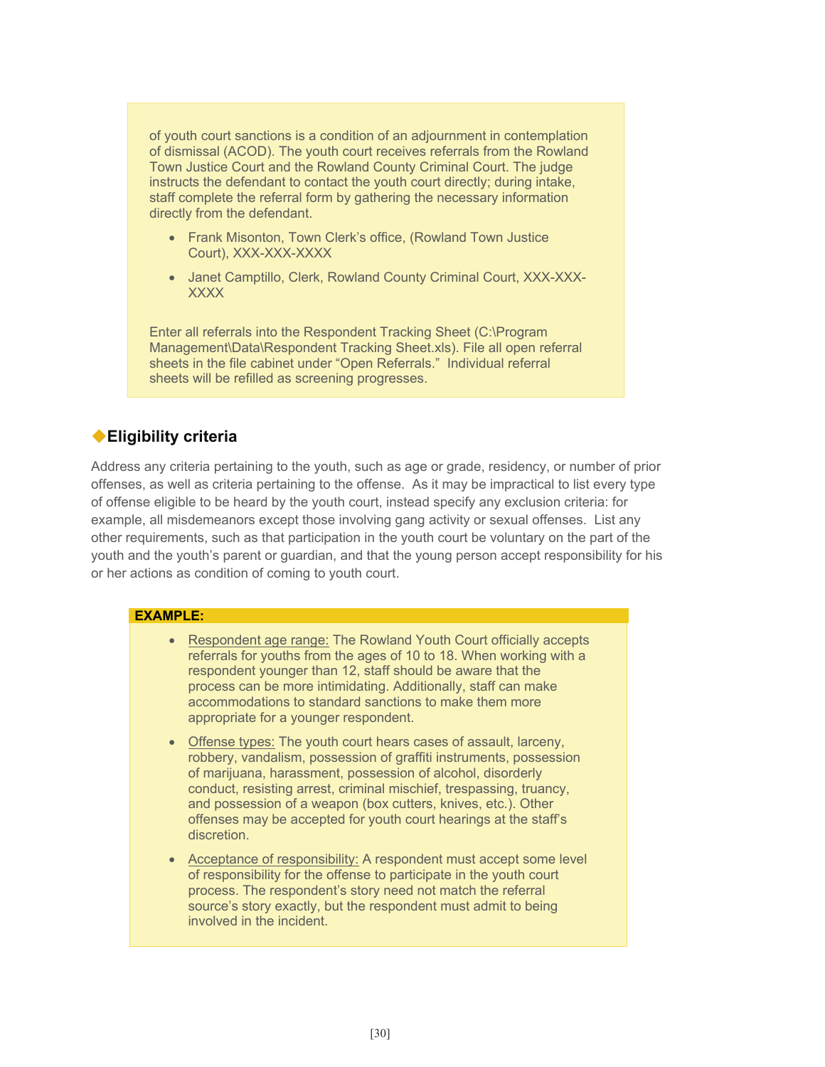of youth court sanctions is a condition of an adjournment in contemplation of dismissal (ACOD). The youth court receives referrals from the Rowland Town Justice Court and the Rowland County Criminal Court. The judge instructs the defendant to contact the youth court directly; during intake, staff complete the referral form by gathering the necessary information directly from the defendant.

- Frank Misonton, Town Clerk's office, (Rowland Town Justice Court), XXX-XXX-XXXX
- Janet Camptillo, Clerk, Rowland County Criminal Court, XXX-XXX-XXXX

Enter all referrals into the Respondent Tracking Sheet (C:\Program Management\Data\Respondent Tracking Sheet.xls). File all open referral sheets in the file cabinet under "Open Referrals." Individual referral sheets will be refilled as screening progresses.

## ◆Eligibility criteria

Address any criteria pertaining to the youth, such as age or grade, residency, or number of prior offenses, as well as criteria pertaining to the offense. As it may be impractical to list every type of offense eligible to be heard by the youth court, instead specify any exclusion criteria: for example, all misdemeanors except those involving gang activity or sexual offenses. List any other requirements, such as that participation in the youth court be voluntary on the part of the youth and the youth's parent or guardian, and that the young person accept responsibility for his or her actions as condition of coming to youth court.

**EXAMPLE:**

- Respondent age range: The Rowland Youth Court officially accepts referrals for youths from the ages of 10 to 18. When working with a respondent younger than 12, staff should be aware that the process can be more intimidating. Additionally, staff can make accommodations to standard sanctions to make them more appropriate for a younger respondent.
- Offense types: The youth court hears cases of assault, larceny, robbery, vandalism, possession of graffiti instruments, possession of marijuana, harassment, possession of alcohol, disorderly conduct, resisting arrest, criminal mischief, trespassing, truancy, and possession of a weapon (box cutters, knives, etc.). Other offenses may be accepted for youth court hearings at the staff's discretion.
- Acceptance of responsibility: A respondent must accept some level of responsibility for the offense to participate in the youth court process. The respondent's story need not match the referral source's story exactly, but the respondent must admit to being involved in the incident.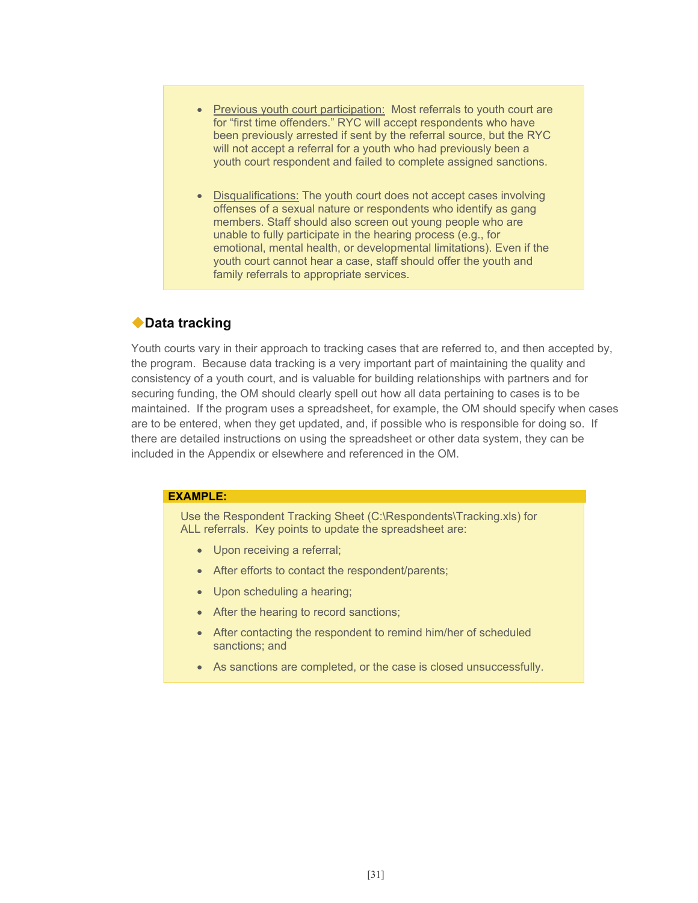- Previous youth court participation: Most referrals to youth court are for "first time offenders." RYC will accept respondents who have been previously arrested if sent by the referral source, but the RYC will not accept a referral for a youth who had previously been a youth court respondent and failed to complete assigned sanctions.

- Disqualifications: The youth court does not accept cases involving offenses of a sexual nature or respondents who identify as gang members. Staff should also screen out young people who are unable to fully participate in the hearing process (e.g., for emotional, mental health, or developmental limitations). Even if the youth court cannot hear a case, staff should offer the youth and family referrals to appropriate services.

## ◆Data tracking

Youth courts vary in their approach to tracking cases that are referred to, and then accepted by, the program. Because data tracking is a very important part of maintaining the quality and consistency of a youth court, and is valuable for building relationships with partners and for securing funding, the OM should clearly spell out how all data pertaining to cases is to be maintained. If the program uses a spreadsheet, for example, the OM should specify when cases are to be entered, when they get updated, and, if possible who is responsible for doing so. If there are detailed instructions on using the spreadsheet or other data system, they can be included in the Appendix or elsewhere and referenced in the OM.

**EXAMPLE:**

Use the Respondent Tracking Sheet (C:\Respondents\Tracking.xls) for ALL referrals. Key points to update the spreadsheet are:

- Upon receiving a referral;
- After efforts to contact the respondent/parents;
- Upon scheduling a hearing;
- After the hearing to record sanctions;
- After contacting the respondent to remind him/her of scheduled sanctions; and
- As sanctions are completed, or the case is closed unsuccessfully.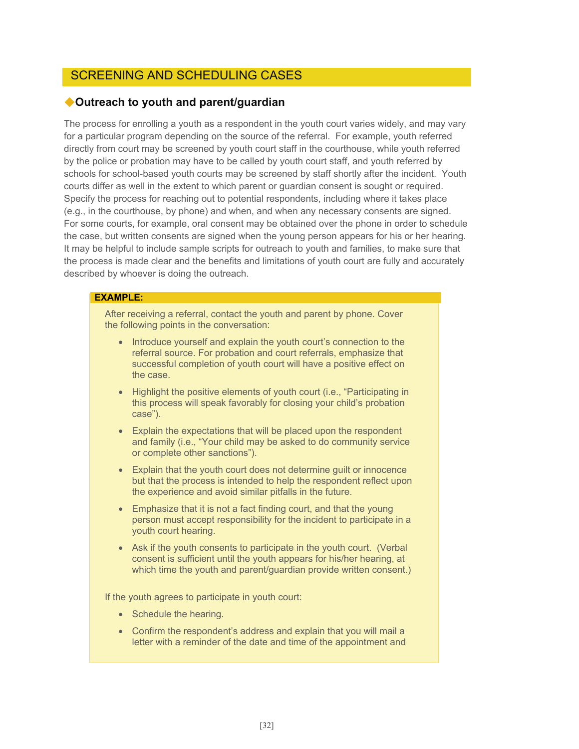## SCREENING AND SCHEDULING CASES

### ◆Outreach to youth and parent/guardian

The process for enrolling a youth as a respondent in the youth court varies widely, and may vary for a particular program depending on the source of the referral. For example, youth referred directly from court may be screened by youth court staff in the courthouse, while youth referred by the police or probation may have to be called by youth court staff, and youth referred by schools for school-based youth courts may be screened by staff shortly after the incident. Youth courts differ as well in the extent to which parent or guardian consent is sought or required. Specify the process for reaching out to potential respondents, including where it takes place (e.g., in the courthouse, by phone) and when, and when any necessary consents are signed. For some courts, for example, oral consent may be obtained over the phone in order to schedule the case, but written consents are signed when the young person appears for his or her hearing. It may be helpful to include sample scripts for outreach to youth and families, to make sure that the process is made clear and the benefits and limitations of youth court are fully and accurately described by whoever is doing the outreach.

**EXAMPLE:**

After receiving a referral, contact the youth and parent by phone. Cover the following points in the conversation:

- Introduce yourself and explain the youth court's connection to the referral source. For probation and court referrals, emphasize that successful completion of youth court will have a positive effect on the case.
- Highlight the positive elements of youth court (i.e., "Participating in this process will speak favorably for closing your child's probation case").
- Explain the expectations that will be placed upon the respondent and family (i.e., "Your child may be asked to do community service or complete other sanctions").
- Explain that the youth court does not determine guilt or innocence but that the process is intended to help the respondent reflect upon the experience and avoid similar pitfalls in the future.
- Emphasize that it is not a fact finding court, and that the young person must accept responsibility for the incident to participate in a youth court hearing.
- Ask if the youth consents to participate in the youth court. (Verbal consent is sufficient until the youth appears for his/her hearing, at which time the youth and parent/guardian provide written consent.)

If the youth agrees to participate in youth court:

- Schedule the hearing.
- Confirm the respondent's address and explain that you will mail a letter with a reminder of the date and time of the appointment and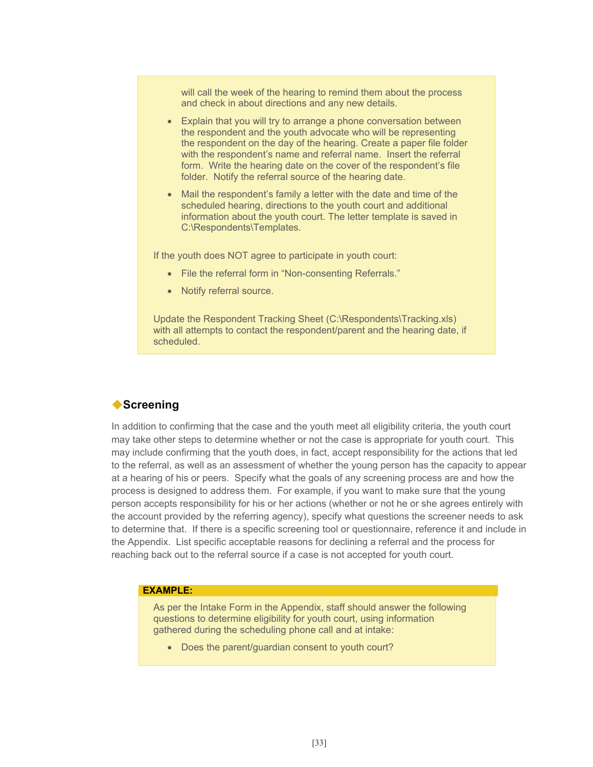will call the week of the hearing to remind them about the process and check in about directions and any new details.

- Explain that you will try to arrange a phone conversation between the respondent and the youth advocate who will be representing the respondent on the day of the hearing. Create a paper file folder with the respondent's name and referral name. Insert the referral form. Write the hearing date on the cover of the respondent's file folder. Notify the referral source of the hearing date.
- Mail the respondent's family a letter with the date and time of the scheduled hearing, directions to the youth court and additional information about the youth court. The letter template is saved in C:\Respondents\Templates.

If the youth does NOT agree to participate in youth court:

- File the referral form in "Non-consenting Referrals."
- Notify referral source.

Update the Respondent Tracking Sheet (C:\Respondents\Tracking.xls) with all attempts to contact the respondent/parent and the hearing date, if scheduled.

## ◆Screening

In addition to confirming that the case and the youth meet all eligibility criteria, the youth court may take other steps to determine whether or not the case is appropriate for youth court. This may include confirming that the youth does, in fact, accept responsibility for the actions that led to the referral, as well as an assessment of whether the young person has the capacity to appear at a hearing of his or peers. Specify what the goals of any screening process are and how the process is designed to address them. For example, if you want to make sure that the young person accepts responsibility for his or her actions (whether or not he or she agrees entirely with the account provided by the referring agency), specify what questions the screener needs to ask to determine that. If there is a specific screening tool or questionnaire, reference it and include in the Appendix. List specific acceptable reasons for declining a referral and the process for reaching back out to the referral source if a case is not accepted for youth court.

**EXAMPLE:**

As per the Intake Form in the Appendix, staff should answer the following questions to determine eligibility for youth court, using information gathered during the scheduling phone call and at intake:

- Does the parent/guardian consent to youth court?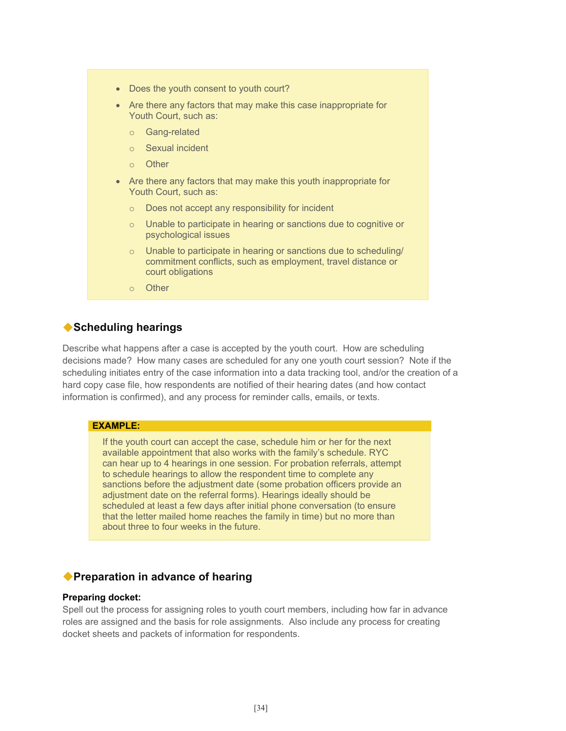- Does the youth consent to youth court?
- Are there any factors that may make this case inappropriate for Youth Court, such as:
    - Gang-related
    - Sexual incident
    - Other
- Are there any factors that may make this youth inappropriate for Youth Court, such as:
    - Does not accept any responsibility for incident
    - Unable to participate in hearing or sanctions due to cognitive or psychological issues
    - Unable to participate in hearing or sanctions due to scheduling/ commitment conflicts, such as employment, travel distance or court obligations
    - Other

## ◆Scheduling hearings

Describe what happens after a case is accepted by the youth court. How are scheduling decisions made? How many cases are scheduled for any one youth court session? Note if the scheduling initiates entry of the case information into a data tracking tool, and/or the creation of a hard copy case file, how respondents are notified of their hearing dates (and how contact information is confirmed), and any process for reminder calls, emails, or texts.

**EXAMPLE:**

If the youth court can accept the case, schedule him or her for the next available appointment that also works with the family's schedule. RYC can hear up to 4 hearings in one session. For probation referrals, attempt to schedule hearings to allow the respondent time to complete any sanctions before the adjustment date (some probation officers provide an adjustment date on the referral forms). Hearings ideally should be scheduled at least a few days after initial phone conversation (to ensure that the letter mailed home reaches the family in time) but no more than about three to four weeks in the future.

## ◆Preparation in advance of hearing

**Preparing docket:**
Spell out the process for assigning roles to youth court members, including how far in advance roles are assigned and the basis for role assignments. Also include any process for creating docket sheets and packets of information for respondents.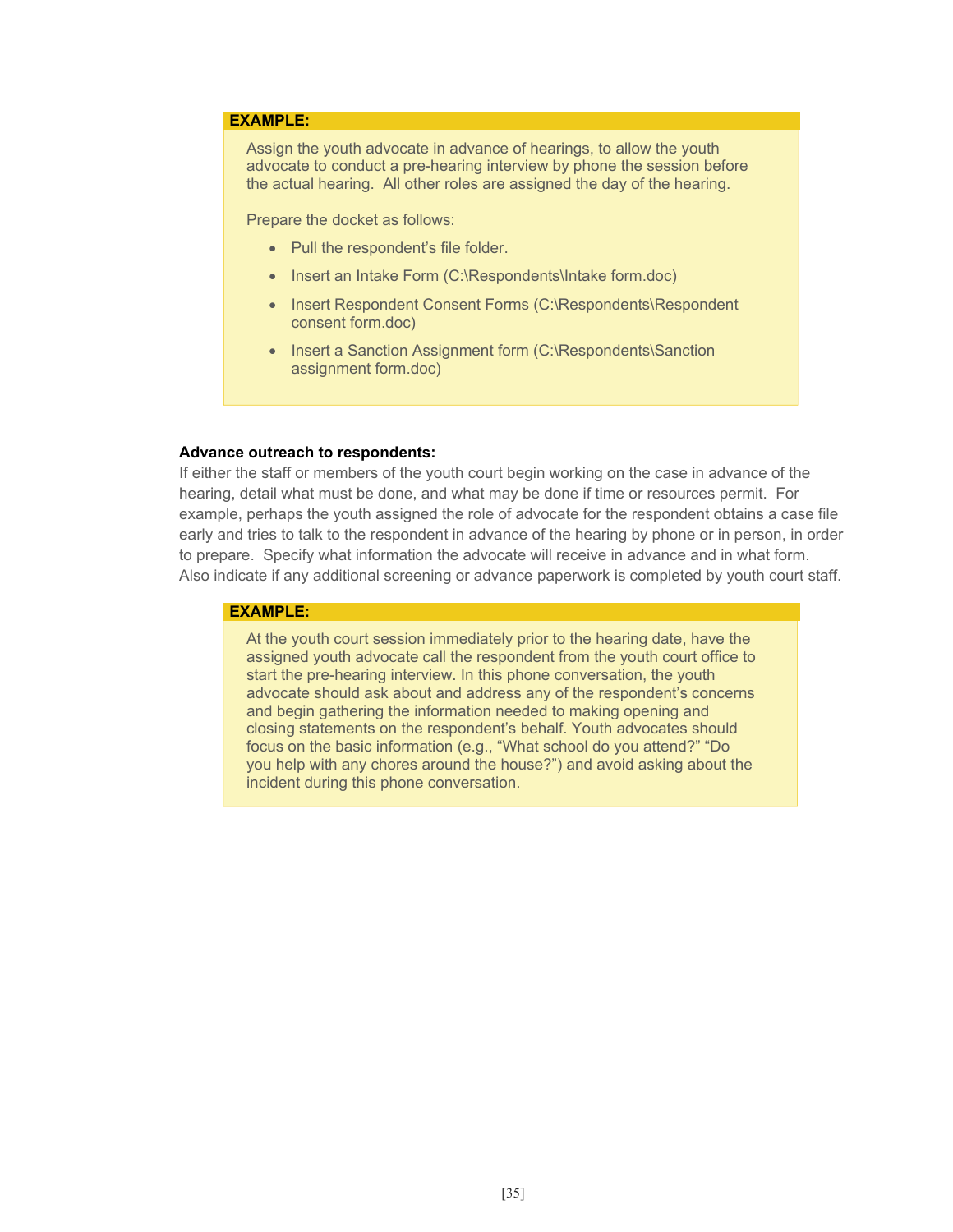**EXAMPLE:**

Assign the youth advocate in advance of hearings, to allow the youth advocate to conduct a pre-hearing interview by phone the session before the actual hearing. All other roles are assigned the day of the hearing.

Prepare the docket as follows:

- Pull the respondent's file folder.
- Insert an Intake Form (C:\Respondents\Intake form.doc)
- Insert Respondent Consent Forms (C:\Respondents\Respondent consent form.doc)
- Insert a Sanction Assignment form (C:\Respondents\Sanction assignment form.doc)

**Advance outreach to respondents:**
If either the staff or members of the youth court begin working on the case in advance of the hearing, detail what must be done, and what may be done if time or resources permit. For example, perhaps the youth assigned the role of advocate for the respondent obtains a case file early and tries to talk to the respondent in advance of the hearing by phone or in person, in order to prepare. Specify what information the advocate will receive in advance and in what form. Also indicate if any additional screening or advance paperwork is completed by youth court staff.

**EXAMPLE:**

At the youth court session immediately prior to the hearing date, have the assigned youth advocate call the respondent from the youth court office to start the pre-hearing interview. In this phone conversation, the youth advocate should ask about and address any of the respondent's concerns and begin gathering the information needed to making opening and closing statements on the respondent's behalf. Youth advocates should focus on the basic information (e.g., "What school do you attend?" "Do you help with any chores around the house?") and avoid asking about the incident during this phone conversation.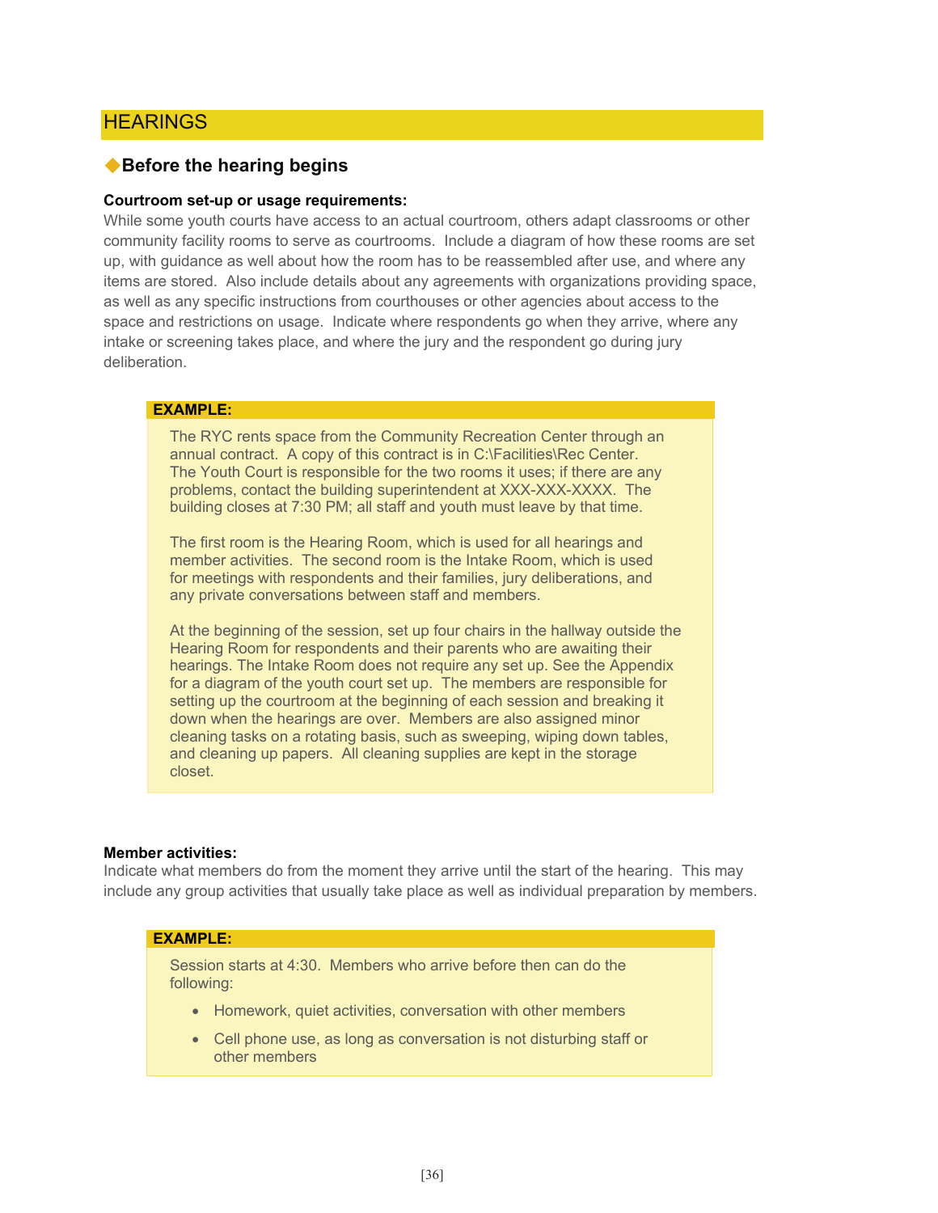## HEARINGS

### ◆Before the hearing begins

**Courtroom set-up or usage requirements:**

While some youth courts have access to an actual courtroom, others adapt classrooms or other community facility rooms to serve as courtrooms. Include a diagram of how these rooms are set up, with guidance as well about how the room has to be reassembled after use, and where any items are stored. Also include details about any agreements with organizations providing space, as well as any specific instructions from courthouses or other agencies about access to the space and restrictions on usage. Indicate where respondents go when they arrive, where any intake or screening takes place, and where the jury and the respondent go during jury deliberation.

> **EXAMPLE:**
>
> The RYC rents space from the Community Recreation Center through an annual contract. A copy of this contract is in C:\Facilities\Rec Center. The Youth Court is responsible for the two rooms it uses; if there are any problems, contact the building superintendent at XXX-XXX-XXXX. The building closes at 7:30 PM; all staff and youth must leave by that time.
>
> The first room is the Hearing Room, which is used for all hearings and member activities. The second room is the Intake Room, which is used for meetings with respondents and their families, jury deliberations, and any private conversations between staff and members.
>
> At the beginning of the session, set up four chairs in the hallway outside the Hearing Room for respondents and their parents who are awaiting their hearings. The Intake Room does not require any set up. See the Appendix for a diagram of the youth court set up. The members are responsible for setting up the courtroom at the beginning of each session and breaking it down when the hearings are over. Members are also assigned minor cleaning tasks on a rotating basis, such as sweeping, wiping down tables, and cleaning up papers. All cleaning supplies are kept in the storage closet.

**Member activities:**

Indicate what members do from the moment they arrive until the start of the hearing. This may include any group activities that usually take place as well as individual preparation by members.

> **EXAMPLE:**
>
> Session starts at 4:30. Members who arrive before then can do the following:
>
> - Homework, quiet activities, conversation with other members
> - Cell phone use, as long as conversation is not disturbing staff or other members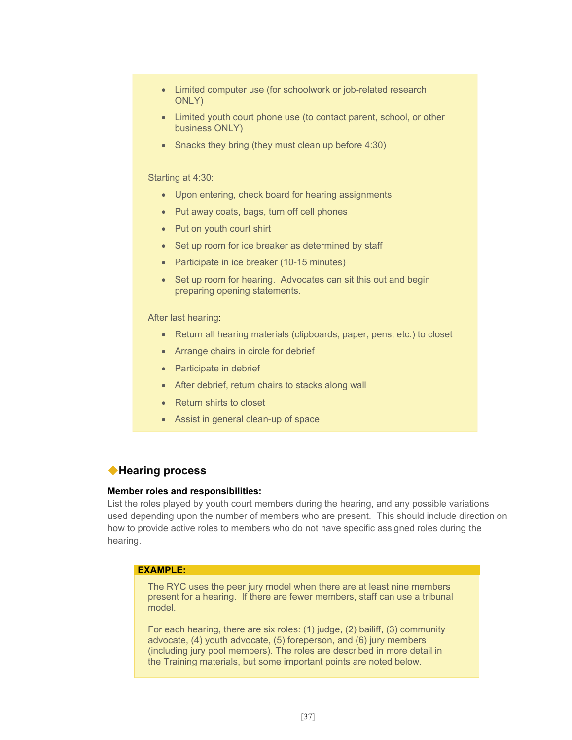- Limited computer use (for schoolwork or job-related research ONLY)
- Limited youth court phone use (to contact parent, school, or other business ONLY)
- Snacks they bring (they must clean up before 4:30)

Starting at 4:30:

- Upon entering, check board for hearing assignments
- Put away coats, bags, turn off cell phones
- Put on youth court shirt
- Set up room for ice breaker as determined by staff
- Participate in ice breaker (10-15 minutes)
- Set up room for hearing. Advocates can sit this out and begin preparing opening statements.

After last hearing:

- Return all hearing materials (clipboards, paper, pens, etc.) to closet
- Arrange chairs in circle for debrief
- Participate in debrief
- After debrief, return chairs to stacks along wall
- Return shirts to closet
- Assist in general clean-up of space

## ◆Hearing process

**Member roles and responsibilities:**

List the roles played by youth court members during the hearing, and any possible variations used depending upon the number of members who are present. This should include direction on how to provide active roles to members who do not have specific assigned roles during the hearing.

**EXAMPLE:**

The RYC uses the peer jury model when there are at least nine members present for a hearing. If there are fewer members, staff can use a tribunal model.

For each hearing, there are six roles: (1) judge, (2) bailiff, (3) community advocate, (4) youth advocate, (5) foreperson, and (6) jury members (including jury pool members). The roles are described in more detail in the Training materials, but some important points are noted below.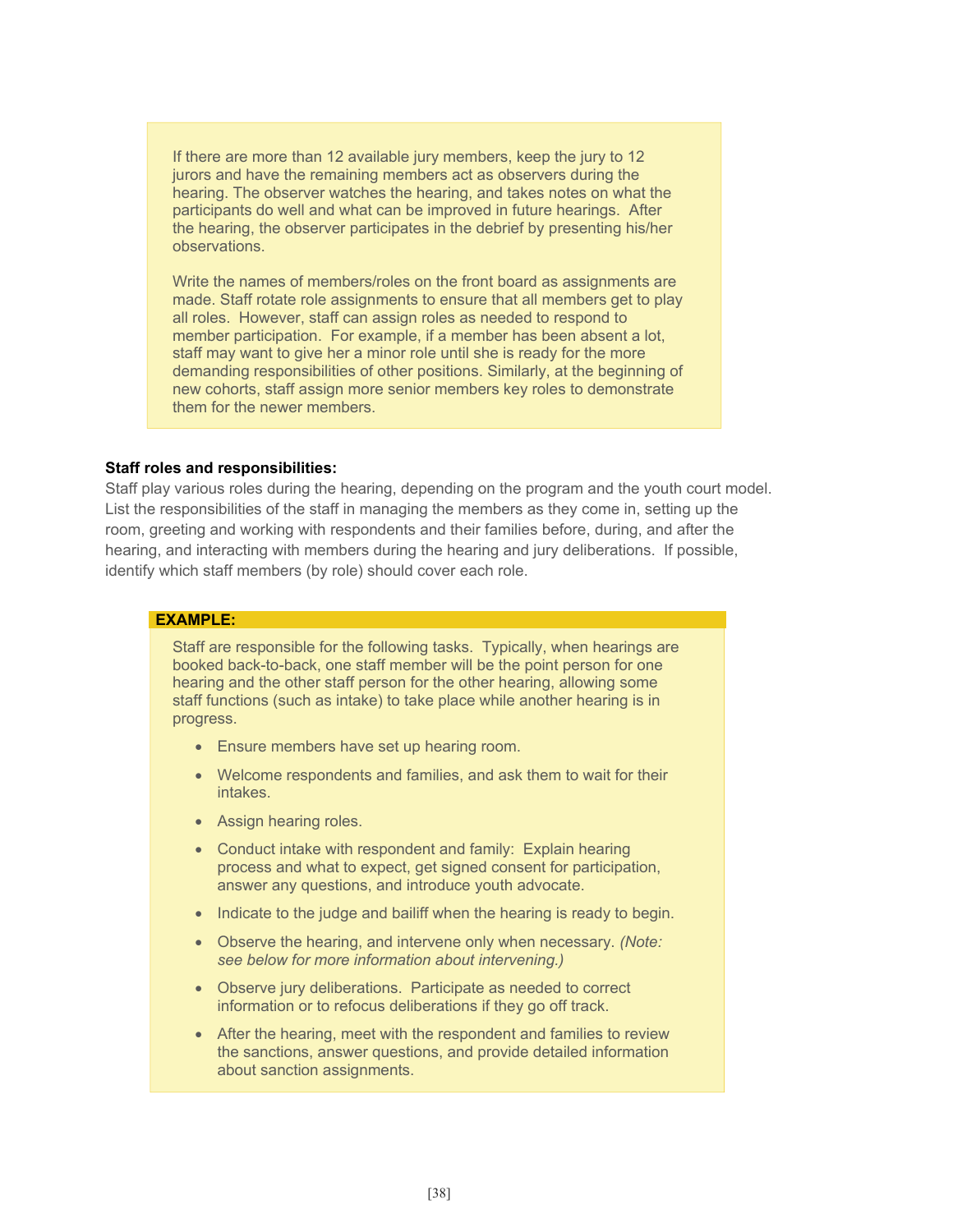If there are more than 12 available jury members, keep the jury to 12 jurors and have the remaining members act as observers during the hearing. The observer watches the hearing, and takes notes on what the participants do well and what can be improved in future hearings. After the hearing, the observer participates in the debrief by presenting his/her observations.

Write the names of members/roles on the front board as assignments are made. Staff rotate role assignments to ensure that all members get to play all roles. However, staff can assign roles as needed to respond to member participation. For example, if a member has been absent a lot, staff may want to give her a minor role until she is ready for the more demanding responsibilities of other positions. Similarly, at the beginning of new cohorts, staff assign more senior members key roles to demonstrate them for the newer members.

**Staff roles and responsibilities:**

Staff play various roles during the hearing, depending on the program and the youth court model. List the responsibilities of the staff in managing the members as they come in, setting up the room, greeting and working with respondents and their families before, during, and after the hearing, and interacting with members during the hearing and jury deliberations. If possible, identify which staff members (by role) should cover each role.

**EXAMPLE:**

Staff are responsible for the following tasks. Typically, when hearings are booked back-to-back, one staff member will be the point person for one hearing and the other staff person for the other hearing, allowing some staff functions (such as intake) to take place while another hearing is in progress.

- Ensure members have set up hearing room.
- Welcome respondents and families, and ask them to wait for their intakes.
- Assign hearing roles.
- Conduct intake with respondent and family: Explain hearing process and what to expect, get signed consent for participation, answer any questions, and introduce youth advocate.
- Indicate to the judge and bailiff when the hearing is ready to begin.
- Observe the hearing, and intervene only when necessary. *(Note: see below for more information about intervening.)*
- Observe jury deliberations. Participate as needed to correct information or to refocus deliberations if they go off track.
- After the hearing, meet with the respondent and families to review the sanctions, answer questions, and provide detailed information about sanction assignments.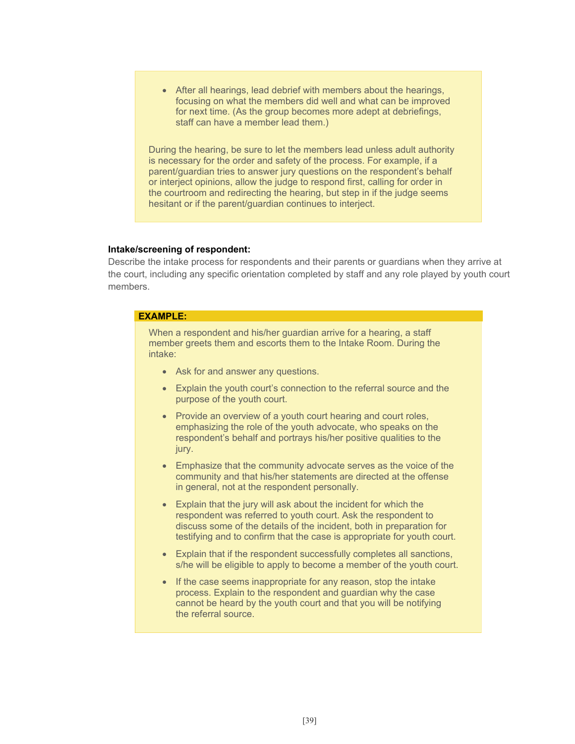- After all hearings, lead debrief with members about the hearings, focusing on what the members did well and what can be improved for next time. (As the group becomes more adept at debriefings, staff can have a member lead them.)

During the hearing, be sure to let the members lead unless adult authority is necessary for the order and safety of the process. For example, if a parent/guardian tries to answer jury questions on the respondent's behalf or interject opinions, allow the judge to respond first, calling for order in the courtroom and redirecting the hearing, but step in if the judge seems hesitant or if the parent/guardian continues to interject.

**Intake/screening of respondent:**

Describe the intake process for respondents and their parents or guardians when they arrive at the court, including any specific orientation completed by staff and any role played by youth court members.

**EXAMPLE:**

When a respondent and his/her guardian arrive for a hearing, a staff member greets them and escorts them to the Intake Room. During the intake:

- Ask for and answer any questions.
- Explain the youth court's connection to the referral source and the purpose of the youth court.
- Provide an overview of a youth court hearing and court roles, emphasizing the role of the youth advocate, who speaks on the respondent's behalf and portrays his/her positive qualities to the jury.
- Emphasize that the community advocate serves as the voice of the community and that his/her statements are directed at the offense in general, not at the respondent personally.
- Explain that the jury will ask about the incident for which the respondent was referred to youth court. Ask the respondent to discuss some of the details of the incident, both in preparation for testifying and to confirm that the case is appropriate for youth court.
- Explain that if the respondent successfully completes all sanctions, s/he will be eligible to apply to become a member of the youth court.
- If the case seems inappropriate for any reason, stop the intake process. Explain to the respondent and guardian why the case cannot be heard by the youth court and that you will be notifying the referral source.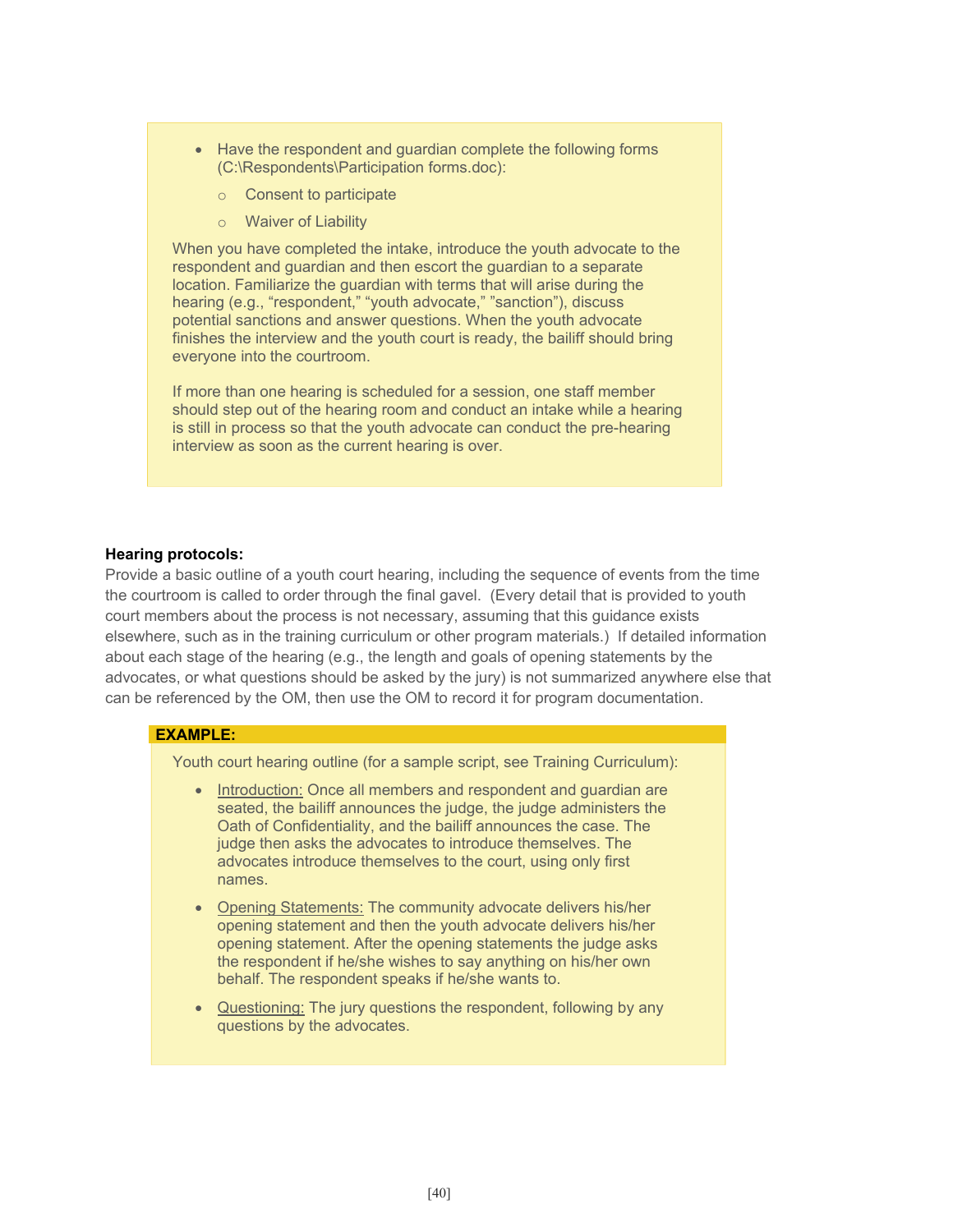- Have the respondent and guardian complete the following forms (C:\Respondents\Participation forms.doc):
  - Consent to participate
  - Waiver of Liability

When you have completed the intake, introduce the youth advocate to the respondent and guardian and then escort the guardian to a separate location. Familiarize the guardian with terms that will arise during the hearing (e.g., "respondent," "youth advocate," "sanction"), discuss potential sanctions and answer questions. When the youth advocate finishes the interview and the youth court is ready, the bailiff should bring everyone into the courtroom.

If more than one hearing is scheduled for a session, one staff member should step out of the hearing room and conduct an intake while a hearing is still in process so that the youth advocate can conduct the pre-hearing interview as soon as the current hearing is over.

**Hearing protocols:**
Provide a basic outline of a youth court hearing, including the sequence of events from the time the courtroom is called to order through the final gavel. (Every detail that is provided to youth court members about the process is not necessary, assuming that this guidance exists elsewhere, such as in the training curriculum or other program materials.) If detailed information about each stage of the hearing (e.g., the length and goals of opening statements by the advocates, or what questions should be asked by the jury) is not summarized anywhere else that can be referenced by the OM, then use the OM to record it for program documentation.

**EXAMPLE:**

Youth court hearing outline (for a sample script, see Training Curriculum):

- Introduction: Once all members and respondent and guardian are seated, the bailiff announces the judge, the judge administers the Oath of Confidentiality, and the bailiff announces the case. The judge then asks the advocates to introduce themselves. The advocates introduce themselves to the court, using only first names.
- Opening Statements: The community advocate delivers his/her opening statement and then the youth advocate delivers his/her opening statement. After the opening statements the judge asks the respondent if he/she wishes to say anything on his/her own behalf. The respondent speaks if he/she wants to.
- Questioning: The jury questions the respondent, following by any questions by the advocates.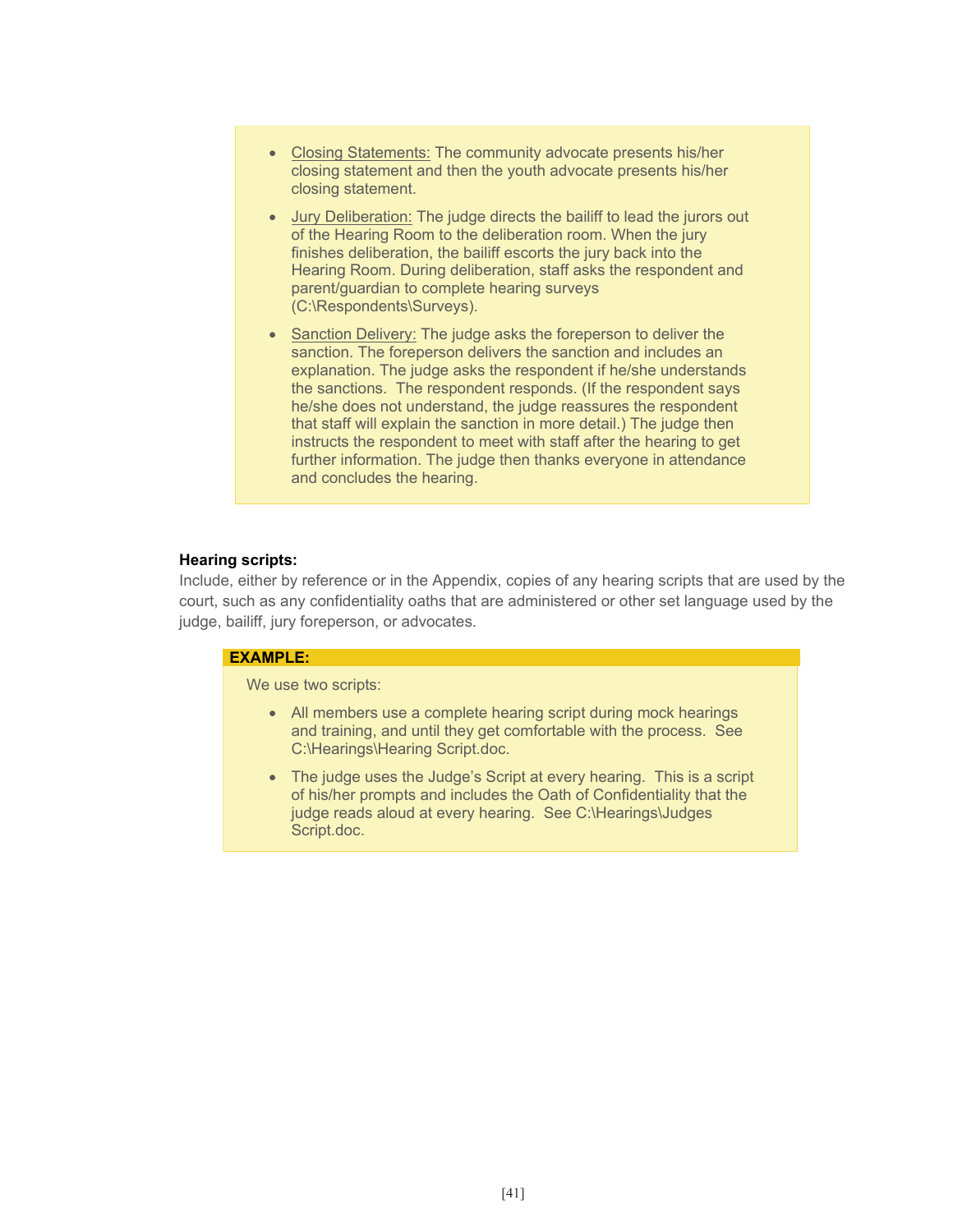- Closing Statements: The community advocate presents his/her closing statement and then the youth advocate presents his/her closing statement.
- Jury Deliberation: The judge directs the bailiff to lead the jurors out of the Hearing Room to the deliberation room. When the jury finishes deliberation, the bailiff escorts the jury back into the Hearing Room. During deliberation, staff asks the respondent and parent/guardian to complete hearing surveys (C:\Respondents\Surveys).
- Sanction Delivery: The judge asks the foreperson to deliver the sanction. The foreperson delivers the sanction and includes an explanation. The judge asks the respondent if he/she understands the sanctions. The respondent responds. (If the respondent says he/she does not understand, the judge reassures the respondent that staff will explain the sanction in more detail.) The judge then instructs the respondent to meet with staff after the hearing to get further information. The judge then thanks everyone in attendance and concludes the hearing.

**Hearing scripts:**

Include, either by reference or in the Appendix, copies of any hearing scripts that are used by the court, such as any confidentiality oaths that are administered or other set language used by the judge, bailiff, jury foreperson, or advocates.

**EXAMPLE:**

We use two scripts:

- All members use a complete hearing script during mock hearings and training, and until they get comfortable with the process. See C:\Hearings\Hearing Script.doc.
- The judge uses the Judge's Script at every hearing. This is a script of his/her prompts and includes the Oath of Confidentiality that the judge reads aloud at every hearing. See C:\Hearings\Judges Script.doc.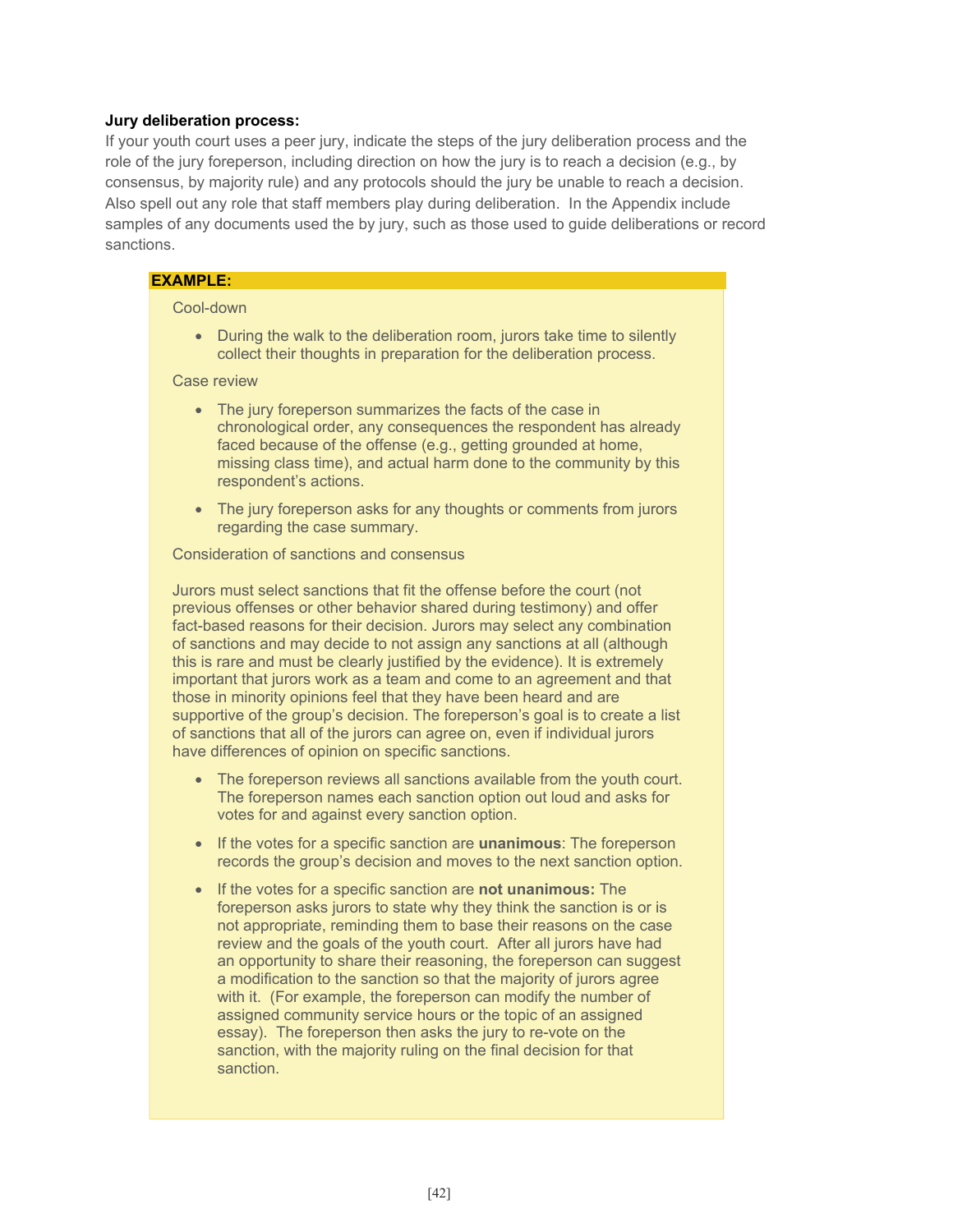**Jury deliberation process:**

If your youth court uses a peer jury, indicate the steps of the jury deliberation process and the role of the jury foreperson, including direction on how the jury is to reach a decision (e.g., by consensus, by majority rule) and any protocols should the jury be unable to reach a decision. Also spell out any role that staff members play during deliberation. In the Appendix include samples of any documents used the by jury, such as those used to guide deliberations or record sanctions.

**EXAMPLE:**

Cool-down

- During the walk to the deliberation room, jurors take time to silently collect their thoughts in preparation for the deliberation process.

Case review

- The jury foreperson summarizes the facts of the case in chronological order, any consequences the respondent has already faced because of the offense (e.g., getting grounded at home, missing class time), and actual harm done to the community by this respondent's actions.
- The jury foreperson asks for any thoughts or comments from jurors regarding the case summary.

Consideration of sanctions and consensus

Jurors must select sanctions that fit the offense before the court (not previous offenses or other behavior shared during testimony) and offer fact-based reasons for their decision. Jurors may select any combination of sanctions and may decide to not assign any sanctions at all (although this is rare and must be clearly justified by the evidence). It is extremely important that jurors work as a team and come to an agreement and that those in minority opinions feel that they have been heard and are supportive of the group's decision. The foreperson's goal is to create a list of sanctions that all of the jurors can agree on, even if individual jurors have differences of opinion on specific sanctions.

- The foreperson reviews all sanctions available from the youth court. The foreperson names each sanction option out loud and asks for votes for and against every sanction option.
- If the votes for a specific sanction are **unanimous**: The foreperson records the group's decision and moves to the next sanction option.
- If the votes for a specific sanction are **not unanimous:** The foreperson asks jurors to state why they think the sanction is or is not appropriate, reminding them to base their reasons on the case review and the goals of the youth court. After all jurors have had an opportunity to share their reasoning, the foreperson can suggest a modification to the sanction so that the majority of jurors agree with it. (For example, the foreperson can modify the number of assigned community service hours or the topic of an assigned essay). The foreperson then asks the jury to re-vote on the sanction, with the majority ruling on the final decision for that sanction.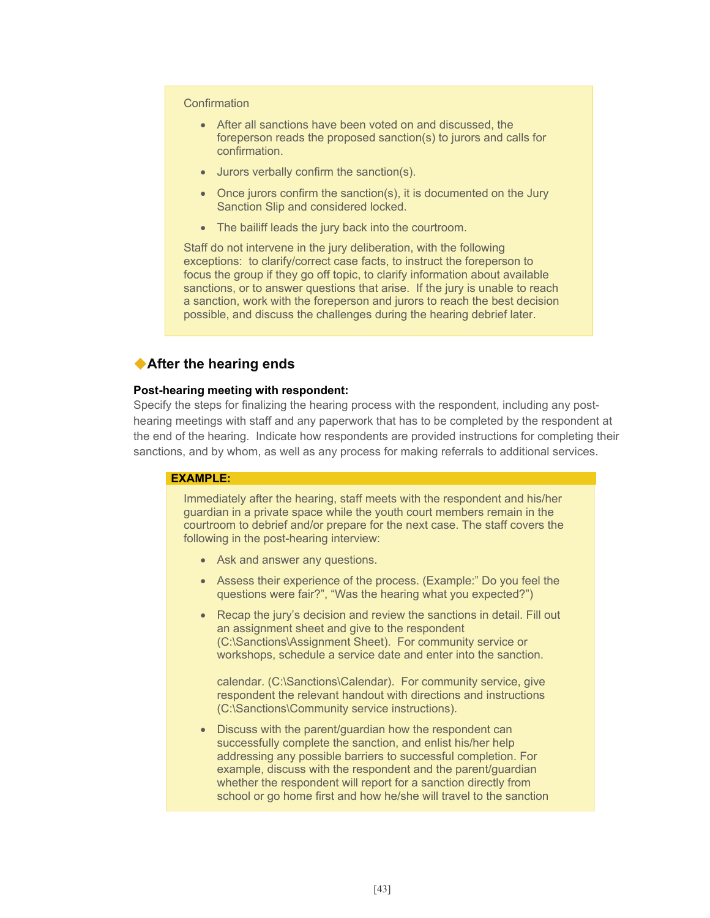Confirmation

- After all sanctions have been voted on and discussed, the foreperson reads the proposed sanction(s) to jurors and calls for confirmation.
- Jurors verbally confirm the sanction(s).
- Once jurors confirm the sanction(s), it is documented on the Jury Sanction Slip and considered locked.
- The bailiff leads the jury back into the courtroom.

Staff do not intervene in the jury deliberation, with the following exceptions: to clarify/correct case facts, to instruct the foreperson to focus the group if they go off topic, to clarify information about available sanctions, or to answer questions that arise. If the jury is unable to reach a sanction, work with the foreperson and jurors to reach the best decision possible, and discuss the challenges during the hearing debrief later.

## ◆After the hearing ends

**Post-hearing meeting with respondent:**

Specify the steps for finalizing the hearing process with the respondent, including any post-hearing meetings with staff and any paperwork that has to be completed by the respondent at the end of the hearing. Indicate how respondents are provided instructions for completing their sanctions, and by whom, as well as any process for making referrals to additional services.

**EXAMPLE:**

Immediately after the hearing, staff meets with the respondent and his/her guardian in a private space while the youth court members remain in the courtroom to debrief and/or prepare for the next case. The staff covers the following in the post-hearing interview:

- Ask and answer any questions.
- Assess their experience of the process. (Example:" Do you feel the questions were fair?", "Was the hearing what you expected?")
- Recap the jury's decision and review the sanctions in detail. Fill out an assignment sheet and give to the respondent (C:\Sanctions\Assignment Sheet). For community service or workshops, schedule a service date and enter into the sanction.

  calendar. (C:\Sanctions\Calendar). For community service, give respondent the relevant handout with directions and instructions (C:\Sanctions\Community service instructions).
- Discuss with the parent/guardian how the respondent can successfully complete the sanction, and enlist his/her help addressing any possible barriers to successful completion. For example, discuss with the respondent and the parent/guardian whether the respondent will report for a sanction directly from school or go home first and how he/she will travel to the sanction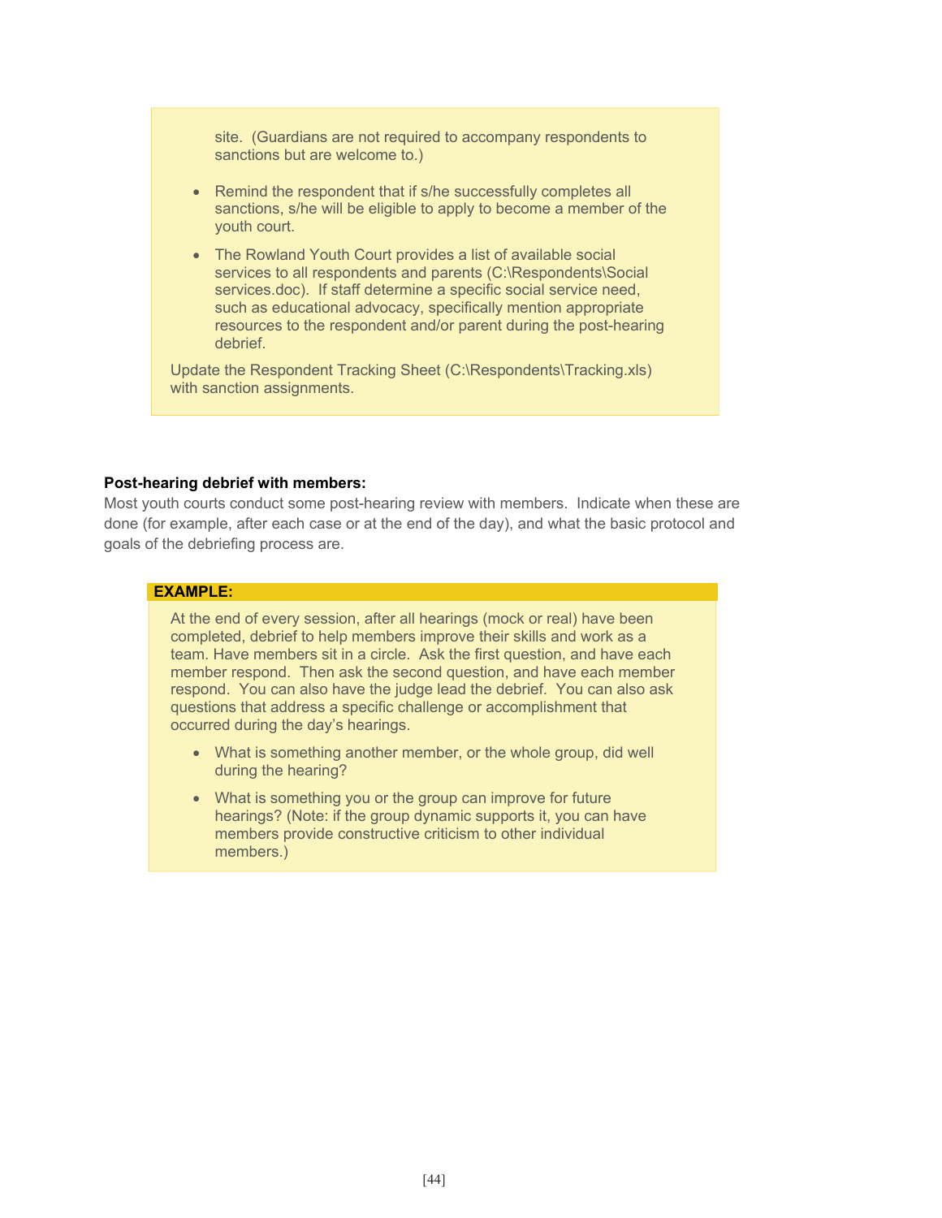site. (Guardians are not required to accompany respondents to sanctions but are welcome to.)

- Remind the respondent that if s/he successfully completes all sanctions, s/he will be eligible to apply to become a member of the youth court.
- The Rowland Youth Court provides a list of available social services to all respondents and parents (C:\Respondents\Social services.doc). If staff determine a specific social service need, such as educational advocacy, specifically mention appropriate resources to the respondent and/or parent during the post-hearing debrief.

Update the Respondent Tracking Sheet (C:\Respondents\Tracking.xls) with sanction assignments.

**Post-hearing debrief with members:**

Most youth courts conduct some post-hearing review with members. Indicate when these are done (for example, after each case or at the end of the day), and what the basic protocol and goals of the debriefing process are.

**EXAMPLE:**

At the end of every session, after all hearings (mock or real) have been completed, debrief to help members improve their skills and work as a team. Have members sit in a circle. Ask the first question, and have each member respond. Then ask the second question, and have each member respond. You can also have the judge lead the debrief. You can also ask questions that address a specific challenge or accomplishment that occurred during the day's hearings.

- What is something another member, or the whole group, did well during the hearing?
- What is something you or the group can improve for future hearings? (Note: if the group dynamic supports it, you can have members provide constructive criticism to other individual members.)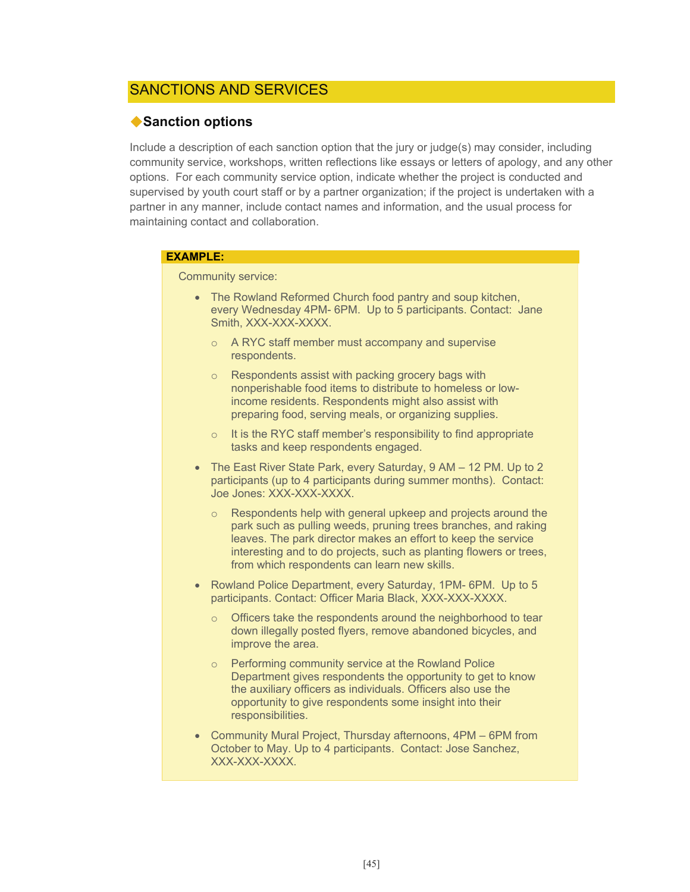## SANCTIONS AND SERVICES

### ◆Sanction options

Include a description of each sanction option that the jury or judge(s) may consider, including community service, workshops, written reflections like essays or letters of apology, and any other options. For each community service option, indicate whether the project is conducted and supervised by youth court staff or by a partner organization; if the project is undertaken with a partner in any manner, include contact names and information, and the usual process for maintaining contact and collaboration.

**EXAMPLE:**

Community service:

- The Rowland Reformed Church food pantry and soup kitchen, every Wednesday 4PM- 6PM. Up to 5 participants. Contact: Jane Smith, XXX-XXX-XXXX.
  - A RYC staff member must accompany and supervise respondents.
  - Respondents assist with packing grocery bags with nonperishable food items to distribute to homeless or low-income residents. Respondents might also assist with preparing food, serving meals, or organizing supplies.
  - It is the RYC staff member's responsibility to find appropriate tasks and keep respondents engaged.
- The East River State Park, every Saturday, 9 AM – 12 PM. Up to 2 participants (up to 4 participants during summer months). Contact: Joe Jones: XXX-XXX-XXXX.
  - Respondents help with general upkeep and projects around the park such as pulling weeds, pruning trees branches, and raking leaves. The park director makes an effort to keep the service interesting and to do projects, such as planting flowers or trees, from which respondents can learn new skills.
- Rowland Police Department, every Saturday, 1PM- 6PM. Up to 5 participants. Contact: Officer Maria Black, XXX-XXX-XXXX.
  - Officers take the respondents around the neighborhood to tear down illegally posted flyers, remove abandoned bicycles, and improve the area.
  - Performing community service at the Rowland Police Department gives respondents the opportunity to get to know the auxiliary officers as individuals. Officers also use the opportunity to give respondents some insight into their responsibilities.
- Community Mural Project, Thursday afternoons, 4PM – 6PM from October to May. Up to 4 participants. Contact: Jose Sanchez, XXX-XXX-XXXX.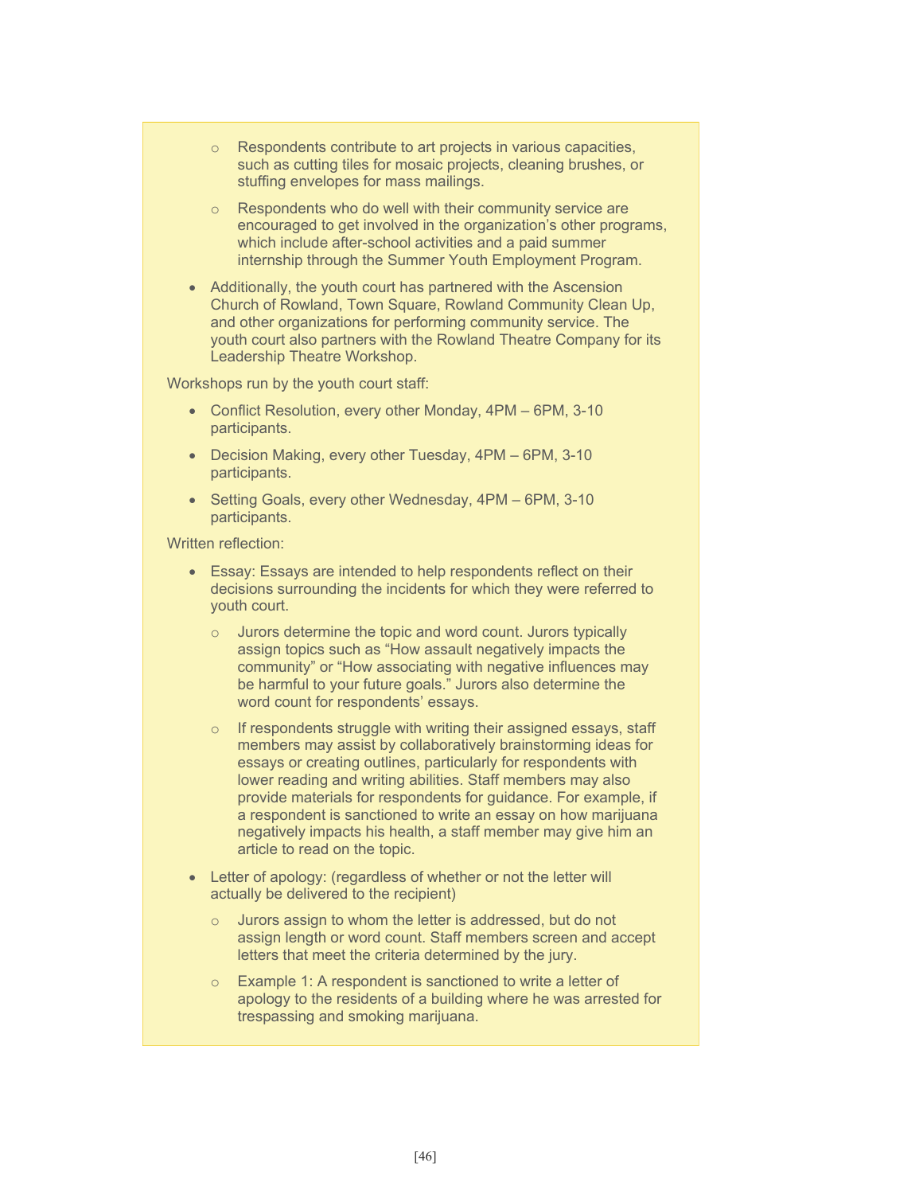- Respondents contribute to art projects in various capacities, such as cutting tiles for mosaic projects, cleaning brushes, or stuffing envelopes for mass mailings.
    - Respondents who do well with their community service are encouraged to get involved in the organization's other programs, which include after-school activities and a paid summer internship through the Summer Youth Employment Program.
- Additionally, the youth court has partnered with the Ascension Church of Rowland, Town Square, Rowland Community Clean Up, and other organizations for performing community service. The youth court also partners with the Rowland Theatre Company for its Leadership Theatre Workshop.

Workshops run by the youth court staff:

- Conflict Resolution, every other Monday, 4PM – 6PM, 3-10 participants.
- Decision Making, every other Tuesday, 4PM – 6PM, 3-10 participants.
- Setting Goals, every other Wednesday, 4PM – 6PM, 3-10 participants.

Written reflection:

- Essay: Essays are intended to help respondents reflect on their decisions surrounding the incidents for which they were referred to youth court.
    - Jurors determine the topic and word count. Jurors typically assign topics such as "How assault negatively impacts the community" or "How associating with negative influences may be harmful to your future goals." Jurors also determine the word count for respondents' essays.
    - If respondents struggle with writing their assigned essays, staff members may assist by collaboratively brainstorming ideas for essays or creating outlines, particularly for respondents with lower reading and writing abilities. Staff members may also provide materials for respondents for guidance. For example, if a respondent is sanctioned to write an essay on how marijuana negatively impacts his health, a staff member may give him an article to read on the topic.
- Letter of apology: (regardless of whether or not the letter will actually be delivered to the recipient)
    - Jurors assign to whom the letter is addressed, but do not assign length or word count. Staff members screen and accept letters that meet the criteria determined by the jury.
    - Example 1: A respondent is sanctioned to write a letter of apology to the residents of a building where he was arrested for trespassing and smoking marijuana.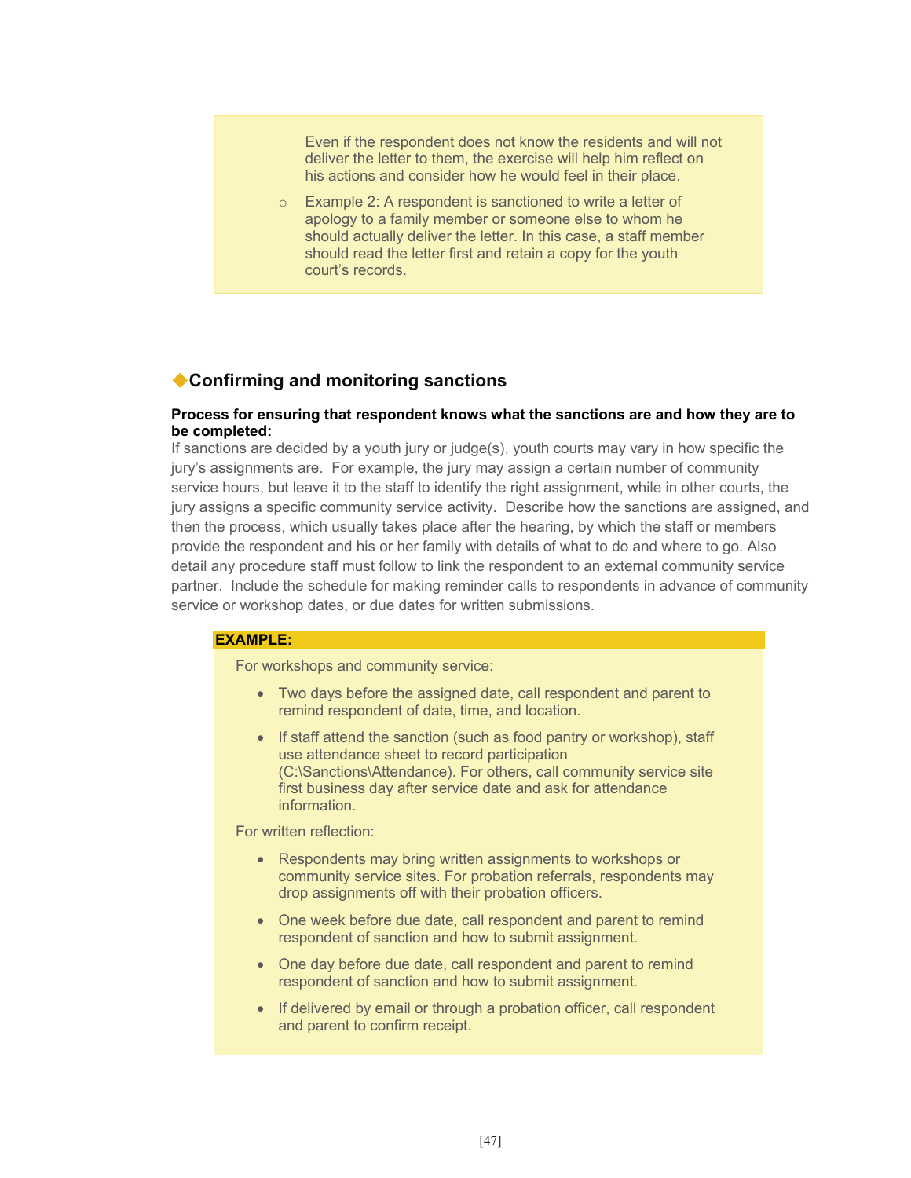Even if the respondent does not know the residents and will not deliver the letter to them, the exercise will help him reflect on his actions and consider how he would feel in their place.

- Example 2: A respondent is sanctioned to write a letter of apology to a family member or someone else to whom he should actually deliver the letter. In this case, a staff member should read the letter first and retain a copy for the youth court's records.

## ◆Confirming and monitoring sanctions

**Process for ensuring that respondent knows what the sanctions are and how they are to be completed:**

If sanctions are decided by a youth jury or judge(s), youth courts may vary in how specific the jury's assignments are. For example, the jury may assign a certain number of community service hours, but leave it to the staff to identify the right assignment, while in other courts, the jury assigns a specific community service activity. Describe how the sanctions are assigned, and then the process, which usually takes place after the hearing, by which the staff or members provide the respondent and his or her family with details of what to do and where to go. Also detail any procedure staff must follow to link the respondent to an external community service partner. Include the schedule for making reminder calls to respondents in advance of community service or workshop dates, or due dates for written submissions.

**EXAMPLE:**

For workshops and community service:

- Two days before the assigned date, call respondent and parent to remind respondent of date, time, and location.
- If staff attend the sanction (such as food pantry or workshop), staff use attendance sheet to record participation (C:\Sanctions\Attendance). For others, call community service site first business day after service date and ask for attendance information.

For written reflection:

- Respondents may bring written assignments to workshops or community service sites. For probation referrals, respondents may drop assignments off with their probation officers.
- One week before due date, call respondent and parent to remind respondent of sanction and how to submit assignment.
- One day before due date, call respondent and parent to remind respondent of sanction and how to submit assignment.
- If delivered by email or through a probation officer, call respondent and parent to confirm receipt.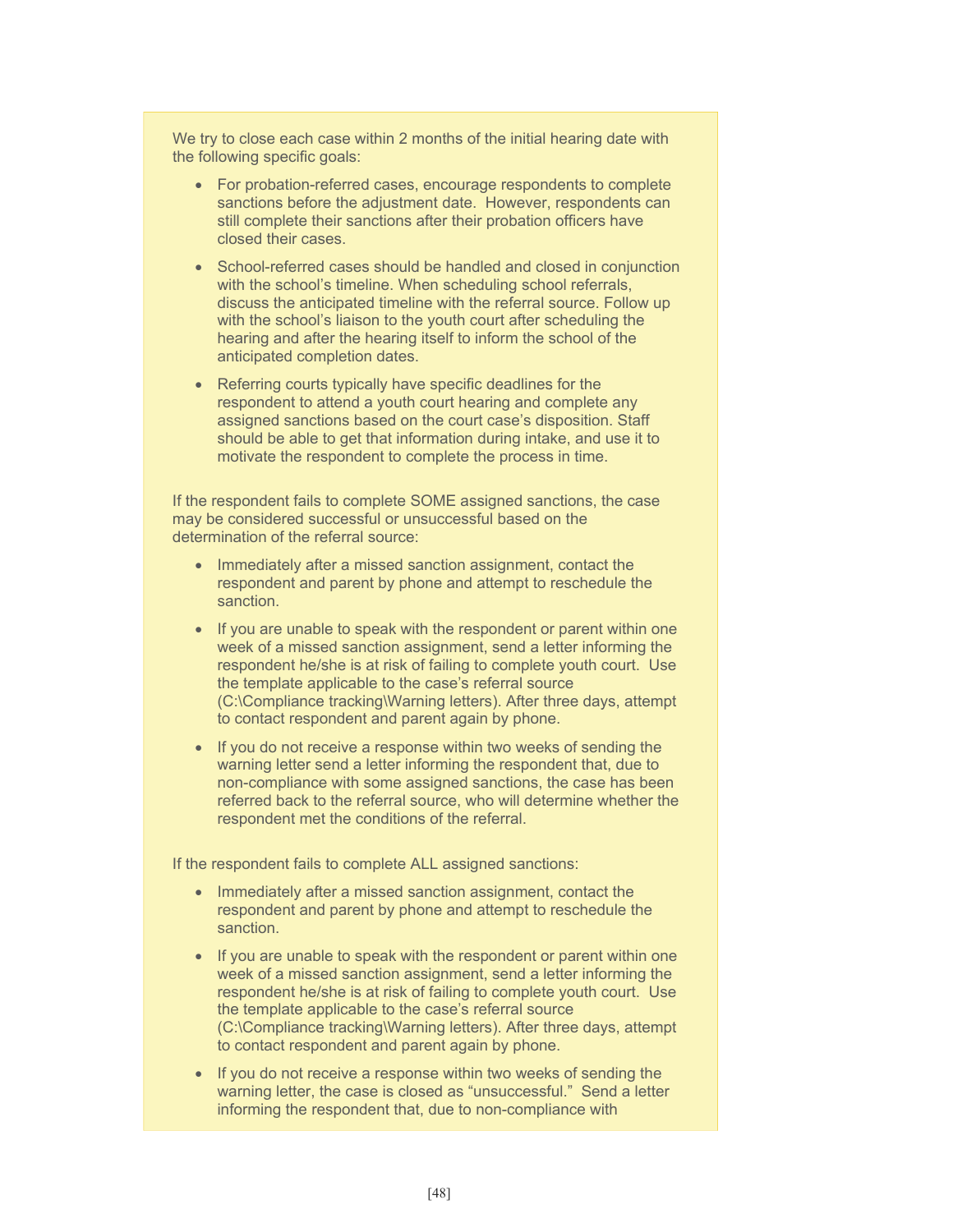We try to close each case within 2 months of the initial hearing date with the following specific goals:

- For probation-referred cases, encourage respondents to complete sanctions before the adjustment date. However, respondents can still complete their sanctions after their probation officers have closed their cases.
- School-referred cases should be handled and closed in conjunction with the school's timeline. When scheduling school referrals, discuss the anticipated timeline with the referral source. Follow up with the school's liaison to the youth court after scheduling the hearing and after the hearing itself to inform the school of the anticipated completion dates.
- Referring courts typically have specific deadlines for the respondent to attend a youth court hearing and complete any assigned sanctions based on the court case's disposition. Staff should be able to get that information during intake, and use it to motivate the respondent to complete the process in time.

If the respondent fails to complete SOME assigned sanctions, the case may be considered successful or unsuccessful based on the determination of the referral source:

- Immediately after a missed sanction assignment, contact the respondent and parent by phone and attempt to reschedule the sanction.
- If you are unable to speak with the respondent or parent within one week of a missed sanction assignment, send a letter informing the respondent he/she is at risk of failing to complete youth court. Use the template applicable to the case's referral source (C:\Compliance tracking\Warning letters). After three days, attempt to contact respondent and parent again by phone.
- If you do not receive a response within two weeks of sending the warning letter send a letter informing the respondent that, due to non-compliance with some assigned sanctions, the case has been referred back to the referral source, who will determine whether the respondent met the conditions of the referral.

If the respondent fails to complete ALL assigned sanctions:

- Immediately after a missed sanction assignment, contact the respondent and parent by phone and attempt to reschedule the sanction.
- If you are unable to speak with the respondent or parent within one week of a missed sanction assignment, send a letter informing the respondent he/she is at risk of failing to complete youth court. Use the template applicable to the case's referral source (C:\Compliance tracking\Warning letters). After three days, attempt to contact respondent and parent again by phone.
- If you do not receive a response within two weeks of sending the warning letter, the case is closed as "unsuccessful." Send a letter informing the respondent that, due to non-compliance with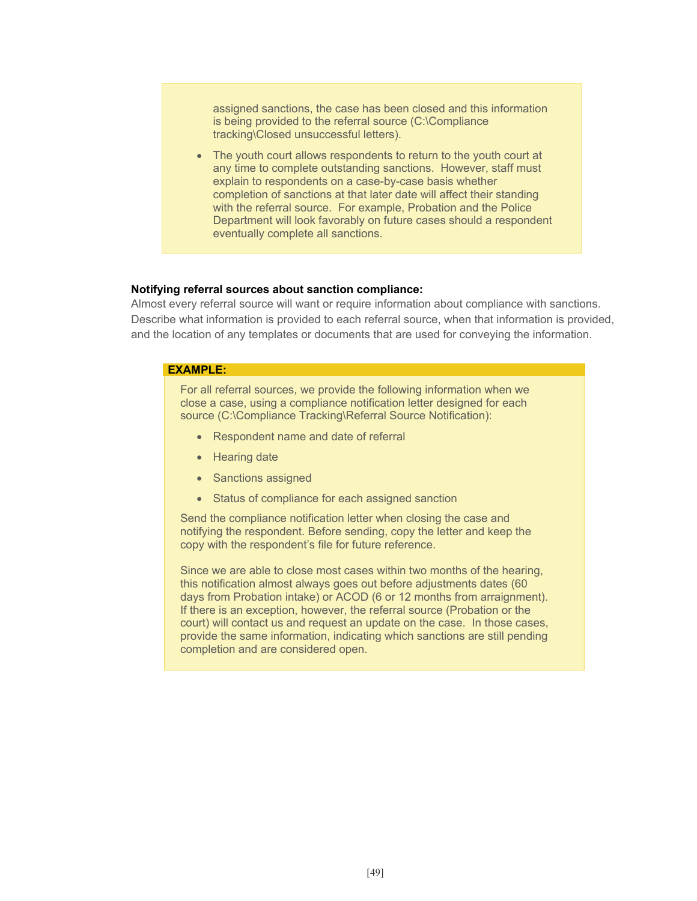assigned sanctions, the case has been closed and this information is being provided to the referral source (C:\Compliance tracking\Closed unsuccessful letters).

- The youth court allows respondents to return to the youth court at any time to complete outstanding sanctions. However, staff must explain to respondents on a case-by-case basis whether completion of sanctions at that later date will affect their standing with the referral source. For example, Probation and the Police Department will look favorably on future cases should a respondent eventually complete all sanctions.

**Notifying referral sources about sanction compliance:**
Almost every referral source will want or require information about compliance with sanctions. Describe what information is provided to each referral source, when that information is provided, and the location of any templates or documents that are used for conveying the information.

**EXAMPLE:**

For all referral sources, we provide the following information when we close a case, using a compliance notification letter designed for each source (C:\Compliance Tracking\Referral Source Notification):

- Respondent name and date of referral
- Hearing date
- Sanctions assigned
- Status of compliance for each assigned sanction

Send the compliance notification letter when closing the case and notifying the respondent. Before sending, copy the letter and keep the copy with the respondent's file for future reference.

Since we are able to close most cases within two months of the hearing, this notification almost always goes out before adjustments dates (60 days from Probation intake) or ACOD (6 or 12 months from arraignment). If there is an exception, however, the referral source (Probation or the court) will contact us and request an update on the case. In those cases, provide the same information, indicating which sanctions are still pending completion and are considered open.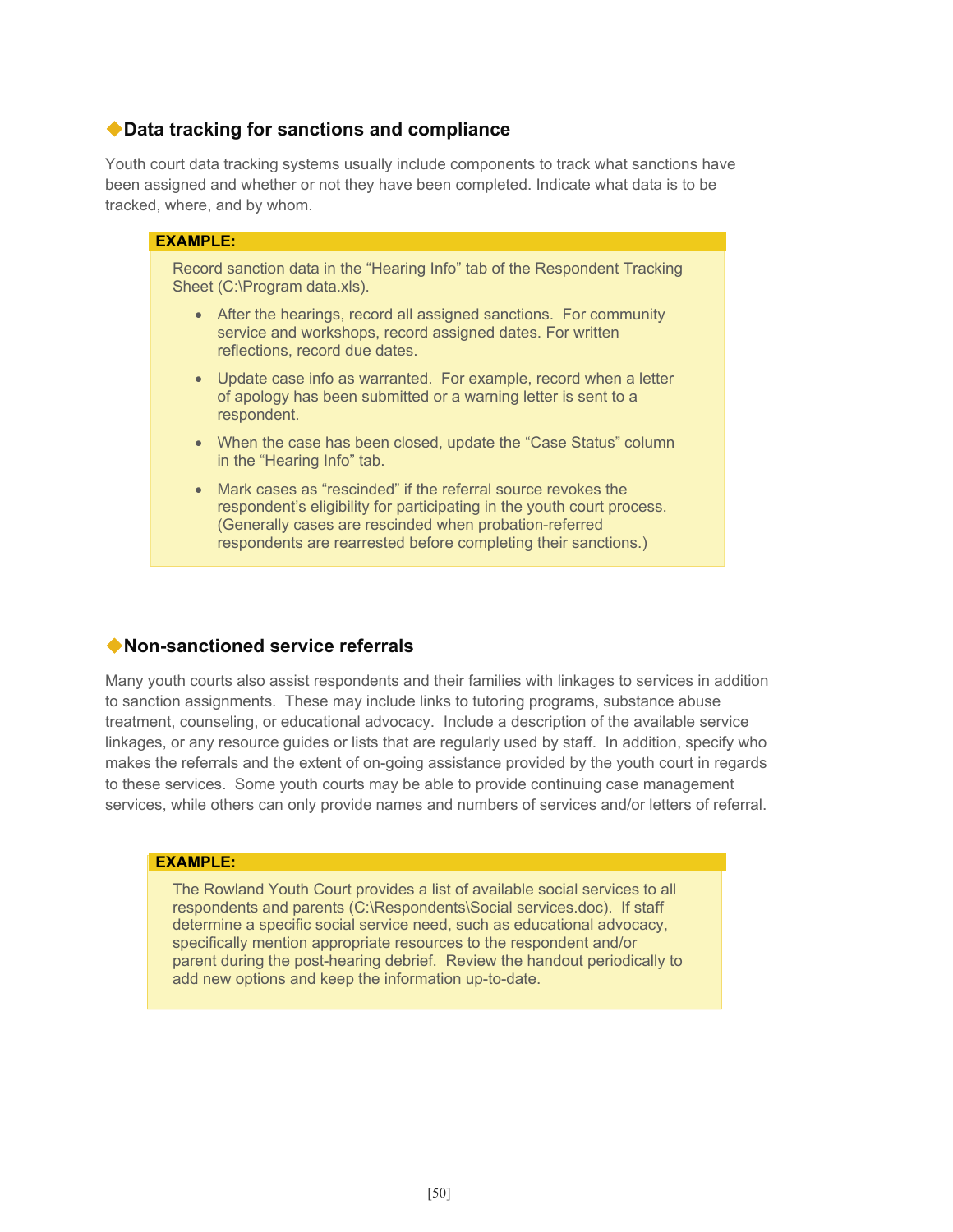## ◆Data tracking for sanctions and compliance

Youth court data tracking systems usually include components to track what sanctions have been assigned and whether or not they have been completed. Indicate what data is to be tracked, where, and by whom.

> **EXAMPLE:**
>
> Record sanction data in the “Hearing Info” tab of the Respondent Tracking Sheet (C:\Program data.xls).
>
> - After the hearings, record all assigned sanctions. For community service and workshops, record assigned dates. For written reflections, record due dates.
> - Update case info as warranted. For example, record when a letter of apology has been submitted or a warning letter is sent to a respondent.
> - When the case has been closed, update the “Case Status” column in the “Hearing Info” tab.
> - Mark cases as “rescinded” if the referral source revokes the respondent’s eligibility for participating in the youth court process. (Generally cases are rescinded when probation-referred respondents are rearrested before completing their sanctions.)

## ◆Non-sanctioned service referrals

Many youth courts also assist respondents and their families with linkages to services in addition to sanction assignments. These may include links to tutoring programs, substance abuse treatment, counseling, or educational advocacy. Include a description of the available service linkages, or any resource guides or lists that are regularly used by staff. In addition, specify who makes the referrals and the extent of on-going assistance provided by the youth court in regards to these services. Some youth courts may be able to provide continuing case management services, while others can only provide names and numbers of services and/or letters of referral.

> **EXAMPLE:**
>
> The Rowland Youth Court provides a list of available social services to all respondents and parents (C:\Respondents\Social services.doc). If staff determine a specific social service need, such as educational advocacy, specifically mention appropriate resources to the respondent and/or parent during the post-hearing debrief. Review the handout periodically to add new options and keep the information up-to-date.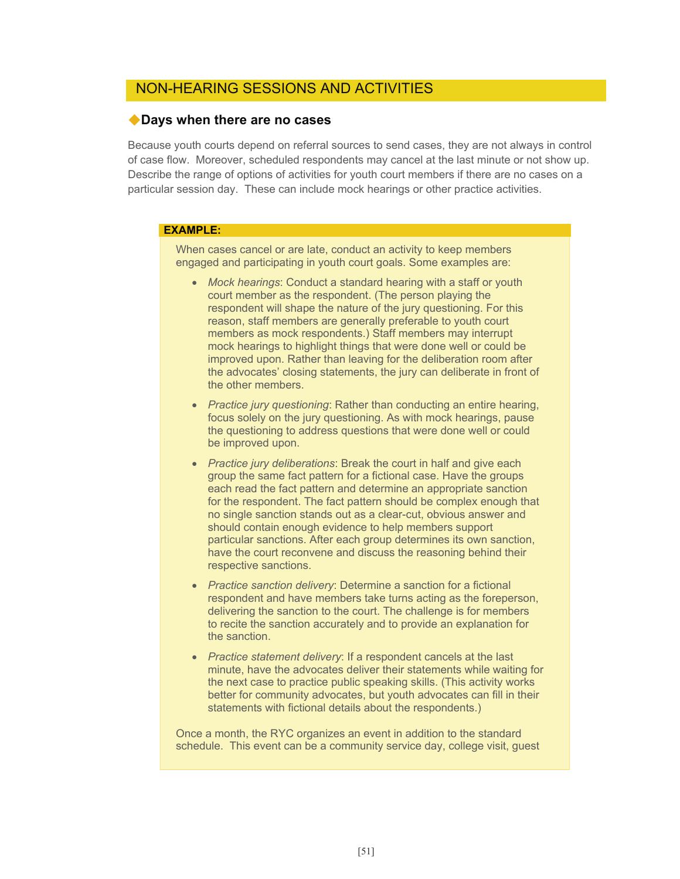## NON-HEARING SESSIONS AND ACTIVITIES

### ◆Days when there are no cases

Because youth courts depend on referral sources to send cases, they are not always in control of case flow. Moreover, scheduled respondents may cancel at the last minute or not show up. Describe the range of options of activities for youth court members if there are no cases on a particular session day. These can include mock hearings or other practice activities.

**EXAMPLE:**

When cases cancel or are late, conduct an activity to keep members engaged and participating in youth court goals. Some examples are:

- *Mock hearings*: Conduct a standard hearing with a staff or youth court member as the respondent. (The person playing the respondent will shape the nature of the jury questioning. For this reason, staff members are generally preferable to youth court members as mock respondents.) Staff members may interrupt mock hearings to highlight things that were done well or could be improved upon. Rather than leaving for the deliberation room after the advocates' closing statements, the jury can deliberate in front of the other members.

- *Practice jury questioning*: Rather than conducting an entire hearing, focus solely on the jury questioning. As with mock hearings, pause the questioning to address questions that were done well or could be improved upon.

- *Practice jury deliberations*: Break the court in half and give each group the same fact pattern for a fictional case. Have the groups each read the fact pattern and determine an appropriate sanction for the respondent. The fact pattern should be complex enough that no single sanction stands out as a clear-cut, obvious answer and should contain enough evidence to help members support particular sanctions. After each group determines its own sanction, have the court reconvene and discuss the reasoning behind their respective sanctions.

- *Practice sanction delivery*: Determine a sanction for a fictional respondent and have members take turns acting as the foreperson, delivering the sanction to the court. The challenge is for members to recite the sanction accurately and to provide an explanation for the sanction.

- *Practice statement delivery*: If a respondent cancels at the last minute, have the advocates deliver their statements while waiting for the next case to practice public speaking skills. (This activity works better for community advocates, but youth advocates can fill in their statements with fictional details about the respondents.)

Once a month, the RYC organizes an event in addition to the standard schedule. This event can be a community service day, college visit, guest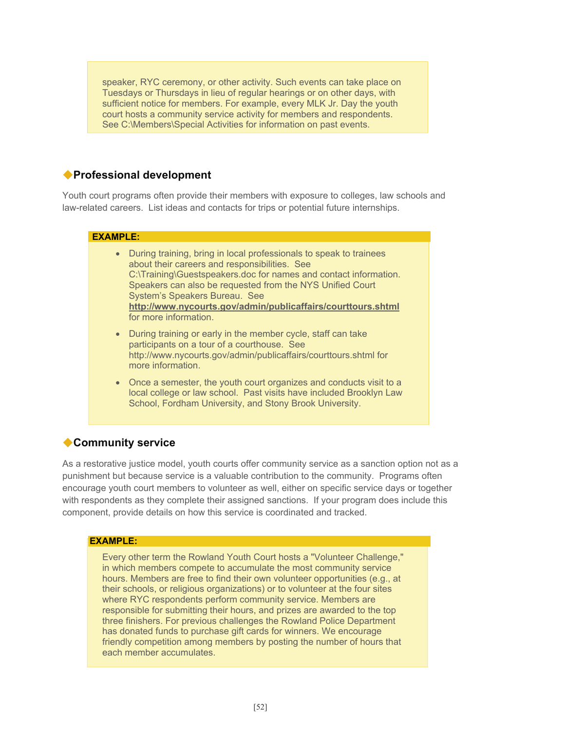speaker, RYC ceremony, or other activity. Such events can take place on Tuesdays or Thursdays in lieu of regular hearings or on other days, with sufficient notice for members. For example, every MLK Jr. Day the youth court hosts a community service activity for members and respondents. See C:\Members\Special Activities for information on past events.

## ◆Professional development

Youth court programs often provide their members with exposure to colleges, law schools and law-related careers. List ideas and contacts for trips or potential future internships.

**EXAMPLE:**

- During training, bring in local professionals to speak to trainees about their careers and responsibilities. See C:\Training\Guestspeakers.doc for names and contact information. Speakers can also be requested from the NYS Unified Court System's Speakers Bureau. See **http://www.nycourts.gov/admin/publicaffairs/courttours.shtml** for more information.
- During training or early in the member cycle, staff can take participants on a tour of a courthouse. See http://www.nycourts.gov/admin/publicaffairs/courttours.shtml for more information.
- Once a semester, the youth court organizes and conducts visit to a local college or law school. Past visits have included Brooklyn Law School, Fordham University, and Stony Brook University.

## ◆Community service

As a restorative justice model, youth courts offer community service as a sanction option not as a punishment but because service is a valuable contribution to the community. Programs often encourage youth court members to volunteer as well, either on specific service days or together with respondents as they complete their assigned sanctions. If your program does include this component, provide details on how this service is coordinated and tracked.

**EXAMPLE:**

Every other term the Rowland Youth Court hosts a "Volunteer Challenge," in which members compete to accumulate the most community service hours. Members are free to find their own volunteer opportunities (e.g., at their schools, or religious organizations) or to volunteer at the four sites where RYC respondents perform community service. Members are responsible for submitting their hours, and prizes are awarded to the top three finishers. For previous challenges the Rowland Police Department has donated funds to purchase gift cards for winners. We encourage friendly competition among members by posting the number of hours that each member accumulates.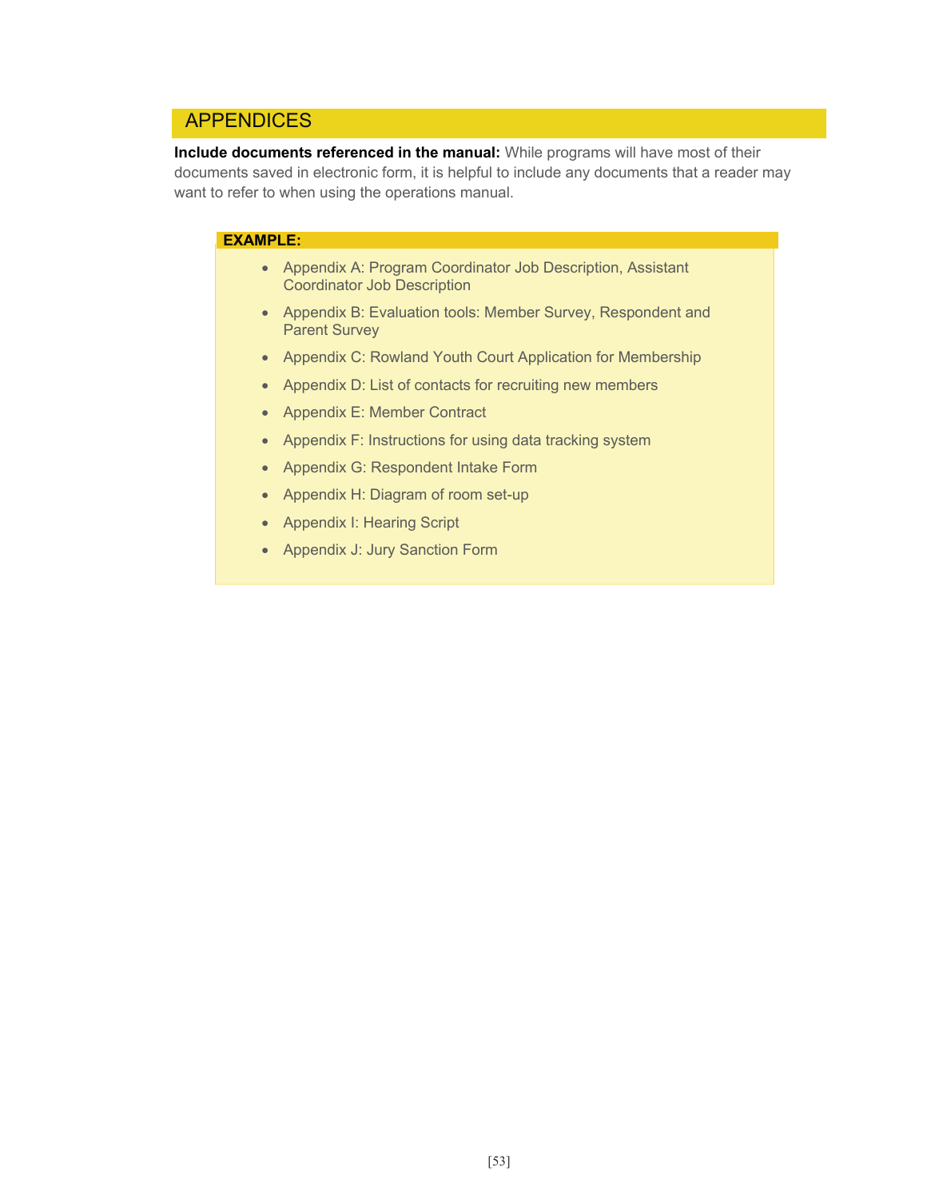## APPENDICES

**Include documents referenced in the manual:** While programs will have most of their documents saved in electronic form, it is helpful to include any documents that a reader may want to refer to when using the operations manual.

**EXAMPLE:**

- Appendix A: Program Coordinator Job Description, Assistant Coordinator Job Description
- Appendix B: Evaluation tools: Member Survey, Respondent and Parent Survey
- Appendix C: Rowland Youth Court Application for Membership
- Appendix D: List of contacts for recruiting new members
- Appendix E: Member Contract
- Appendix F: Instructions for using data tracking system
- Appendix G: Respondent Intake Form
- Appendix H: Diagram of room set-up
- Appendix I: Hearing Script
- Appendix J: Jury Sanction Form